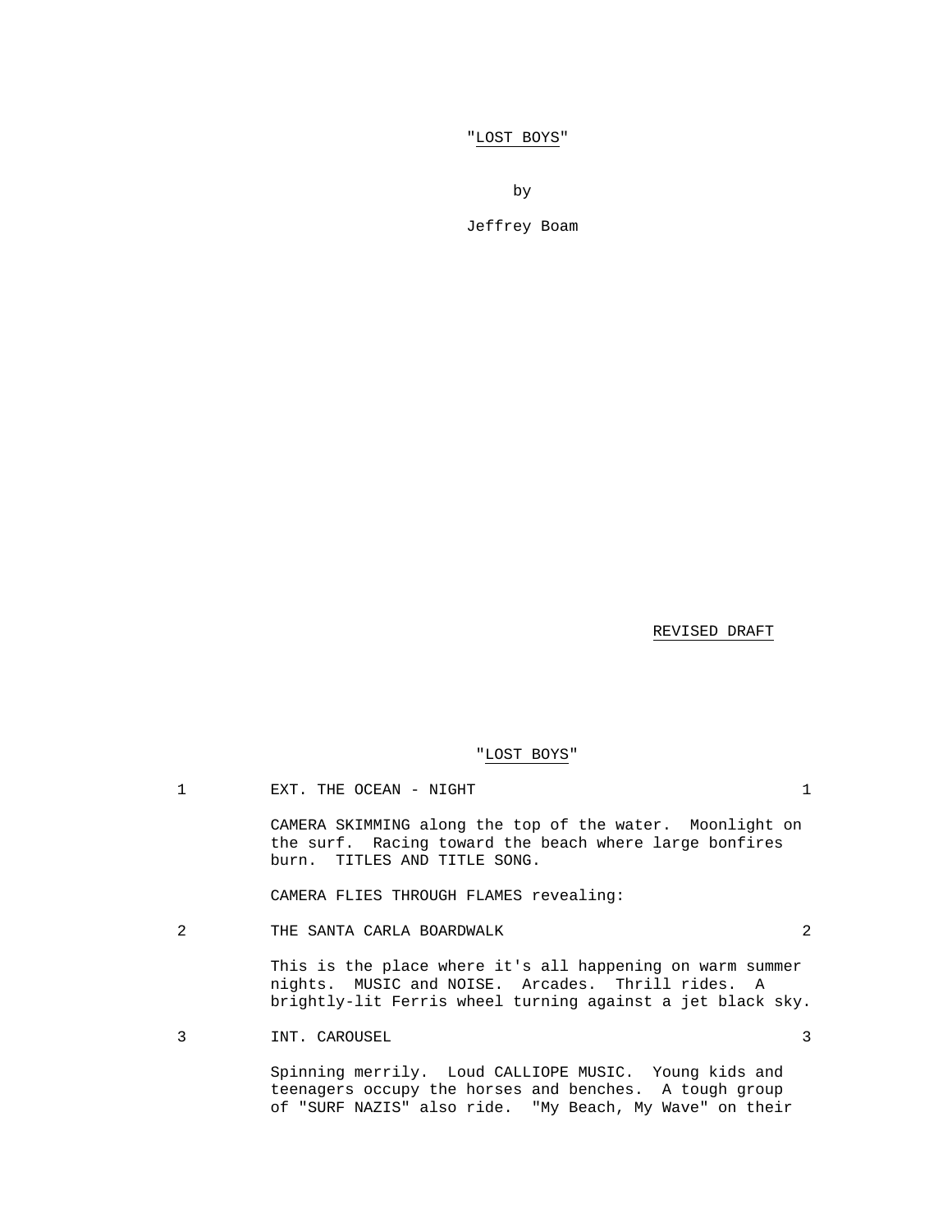"LOST BOYS"

by

Jeffrey Boam

REVISED DRAFT

"LOST BOYS"

1 EXT. THE OCEAN - NIGHT 1

CAMERA SKIMMING along the top of the water. Moonlight on the surf. Racing toward the beach where large bonfires burn. TITLES AND TITLE SONG.

CAMERA FLIES THROUGH FLAMES revealing:

2 THE SANTA CARLA BOARDWALK 2

This is the place where it's all happening on warm summer nights. MUSIC and NOISE. Arcades. Thrill rides. A brightly-lit Ferris wheel turning against a jet black sky.

3 INT. CAROUSEL 3

Spinning merrily. Loud CALLIOPE MUSIC. Young kids and teenagers occupy the horses and benches. A tough group of "SURF NAZIS" also ride. "My Beach, My Wave" on their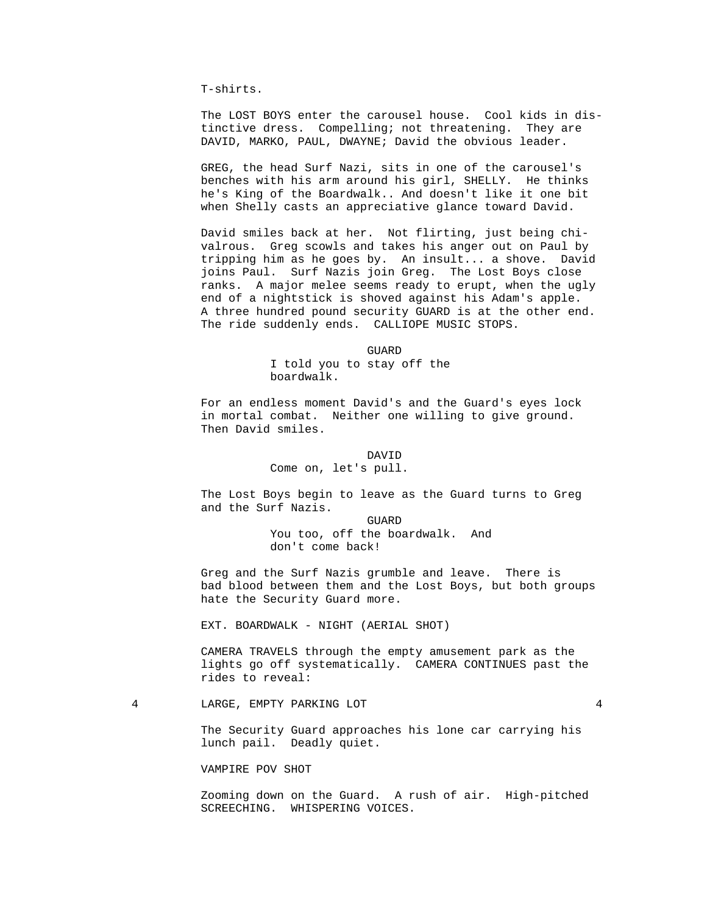T-shirts.

The LOST BOYS enter the carousel house. Cool kids in distinctive dress. Compelling; not threatening. They are DAVID, MARKO, PAUL, DWAYNE; David the obvious leader.

GREG, the head Surf Nazi, sits in one of the carousel's benches with his arm around his girl, SHELLY. He thinks he's King of the Boardwalk.. And doesn't like it one bit when Shelly casts an appreciative glance toward David.

David smiles back at her. Not flirting, just being chivalrous. Greg scowls and takes his anger out on Paul by tripping him as he goes by. An insult... a shove. David joins Paul. Surf Nazis join Greg. The Lost Boys close ranks. A major melee seems ready to erupt, when the ugly end of a nightstick is shoved against his Adam's apple. A three hundred pound security GUARD is at the other end. The ride suddenly ends. CALLIOPE MUSIC STOPS.

GUARD
I told you to stay off the boardwalk.

For an endless moment David's and the Guard's eyes lock in mortal combat. Neither one willing to give ground. Then David smiles.

DAVID
Come on, let's pull.

The Lost Boys begin to leave as the Guard turns to Greg and the Surf Nazis.

GUARD
You too, off the boardwalk. And don't come back!

Greg and the Surf Nazis grumble and leave. There is bad blood between them and the Lost Boys, but both groups hate the Security Guard more.

EXT. BOARDWALK - NIGHT (AERIAL SHOT)

CAMERA TRAVELS through the empty amusement park as the lights go off systematically. CAMERA CONTINUES past the rides to reveal:

4 LARGE, EMPTY PARKING LOT 4

The Security Guard approaches his lone car carrying his lunch pail. Deadly quiet.

VAMPIRE POV SHOT

Zooming down on the Guard. A rush of air. High-pitched SCREECHING. WHISPERING VOICES.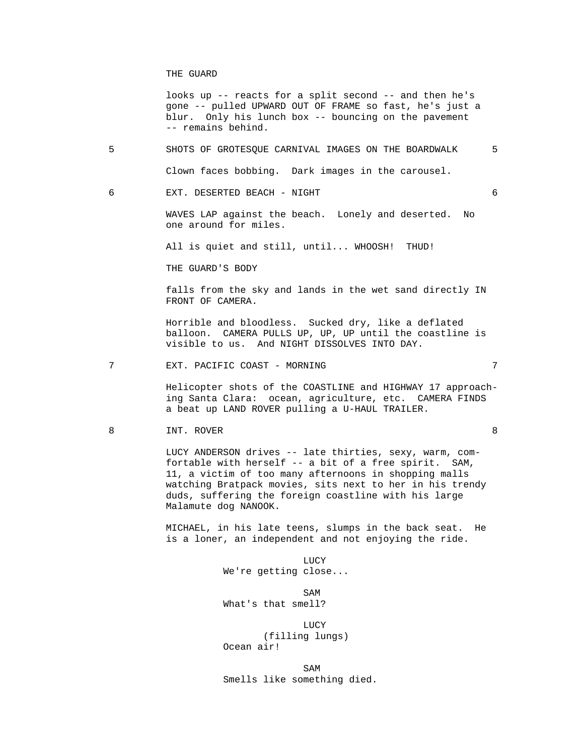THE GUARD

looks up -- reacts for a split second -- and then he's gone -- pulled UPWARD OUT OF FRAME so fast, he's just a blur. Only his lunch box -- bouncing on the pavement -- remains behind.

5 SHOTS OF GROTESQUE CARNIVAL IMAGES ON THE BOARDWALK 5

Clown faces bobbing. Dark images in the carousel.

6 EXT. DESERTED BEACH - NIGHT 6

WAVES LAP against the beach. Lonely and deserted. No one around for miles.

All is quiet and still, until... WHOOSH! THUD!

THE GUARD'S BODY

falls from the sky and lands in the wet sand directly IN FRONT OF CAMERA.

Horrible and bloodless. Sucked dry, like a deflated balloon. CAMERA PULLS UP, UP, UP until the coastline is visible to us. And NIGHT DISSOLVES INTO DAY.

7 EXT. PACIFIC COAST - MORNING 7

Helicopter shots of the COASTLINE and HIGHWAY 17 approaching Santa Clara: ocean, agriculture, etc. CAMERA FINDS a beat up LAND ROVER pulling a U-HAUL TRAILER.

8 INT. ROVER 8

LUCY ANDERSON drives -- late thirties, sexy, warm, comfortable with herself -- a bit of a free spirit. SAM, 11, a victim of too many afternoons in shopping malls watching Bratpack movies, sits next to her in his trendy duds, suffering the foreign coastline with his large Malamute dog NANOOK.

MICHAEL, in his late teens, slumps in the back seat. He is a loner, an independent and not enjoying the ride.

LUCY
We're getting close...

SAM
What's that smell?

LUCY
(filling lungs)
Ocean air!

SAM
Smells like something died.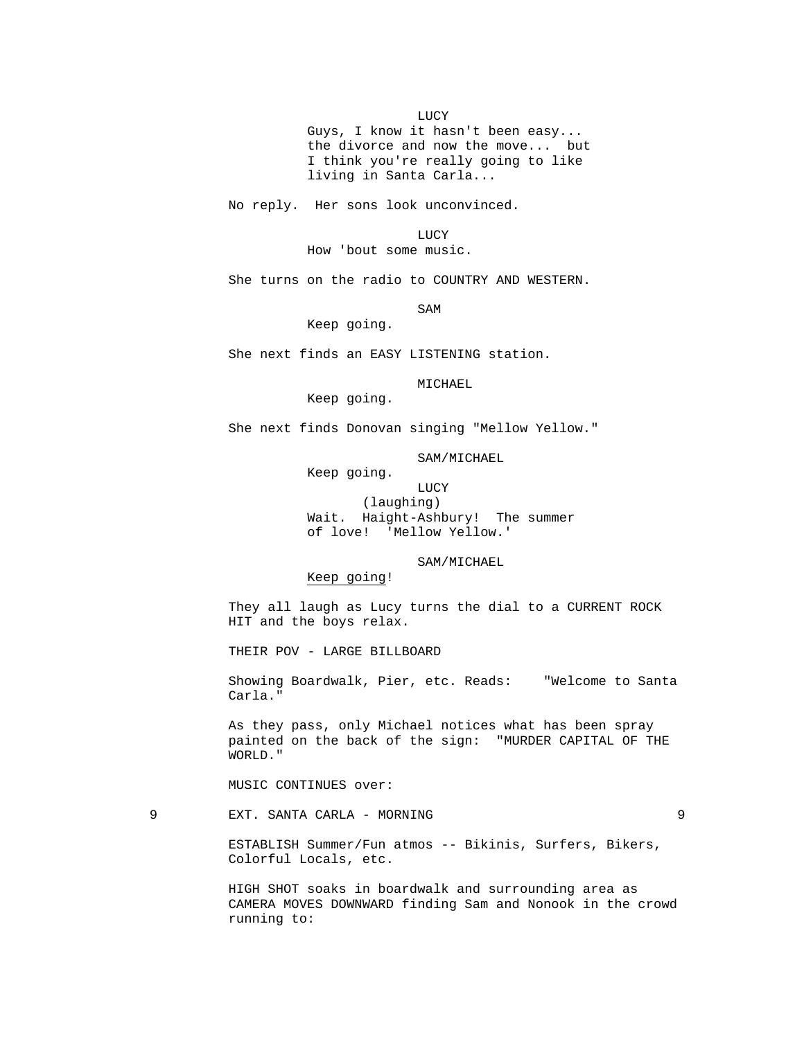LUCY
Guys, I know it hasn't been easy... the divorce and now the move... but I think you're really going to like living in Santa Carla...

No reply. Her sons look unconvinced.

LUCY
How 'bout some music.

She turns on the radio to COUNTRY AND WESTERN.

SAM
Keep going.

She next finds an EASY LISTENING station.

MICHAEL
Keep going.

She next finds Donovan singing "Mellow Yellow."

SAM/MICHAEL
Keep going.

LUCY
(laughing)
Wait. Haight-Ashbury! The summer of love! 'Mellow Yellow.'

SAM/MICHAEL
Keep going!

They all laugh as Lucy turns the dial to a CURRENT ROCK HIT and the boys relax.

THEIR POV - LARGE BILLBOARD

Showing Boardwalk, Pier, etc. Reads: "Welcome to Santa Carla."

As they pass, only Michael notices what has been spray painted on the back of the sign: "MURDER CAPITAL OF THE WORLD."

MUSIC CONTINUES over:

9 EXT. SANTA CARLA - MORNING 9

ESTABLISH Summer/Fun atmos -- Bikinis, Surfers, Bikers, Colorful Locals, etc.

HIGH SHOT soaks in boardwalk and surrounding area as CAMERA MOVES DOWNWARD finding Sam and Nonook in the crowd running to: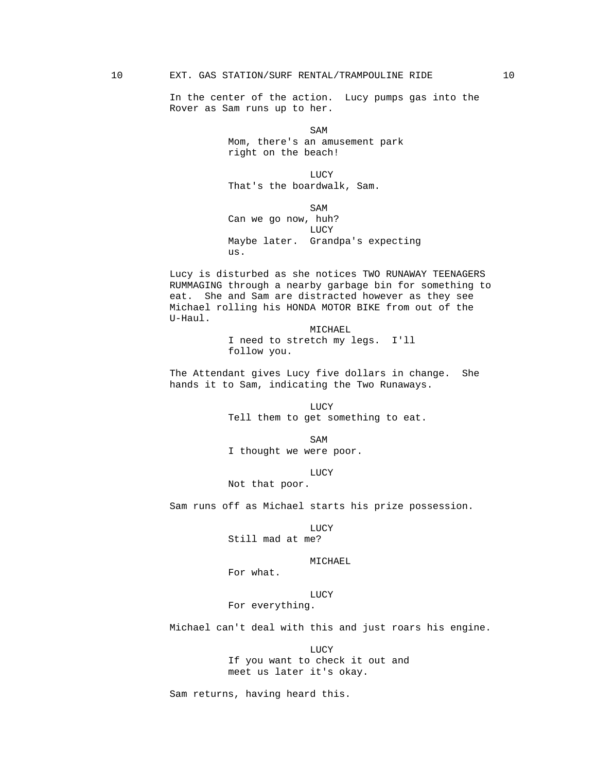10 EXT. GAS STATION/SURF RENTAL/TRAMPOULINE RIDE 10

In the center of the action. Lucy pumps gas into the Rover as Sam runs up to her.

SAM
Mom, there's an amusement park right on the beach!

LUCY
That's the boardwalk, Sam.

SAM
Can we go now, huh?

LUCY
Maybe later. Grandpa's expecting us.

Lucy is disturbed as she notices TWO RUNAWAY TEENAGERS RUMMAGING through a nearby garbage bin for something to eat. She and Sam are distracted however as they see Michael rolling his HONDA MOTOR BIKE from out of the U-Haul.

MICHAEL
I need to stretch my legs. I'll follow you.

The Attendant gives Lucy five dollars in change. She hands it to Sam, indicating the Two Runaways.

LUCY
Tell them to get something to eat.

SAM
I thought we were poor.

LUCY
Not that poor.

Sam runs off as Michael starts his prize possession.

LUCY
Still mad at me?

MICHAEL
For what.

LUCY
For everything.

Michael can't deal with this and just roars his engine.

LUCY
If you want to check it out and meet us later it's okay.

Sam returns, having heard this.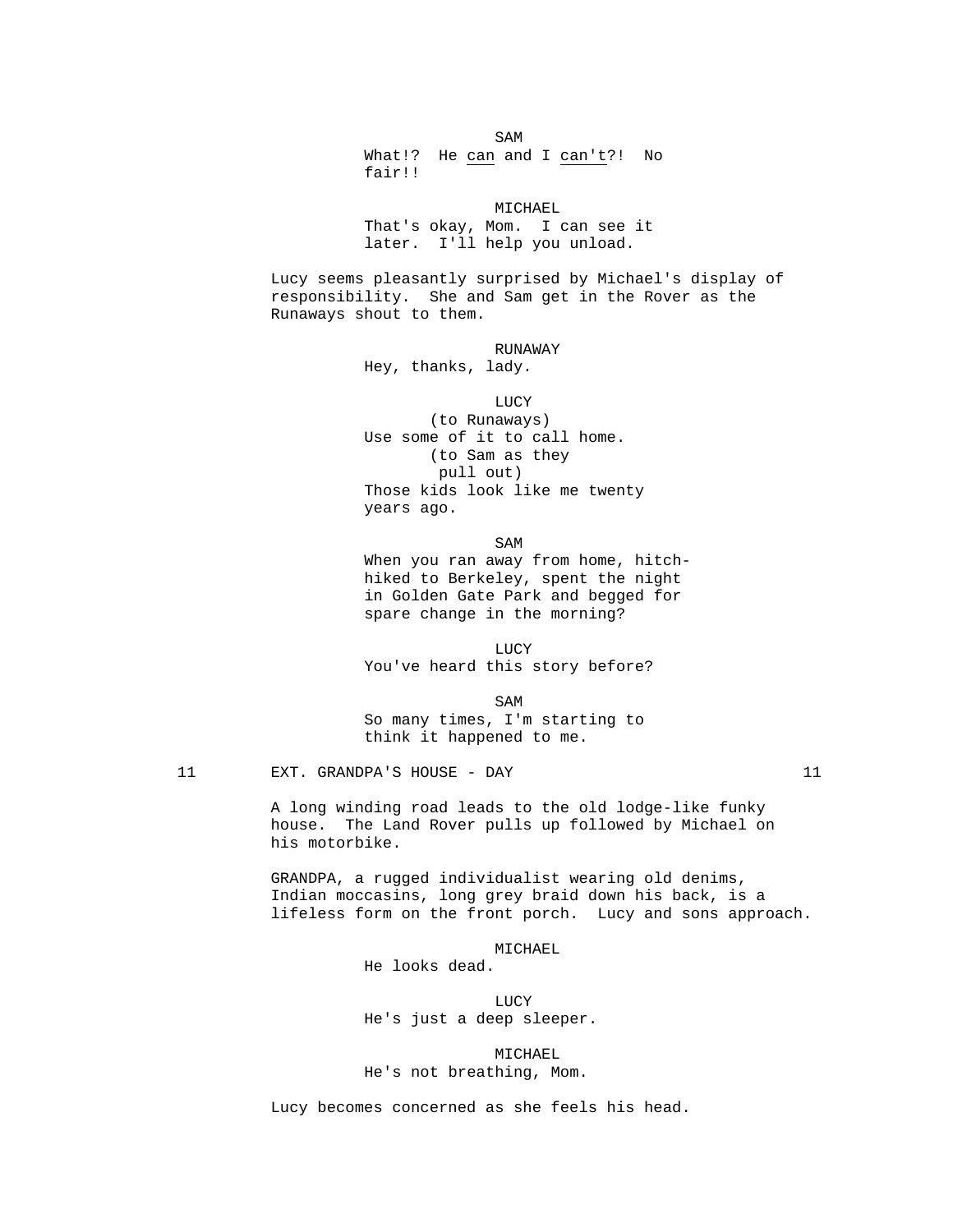SAM

What!? He <u>can</u> and I <u>can't</u>?! No fair!!

MICHAEL

That's okay, Mom. I can see it later. I'll help you unload.

Lucy seems pleasantly surprised by Michael's display of responsibility. She and Sam get in the Rover as the Runaways shout to them.

RUNAWAY

Hey, thanks, lady.

LUCY

(to Runaways)

Use some of it to call home.

(to Sam as they pull out)

Those kids look like me twenty years ago.

SAM

When you ran away from home, hitch-hiked to Berkeley, spent the night in Golden Gate Park and begged for spare change in the morning?

LUCY

You've heard this story before?

SAM

So many times, I'm starting to think it happened to me.

11 EXT. GRANDPA'S HOUSE - DAY 11

A long winding road leads to the old lodge-like funky house. The Land Rover pulls up followed by Michael on his motorbike.

GRANDPA, a rugged individualist wearing old denims, Indian moccasins, long grey braid down his back, is a lifeless form on the front porch. Lucy and sons approach.

MICHAEL

He looks dead.

LUCY

He's just a deep sleeper.

MICHAEL

He's not breathing, Mom.

Lucy becomes concerned as she feels his head.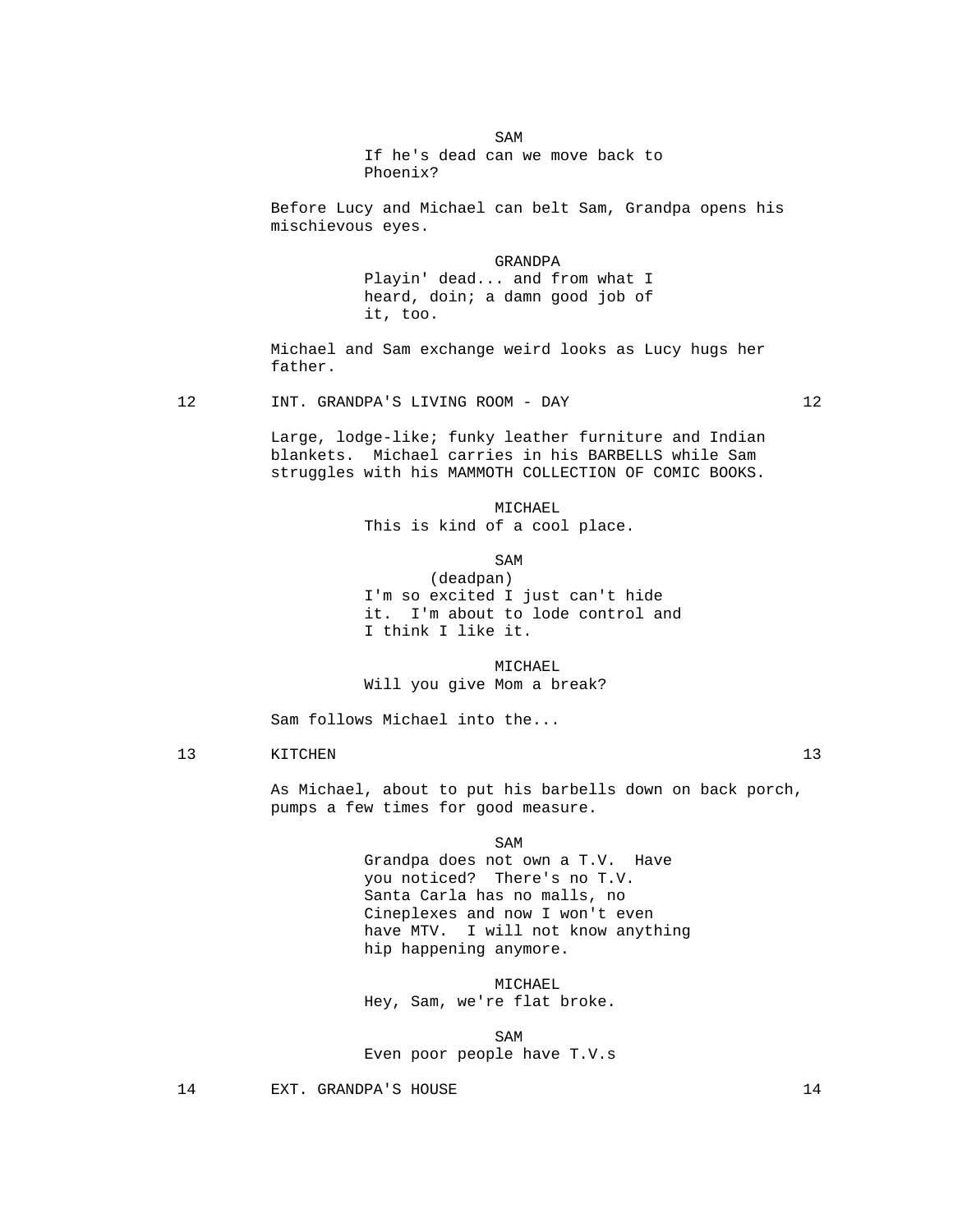SAM

If he's dead can we move back to Phoenix?

Before Lucy and Michael can belt Sam, Grandpa opens his mischievous eyes.

GRANDPA

Playin' dead... and from what I heard, doin; a damn good job of it, too.

Michael and Sam exchange weird looks as Lucy hugs her father.

12 INT. GRANDPA'S LIVING ROOM - DAY 12

Large, lodge-like; funky leather furniture and Indian blankets. Michael carries in his BARBELLS while Sam struggles with his MAMMOTH COLLECTION OF COMIC BOOKS.

MICHAEL

This is kind of a cool place.

SAM

(deadpan)

I'm so excited I just can't hide it. I'm about to lode control and I think I like it.

MICHAEL

Will you give Mom a break?

Sam follows Michael into the...

13 KITCHEN 13

As Michael, about to put his barbells down on back porch, pumps a few times for good measure.

SAM

Grandpa does not own a T.V. Have you noticed? There's no T.V. Santa Carla has no malls, no Cineplexes and now I won't even have MTV. I will not know anything hip happening anymore.

MICHAEL

Hey, Sam, we're flat broke.

SAM

Even poor people have T.V.s

14 EXT. GRANDPA'S HOUSE 14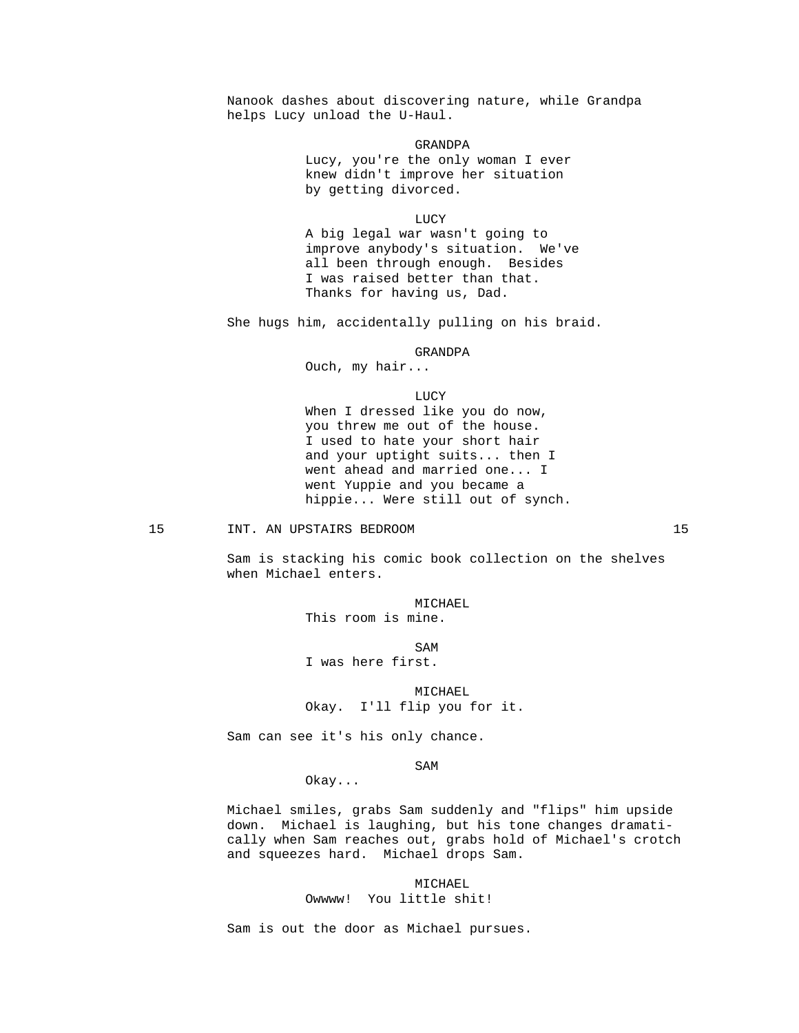Nanook dashes about discovering nature, while Grandpa helps Lucy unload the U-Haul.

GRANDPA
Lucy, you're the only woman I ever knew didn't improve her situation by getting divorced.

LUCY
A big legal war wasn't going to improve anybody's situation. We've all been through enough. Besides I was raised better than that. Thanks for having us, Dad.

She hugs him, accidentally pulling on his braid.

GRANDPA
Ouch, my hair...

LUCY
When I dressed like you do now, you threw me out of the house. I used to hate your short hair and your uptight suits... then I went ahead and married one... I went Yuppie and you became a hippie... Were still out of synch.

15 INT. AN UPSTAIRS BEDROOM 15

Sam is stacking his comic book collection on the shelves when Michael enters.

MICHAEL
This room is mine.

SAM
I was here first.

MICHAEL
Okay. I'll flip you for it.

Sam can see it's his only chance.

SAM
Okay...

Michael smiles, grabs Sam suddenly and "flips" him upside down. Michael is laughing, but his tone changes dramatically when Sam reaches out, grabs hold of Michael's crotch and squeezes hard. Michael drops Sam.

MICHAEL
Owwww! You little shit!

Sam is out the door as Michael pursues.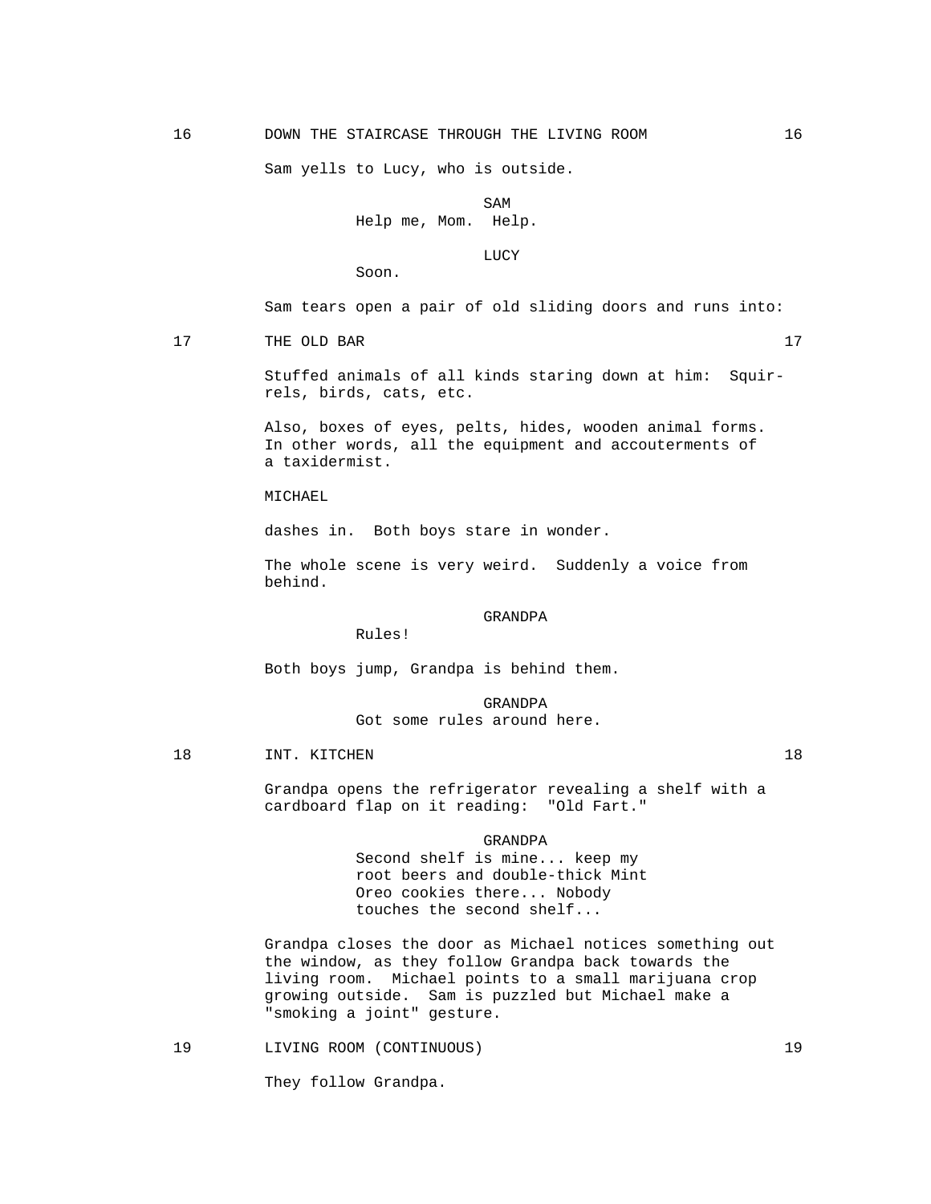16 DOWN THE STAIRCASE THROUGH THE LIVING ROOM 16

Sam yells to Lucy, who is outside.

SAM
Help me, Mom. Help.

LUCY
Soon.

Sam tears open a pair of old sliding doors and runs into:

17 THE OLD BAR 17

Stuffed animals of all kinds staring down at him: Squirrels, birds, cats, etc.

Also, boxes of eyes, pelts, hides, wooden animal forms. In other words, all the equipment and accouterments of a taxidermist.

MICHAEL

dashes in. Both boys stare in wonder.

The whole scene is very weird. Suddenly a voice from behind.

GRANDPA
Rules!

Both boys jump, Grandpa is behind them.

GRANDPA
Got some rules around here.

18 INT. KITCHEN 18

Grandpa opens the refrigerator revealing a shelf with a cardboard flap on it reading: "Old Fart."

GRANDPA
Second shelf is mine... keep my root beers and double-thick Mint Oreo cookies there... Nobody touches the second shelf...

Grandpa closes the door as Michael notices something out the window, as they follow Grandpa back towards the living room. Michael points to a small marijuana crop growing outside. Sam is puzzled but Michael make a "smoking a joint" gesture.

19 LIVING ROOM (CONTINUOUS) 19

They follow Grandpa.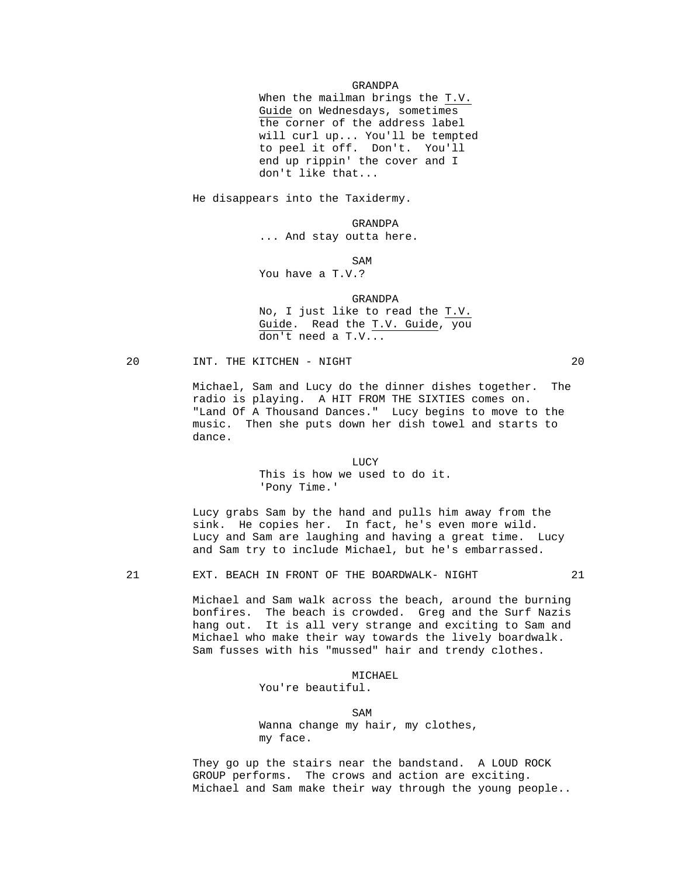GRANDPA

When the mailman brings the _T.V. Guide_ on Wednesdays, sometimes the corner of the address label will curl up... You'll be tempted to peel it off. Don't. You'll end up rippin' the cover and I don't like that...

He disappears into the Taxidermy.

GRANDPA

... And stay outta here.

SAM

You have a T.V.?

GRANDPA

No, I just like to read the _T.V. Guide_. Read the _T.V. Guide_, you don't need a T.V...

20 INT. THE KITCHEN - NIGHT 20

Michael, Sam and Lucy do the dinner dishes together. The radio is playing. A HIT FROM THE SIXTIES comes on. "Land Of A Thousand Dances." Lucy begins to move to the music. Then she puts down her dish towel and starts to dance.

LUCY

This is how we used to do it. 'Pony Time.'

Lucy grabs Sam by the hand and pulls him away from the sink. He copies her. In fact, he's even more wild. Lucy and Sam are laughing and having a great time. Lucy and Sam try to include Michael, but he's embarrassed.

21 EXT. BEACH IN FRONT OF THE BOARDWALK- NIGHT 21

Michael and Sam walk across the beach, around the burning bonfires. The beach is crowded. Greg and the Surf Nazis hang out. It is all very strange and exciting to Sam and Michael who make their way towards the lively boardwalk. Sam fusses with his "mussed" hair and trendy clothes.

MICHAEL

You're beautiful.

SAM

Wanna change my hair, my clothes, my face.

They go up the stairs near the bandstand. A LOUD ROCK GROUP performs. The crows and action are exciting. Michael and Sam make their way through the young people..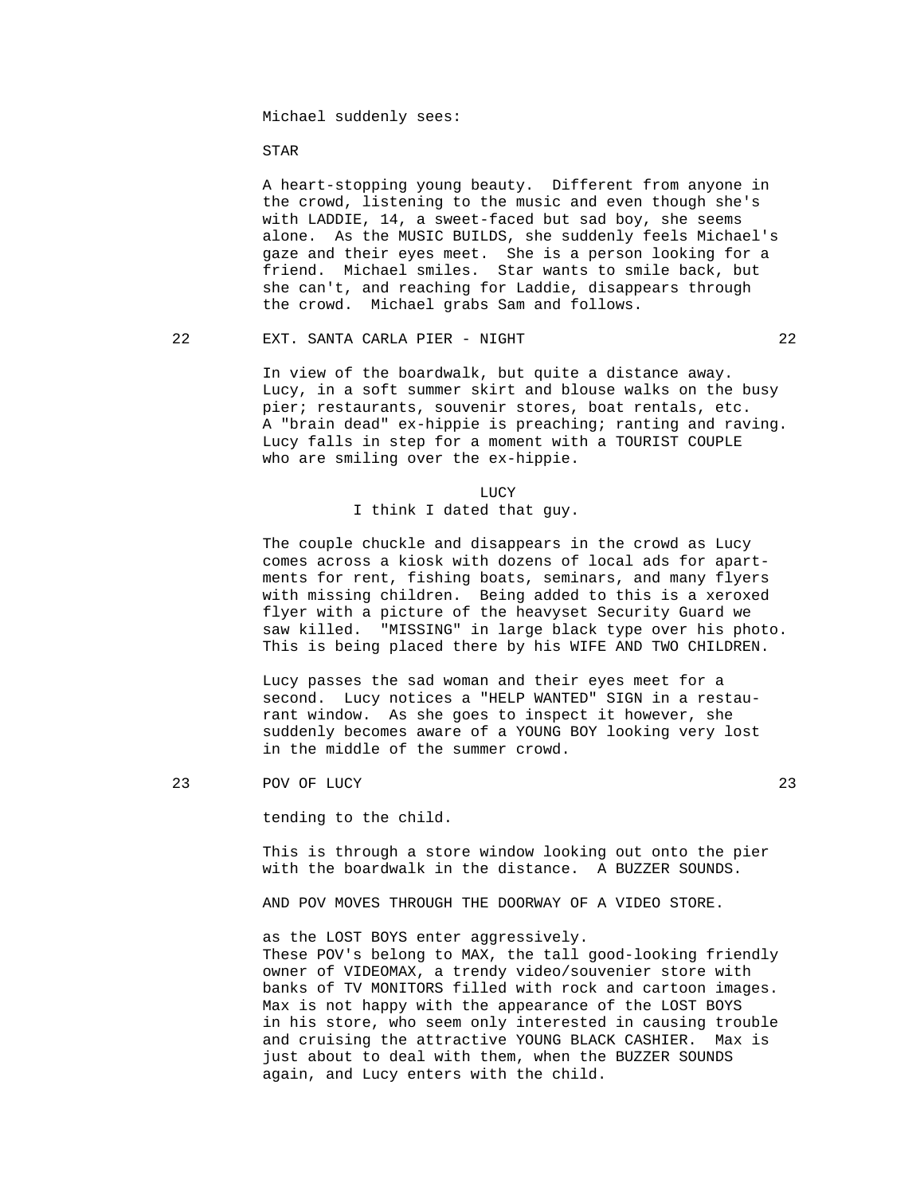Michael suddenly sees:

STAR

A heart-stopping young beauty. Different from anyone in the crowd, listening to the music and even though she's with LADDIE, 14, a sweet-faced but sad boy, she seems alone. As the MUSIC BUILDS, she suddenly feels Michael's gaze and their eyes meet. She is a person looking for a friend. Michael smiles. Star wants to smile back, but she can't, and reaching for Laddie, disappears through the crowd. Michael grabs Sam and follows.

22 EXT. SANTA CARLA PIER - NIGHT 22

In view of the boardwalk, but quite a distance away. Lucy, in a soft summer skirt and blouse walks on the busy pier; restaurants, souvenir stores, boat rentals, etc. A "brain dead" ex-hippie is preaching; ranting and raving. Lucy falls in step for a moment with a TOURIST COUPLE who are smiling over the ex-hippie.

LUCY
I think I dated that guy.

The couple chuckle and disappears in the crowd as Lucy comes across a kiosk with dozens of local ads for apartments for rent, fishing boats, seminars, and many flyers with missing children. Being added to this is a xeroxed flyer with a picture of the heavyset Security Guard we saw killed. "MISSING" in large black type over his photo. This is being placed there by his WIFE AND TWO CHILDREN.

Lucy passes the sad woman and their eyes meet for a second. Lucy notices a "HELP WANTED" SIGN in a restaurant window. As she goes to inspect it however, she suddenly becomes aware of a YOUNG BOY looking very lost in the middle of the summer crowd.

23 POV OF LUCY 23

tending to the child.

This is through a store window looking out onto the pier with the boardwalk in the distance. A BUZZER SOUNDS.

AND POV MOVES THROUGH THE DOORWAY OF A VIDEO STORE.

as the LOST BOYS enter aggressively.
These POV's belong to MAX, the tall good-looking friendly owner of VIDEOMAX, a trendy video/souvenier store with banks of TV MONITORS filled with rock and cartoon images. Max is not happy with the appearance of the LOST BOYS in his store, who seem only interested in causing trouble and cruising the attractive YOUNG BLACK CASHIER. Max is just about to deal with them, when the BUZZER SOUNDS again, and Lucy enters with the child.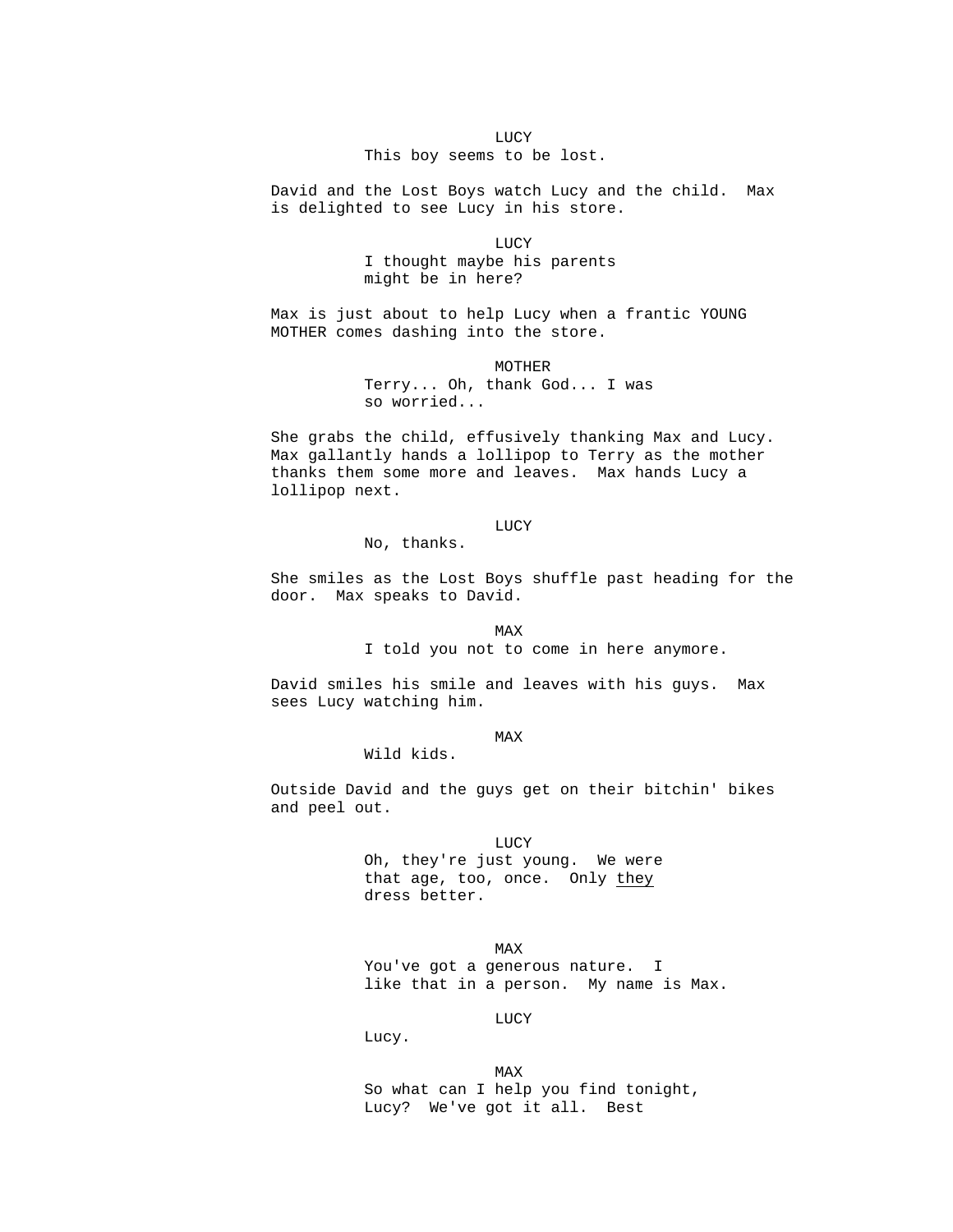LUCY

This boy seems to be lost.

David and the Lost Boys watch Lucy and the child. Max is delighted to see Lucy in his store.

LUCY

I thought maybe his parents might be in here?

Max is just about to help Lucy when a frantic YOUNG MOTHER comes dashing into the store.

MOTHER

Terry... Oh, thank God... I was so worried...

She grabs the child, effusively thanking Max and Lucy. Max gallantly hands a lollipop to Terry as the mother thanks them some more and leaves. Max hands Lucy a lollipop next.

LUCY

No, thanks.

She smiles as the Lost Boys shuffle past heading for the door. Max speaks to David.

MAX

I told you not to come in here anymore.

David smiles his smile and leaves with his guys. Max sees Lucy watching him.

MAX

Wild kids.

Outside David and the guys get on their bitchin' bikes and peel out.

LUCY

Oh, they're just young. We were that age, too, once. Only <u>they</u> dress better.

MAX

You've got a generous nature. I like that in a person. My name is Max.

LUCY

Lucy.

MAX

So what can I help you find tonight, Lucy? We've got it all. Best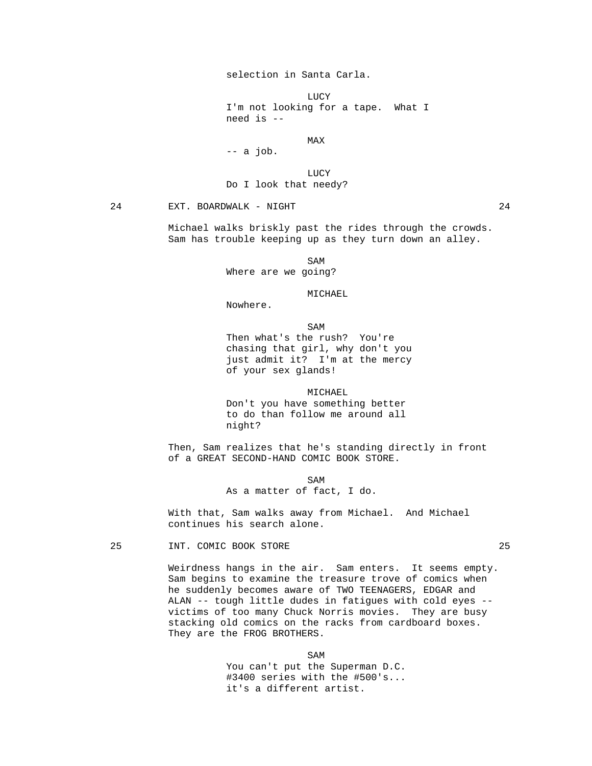selection in Santa Carla.

LUCY
I'm not looking for a tape. What I need is --

MAX
-- a job.

LUCY
Do I look that needy?

24 EXT. BOARDWALK - NIGHT 24

Michael walks briskly past the rides through the crowds. Sam has trouble keeping up as they turn down an alley.

SAM
Where are we going?

MICHAEL
Nowhere.

SAM
Then what's the rush? You're chasing that girl, why don't you just admit it? I'm at the mercy of your sex glands!

MICHAEL
Don't you have something better to do than follow me around all night?

Then, Sam realizes that he's standing directly in front of a GREAT SECOND-HAND COMIC BOOK STORE.

SAM
As a matter of fact, I do.

With that, Sam walks away from Michael. And Michael continues his search alone.

25 INT. COMIC BOOK STORE 25

Weirdness hangs in the air. Sam enters. It seems empty. Sam begins to examine the treasure trove of comics when he suddenly becomes aware of TWO TEENAGERS, EDGAR and ALAN -- tough little dudes in fatigues with cold eyes -- victims of too many Chuck Norris movies. They are busy stacking old comics on the racks from cardboard boxes. They are the FROG BROTHERS.

SAM
You can't put the Superman D.C. #3400 series with the #500's... it's a different artist.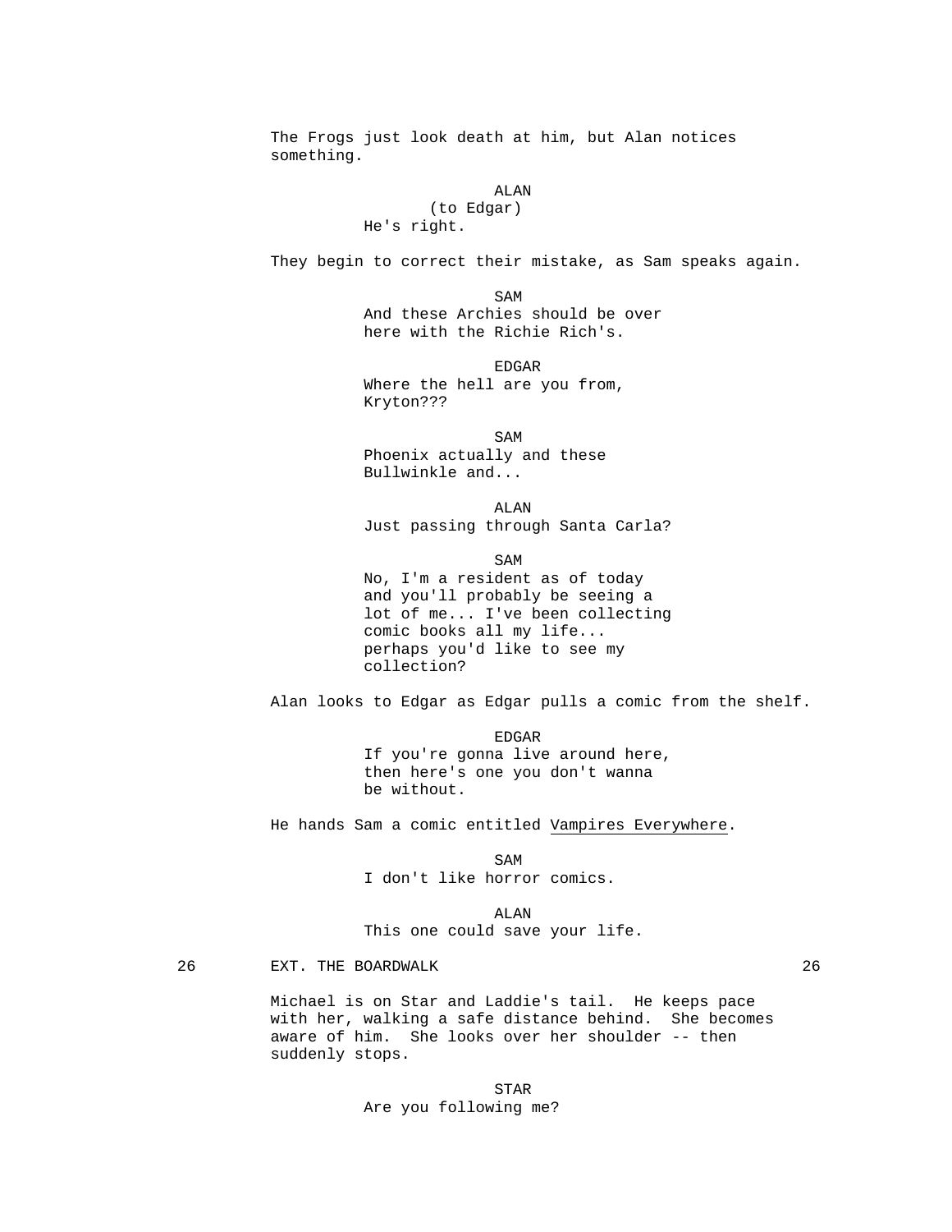The Frogs just look death at him, but Alan notices something.

ALAN
(to Edgar)
He's right.

They begin to correct their mistake, as Sam speaks again.

SAM
And these Archies should be over here with the Richie Rich's.

EDGAR
Where the hell are you from, Kryton???

SAM
Phoenix actually and these Bullwinkle and...

ALAN
Just passing through Santa Carla?

SAM
No, I'm a resident as of today and you'll probably be seeing a lot of me... I've been collecting comic books all my life... perhaps you'd like to see my collection?

Alan looks to Edgar as Edgar pulls a comic from the shelf.

EDGAR
If you're gonna live around here, then here's one you don't wanna be without.

He hands Sam a comic entitled <u>Vampires Everywhere</u>.

SAM
I don't like horror comics.

ALAN
This one could save your life.

26 EXT. THE BOARDWALK 26

Michael is on Star and Laddie's tail. He keeps pace with her, walking a safe distance behind. She becomes aware of him. She looks over her shoulder -- then suddenly stops.

STAR
Are you following me?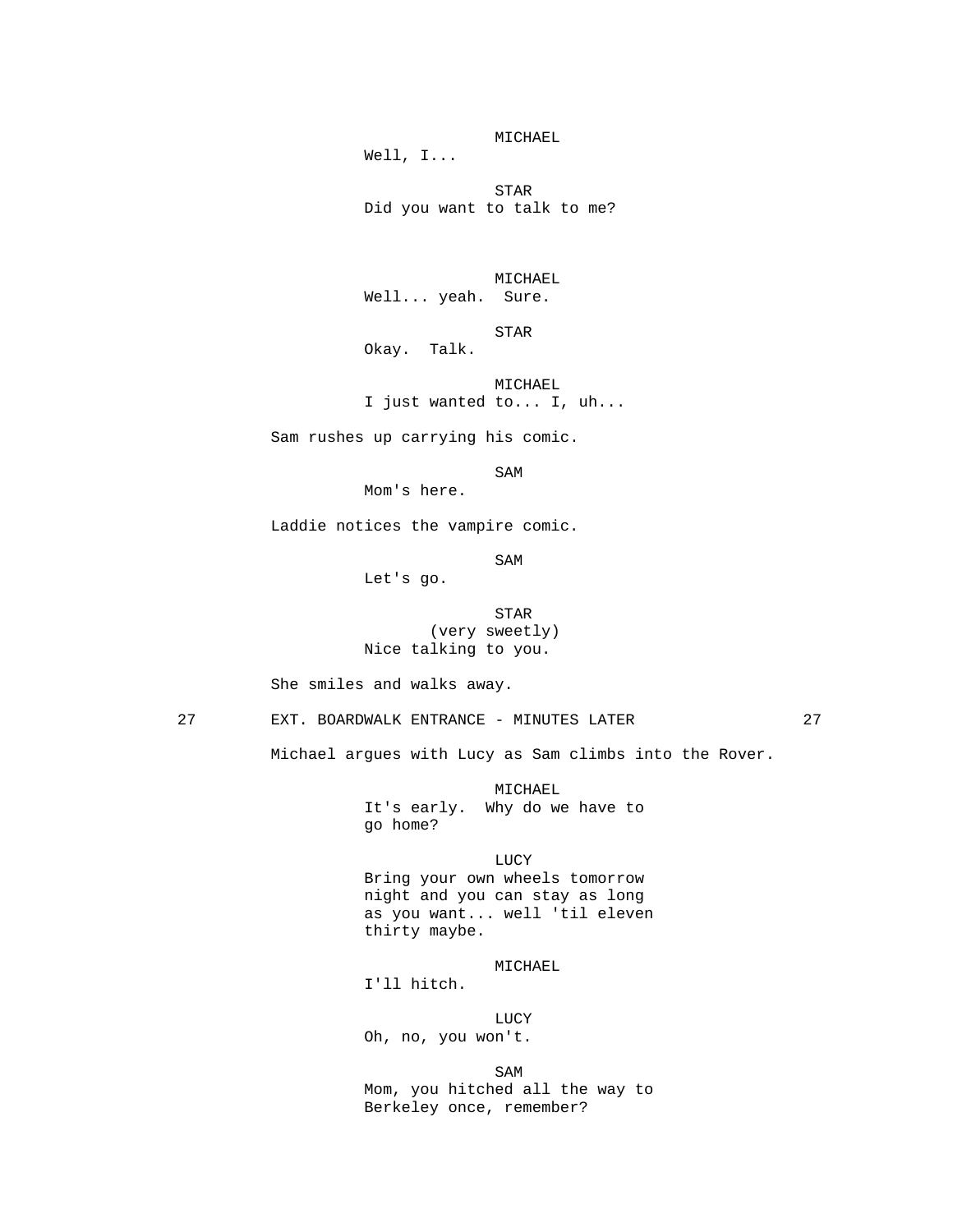MICHAEL

Well, I...

STAR

Did you want to talk to me?

MICHAEL

Well... yeah.  Sure.

STAR

Okay.  Talk.

MICHAEL

I just wanted to... I, uh...

Sam rushes up carrying his comic.

SAM

Mom's here.

Laddie notices the vampire comic.

SAM

Let's go.

STAR

(very sweetly)

Nice talking to you.

She smiles and walks away.

27 EXT. BOARDWALK ENTRANCE - MINUTES LATER 27

Michael argues with Lucy as Sam climbs into the Rover.

MICHAEL

It's early.  Why do we have to go home?

LUCY

Bring your own wheels tomorrow night and you can stay as long as you want... well 'til eleven thirty maybe.

MICHAEL

I'll hitch.

LUCY

Oh, no, you won't.

SAM

Mom, you hitched all the way to Berkeley once, remember?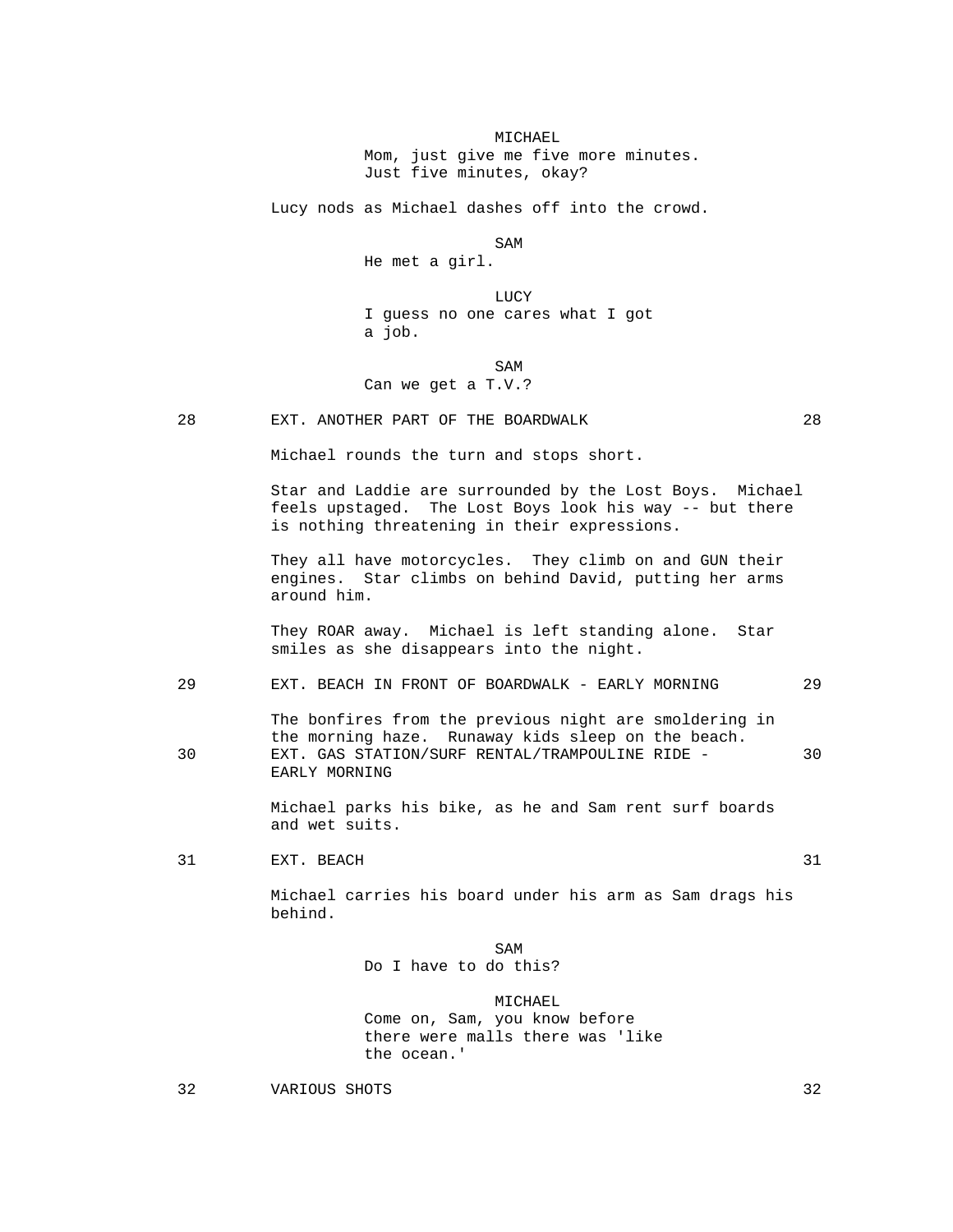MICHAEL
Mom, just give me five more minutes.
Just five minutes, okay?

Lucy nods as Michael dashes off into the crowd.

SAM
He met a girl.

LUCY
I guess no one cares what I got
a job.

SAM
Can we get a T.V.?

28 EXT. ANOTHER PART OF THE BOARDWALK 28

Michael rounds the turn and stops short.

Star and Laddie are surrounded by the Lost Boys. Michael feels upstaged. The Lost Boys look his way -- but there is nothing threatening in their expressions.

They all have motorcycles. They climb on and GUN their engines. Star climbs on behind David, putting her arms around him.

They ROAR away. Michael is left standing alone. Star smiles as she disappears into the night.

29 EXT. BEACH IN FRONT OF BOARDWALK - EARLY MORNING 29

The bonfires from the previous night are smoldering in the morning haze. Runaway kids sleep on the beach.

30 EXT. GAS STATION/SURF RENTAL/TRAMPOULINE RIDE - EARLY MORNING 30

Michael parks his bike, as he and Sam rent surf boards and wet suits.

31 EXT. BEACH 31

Michael carries his board under his arm as Sam drags his behind.

SAM
Do I have to do this?

MICHAEL
Come on, Sam, you know before
there were malls there was 'like
the ocean.'

32 VARIOUS SHOTS 32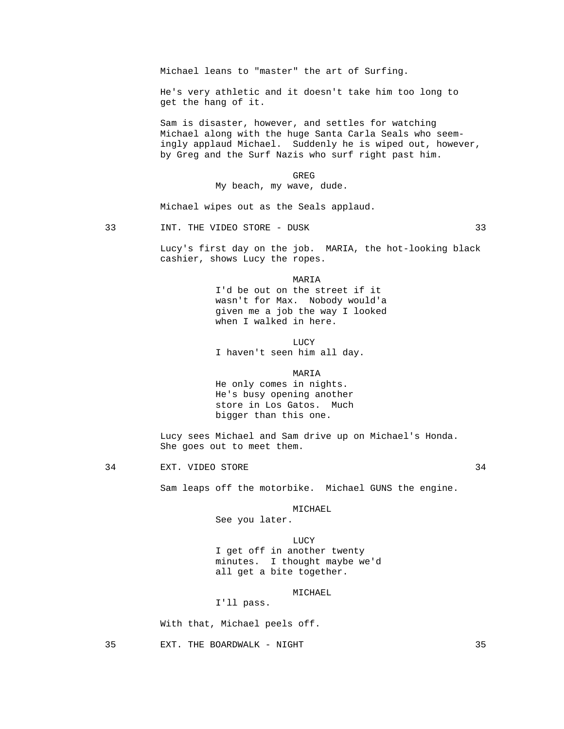Michael leans to "master" the art of Surfing.

He's very athletic and it doesn't take him too long to get the hang of it.

Sam is disaster, however, and settles for watching Michael along with the huge Santa Carla Seals who seem-ingly applaud Michael. Suddenly he is wiped out, however, by Greg and the Surf Nazis who surf right past him.

GREG
My beach, my wave, dude.

Michael wipes out as the Seals applaud.

33 INT. THE VIDEO STORE - DUSK 33

Lucy's first day on the job. MARIA, the hot-looking black cashier, shows Lucy the ropes.

MARIA
I'd be out on the street if it wasn't for Max. Nobody would'a given me a job the way I looked when I walked in here.

LUCY
I haven't seen him all day.

MARIA
He only comes in nights. He's busy opening another store in Los Gatos. Much bigger than this one.

Lucy sees Michael and Sam drive up on Michael's Honda. She goes out to meet them.

34 EXT. VIDEO STORE 34

Sam leaps off the motorbike. Michael GUNS the engine.

MICHAEL
See you later.

LUCY
I get off in another twenty minutes. I thought maybe we'd all get a bite together.

MICHAEL
I'll pass.

With that, Michael peels off.

35 EXT. THE BOARDWALK - NIGHT 35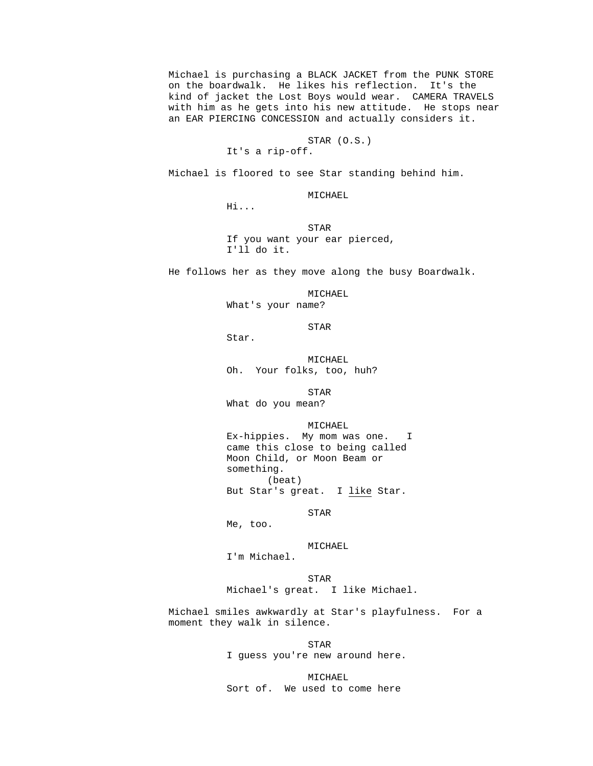Michael is purchasing a BLACK JACKET from the PUNK STORE on the boardwalk. He likes his reflection. It's the kind of jacket the Lost Boys would wear. CAMERA TRAVELS with him as he gets into his new attitude. He stops near an EAR PIERCING CONCESSION and actually considers it.

STAR (O.S.)
It's a rip-off.

Michael is floored to see Star standing behind him.

MICHAEL
Hi...

STAR
If you want your ear pierced, I'll do it.

He follows her as they move along the busy Boardwalk.

MICHAEL
What's your name?

STAR
Star.

MICHAEL
Oh. Your folks, too, huh?

STAR
What do you mean?

MICHAEL
Ex-hippies. My mom was one. I came this close to being called Moon Child, or Moon Beam or something.
(beat)
But Star's great. I <u>like</u> Star.

STAR
Me, too.

MICHAEL
I'm Michael.

STAR
Michael's great. I like Michael.

Michael smiles awkwardly at Star's playfulness. For a moment they walk in silence.

STAR
I guess you're new around here.

MICHAEL
Sort of. We used to come here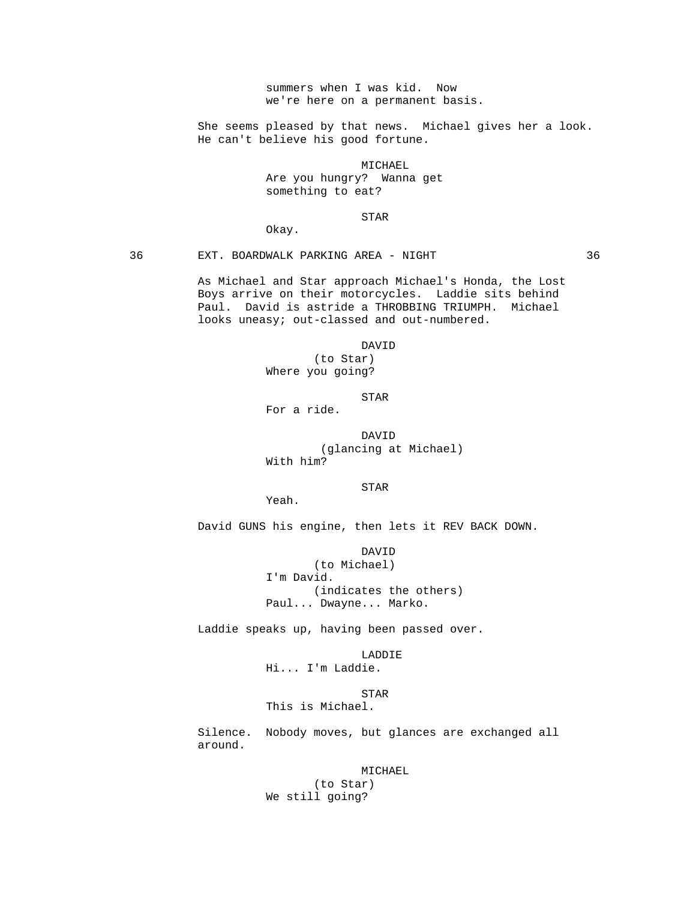summers when I was kid. Now
we're here on a permanent basis.

She seems pleased by that news. Michael gives her a look. He can't believe his good fortune.

MICHAEL
Are you hungry? Wanna get something to eat?

STAR
Okay.

36 EXT. BOARDWALK PARKING AREA - NIGHT 36

As Michael and Star approach Michael's Honda, the Lost Boys arrive on their motorcycles. Laddie sits behind Paul. David is astride a THROBBING TRIUMPH. Michael looks uneasy; out-classed and out-numbered.

DAVID
(to Star)
Where you going?

STAR
For a ride.

DAVID
(glancing at Michael)
With him?

STAR
Yeah.

David GUNS his engine, then lets it REV BACK DOWN.

DAVID
(to Michael)
I'm David.
(indicates the others)
Paul... Dwayne... Marko.

Laddie speaks up, having been passed over.

LADDIE
Hi... I'm Laddie.

STAR
This is Michael.

Silence. Nobody moves, but glances are exchanged all around.

MICHAEL
(to Star)
We still going?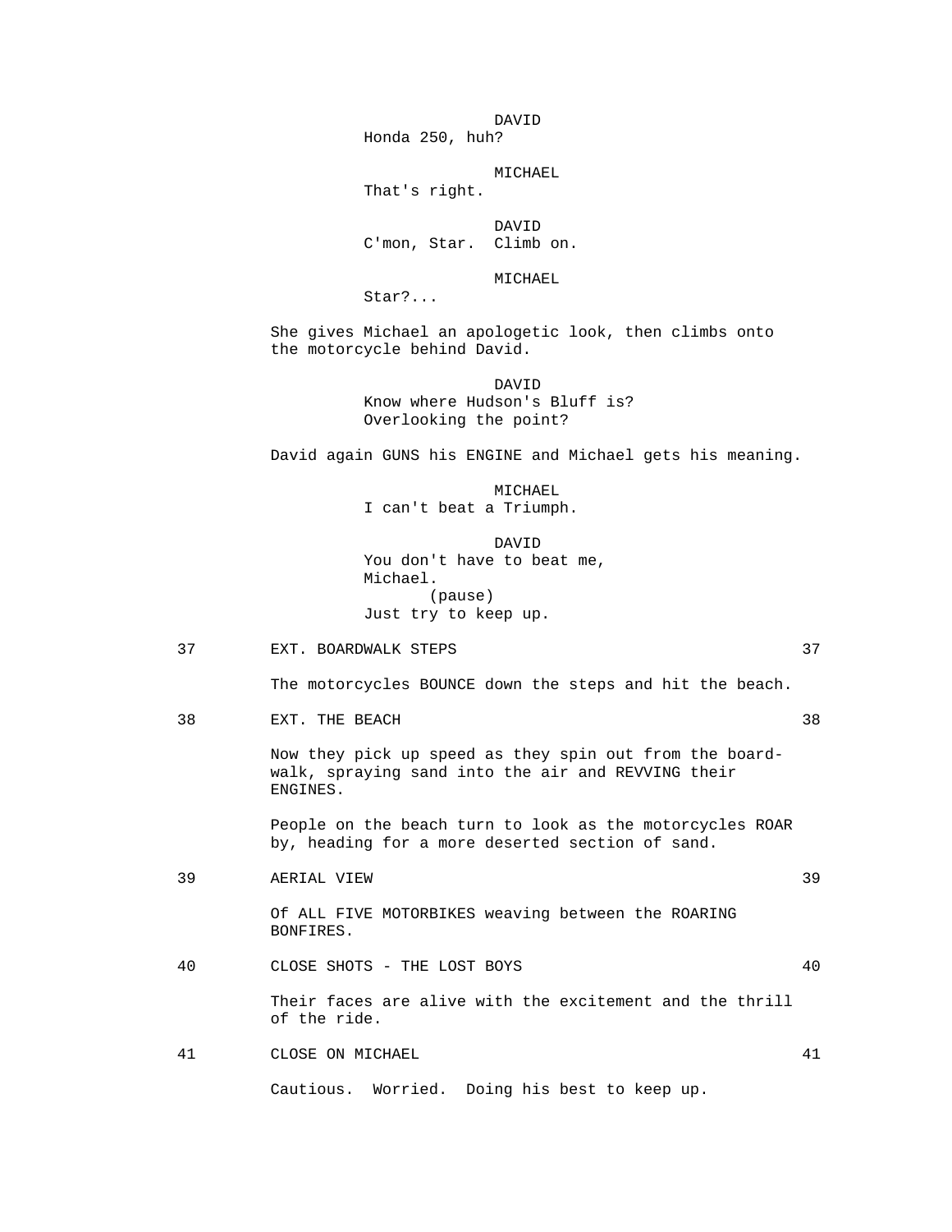DAVID
Honda 250, huh?

MICHAEL
That's right.

DAVID
C'mon, Star. Climb on.

MICHAEL
Star?...

She gives Michael an apologetic look, then climbs onto the motorcycle behind David.

DAVID
Know where Hudson's Bluff is? Overlooking the point?

David again GUNS his ENGINE and Michael gets his meaning.

MICHAEL
I can't beat a Triumph.

DAVID
You don't have to beat me, Michael.
(pause)
Just try to keep up.

37 EXT. BOARDWALK STEPS 37

The motorcycles BOUNCE down the steps and hit the beach.

38 EXT. THE BEACH 38

Now they pick up speed as they spin out from the board-walk, spraying sand into the air and REVVING their ENGINES.

People on the beach turn to look as the motorcycles ROAR by, heading for a more deserted section of sand.

39 AERIAL VIEW 39

Of ALL FIVE MOTORBIKES weaving between the ROARING BONFIRES.

40 CLOSE SHOTS - THE LOST BOYS 40

Their faces are alive with the excitement and the thrill of the ride.

41 CLOSE ON MICHAEL 41

Cautious. Worried. Doing his best to keep up.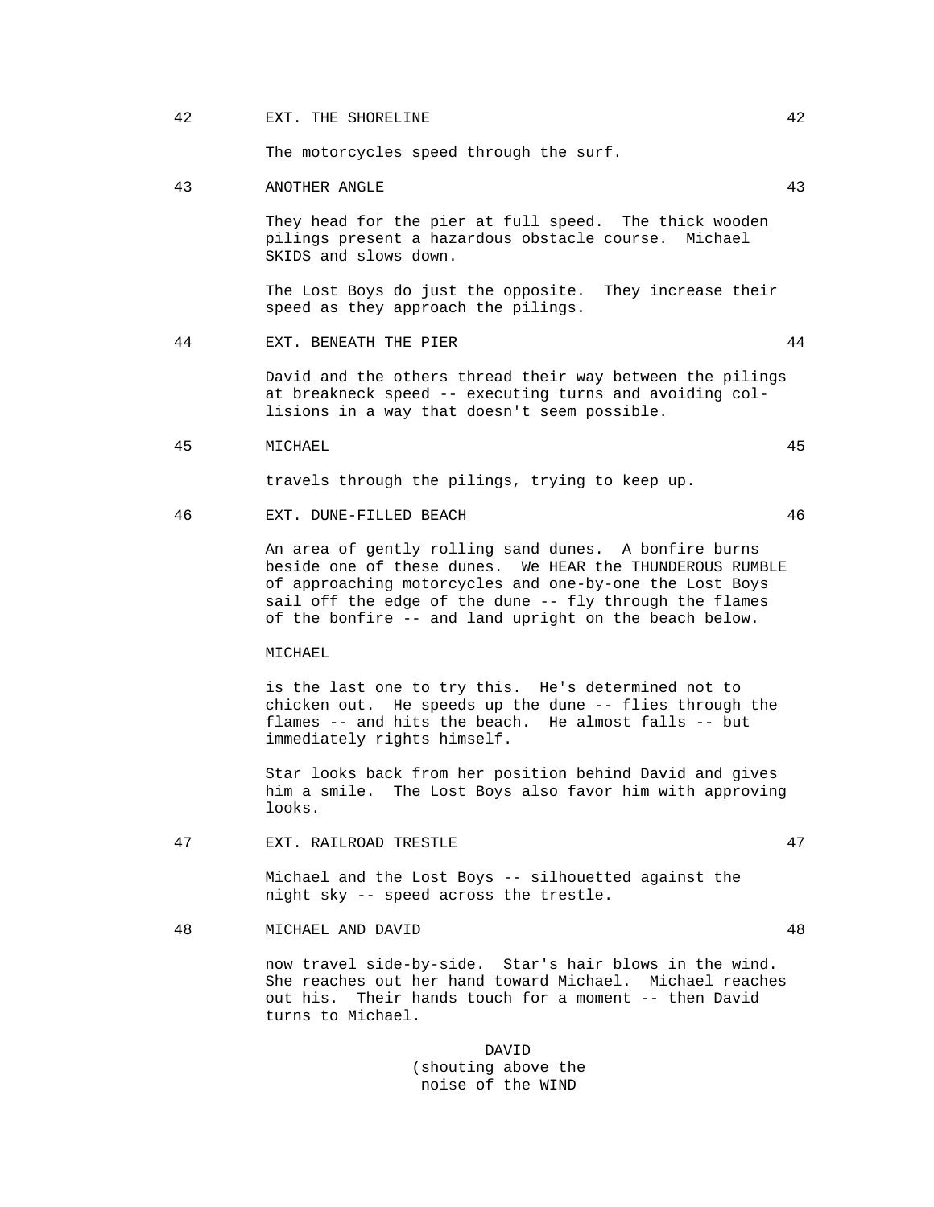42 EXT. THE SHORELINE 42

The motorcycles speed through the surf.

43 ANOTHER ANGLE 43

They head for the pier at full speed. The thick wooden pilings present a hazardous obstacle course. Michael SKIDS and slows down.

The Lost Boys do just the opposite. They increase their speed as they approach the pilings.

44 EXT. BENEATH THE PIER 44

David and the others thread their way between the pilings at breakneck speed -- executing turns and avoiding collisions in a way that doesn't seem possible.

45 MICHAEL 45

travels through the pilings, trying to keep up.

46 EXT. DUNE-FILLED BEACH 46

An area of gently rolling sand dunes. A bonfire burns beside one of these dunes. We HEAR the THUNDEROUS RUMBLE of approaching motorcycles and one-by-one the Lost Boys sail off the edge of the dune -- fly through the flames of the bonfire -- and land upright on the beach below.

MICHAEL

is the last one to try this. He's determined not to chicken out. He speeds up the dune -- flies through the flames -- and hits the beach. He almost falls -- but immediately rights himself.

Star looks back from her position behind David and gives him a smile. The Lost Boys also favor him with approving looks.

47 EXT. RAILROAD TRESTLE 47

Michael and the Lost Boys -- silhouetted against the night sky -- speed across the trestle.

48 MICHAEL AND DAVID 48

now travel side-by-side. Star's hair blows in the wind. She reaches out her hand toward Michael. Michael reaches out his. Their hands touch for a moment -- then David turns to Michael.

DAVID
(shouting above the
noise of the WIND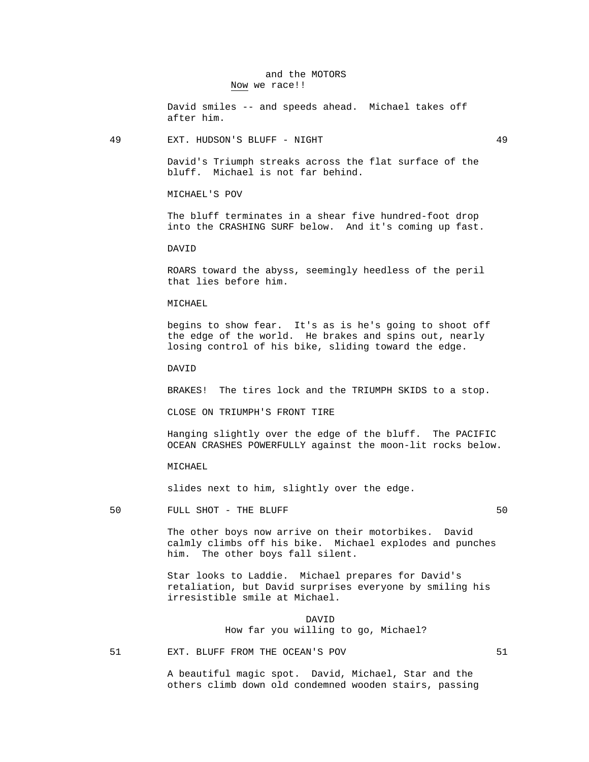and the MOTORS
<u>Now</u> we race!!

David smiles -- and speeds ahead. Michael takes off after him.

49 EXT. HUDSON'S BLUFF - NIGHT 49

David's Triumph streaks across the flat surface of the bluff. Michael is not far behind.

MICHAEL'S POV

The bluff terminates in a shear five hundred-foot drop into the CRASHING SURF below. And it's coming up fast.

DAVID

ROARS toward the abyss, seemingly heedless of the peril that lies before him.

MICHAEL

begins to show fear. It's as is he's going to shoot off the edge of the world. He brakes and spins out, nearly losing control of his bike, sliding toward the edge.

DAVID

BRAKES! The tires lock and the TRIUMPH SKIDS to a stop.

CLOSE ON TRIUMPH'S FRONT TIRE

Hanging slightly over the edge of the bluff. The PACIFIC OCEAN CRASHES POWERFULLY against the moon-lit rocks below.

MICHAEL

slides next to him, slightly over the edge.

50 FULL SHOT - THE BLUFF 50

The other boys now arrive on their motorbikes. David calmly climbs off his bike. Michael explodes and punches him. The other boys fall silent.

Star looks to Laddie. Michael prepares for David's retaliation, but David surprises everyone by smiling his irresistible smile at Michael.

DAVID
How far you willing to go, Michael?

51 EXT. BLUFF FROM THE OCEAN'S POV 51

A beautiful magic spot. David, Michael, Star and the others climb down old condemned wooden stairs, passing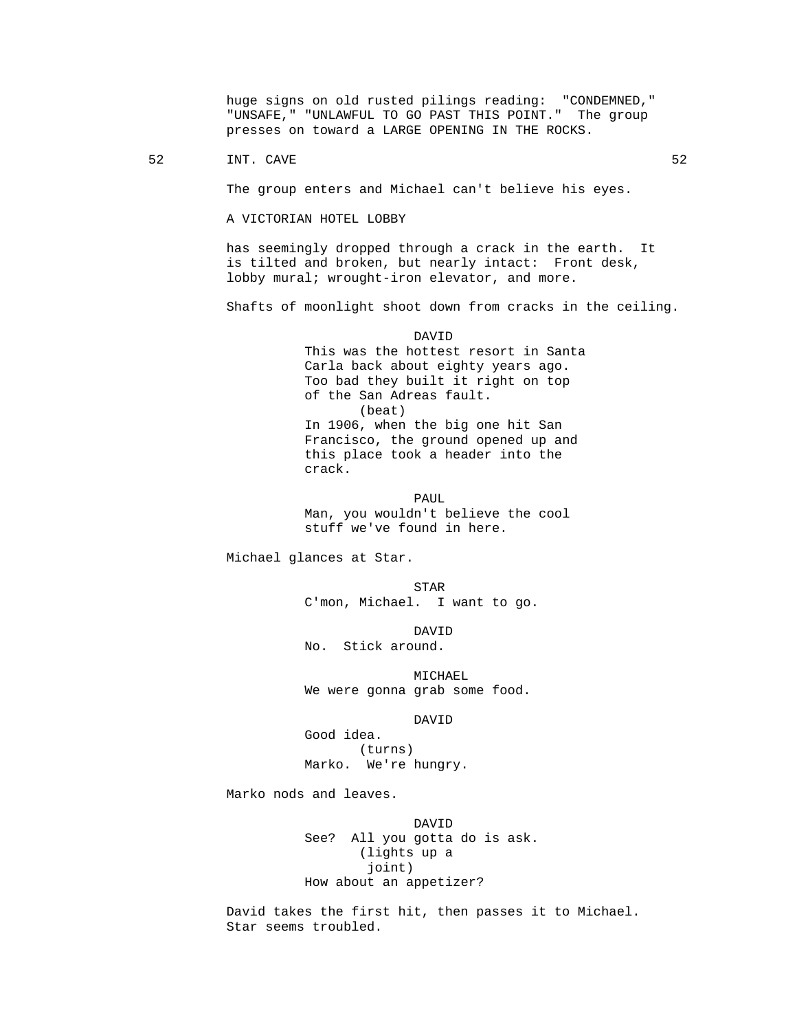huge signs on old rusted pilings reading: "CONDEMNED," "UNSAFE," "UNLAWFUL TO GO PAST THIS POINT." The group presses on toward a LARGE OPENING IN THE ROCKS.

52 INT. CAVE 52

The group enters and Michael can't believe his eyes.

A VICTORIAN HOTEL LOBBY

has seemingly dropped through a crack in the earth. It is tilted and broken, but nearly intact: Front desk, lobby mural; wrought-iron elevator, and more.

Shafts of moonlight shoot down from cracks in the ceiling.

DAVID
This was the hottest resort in Santa Carla back about eighty years ago. Too bad they built it right on top of the San Adreas fault.
(beat)
In 1906, when the big one hit San Francisco, the ground opened up and this place took a header into the crack.

PAUL
Man, you wouldn't believe the cool stuff we've found in here.

Michael glances at Star.

STAR
C'mon, Michael. I want to go.

DAVID
No. Stick around.

MICHAEL
We were gonna grab some food.

DAVID
Good idea.
(turns)
Marko. We're hungry.

Marko nods and leaves.

DAVID
See? All you gotta do is ask.
(lights up a joint)
How about an appetizer?

David takes the first hit, then passes it to Michael. Star seems troubled.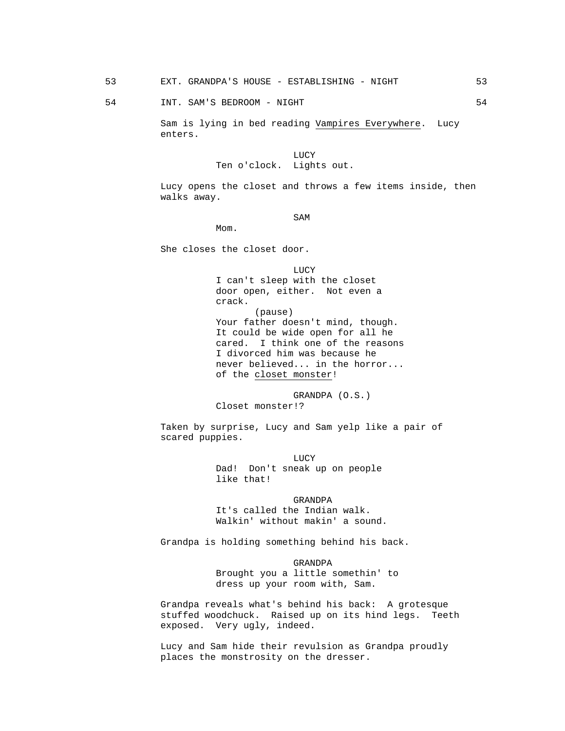53 EXT. GRANDPA'S HOUSE - ESTABLISHING - NIGHT 53

54 INT. SAM'S BEDROOM - NIGHT 54

Sam is lying in bed reading Vampires Everywhere. Lucy enters.

LUCY
Ten o'clock. Lights out.

Lucy opens the closet and throws a few items inside, then walks away.

SAM
Mom.

She closes the closet door.

LUCY
I can't sleep with the closet door open, either. Not even a crack.
(pause)
Your father doesn't mind, though. It could be wide open for all he cared. I think one of the reasons I divorced him was because he never believed... in the horror... of the closet monster!

GRANDPA (O.S.)
Closet monster!?

Taken by surprise, Lucy and Sam yelp like a pair of scared puppies.

LUCY
Dad! Don't sneak up on people like that!

GRANDPA
It's called the Indian walk. Walkin' without makin' a sound.

Grandpa is holding something behind his back.

GRANDPA
Brought you a little somethin' to dress up your room with, Sam.

Grandpa reveals what's behind his back: A grotesque stuffed woodchuck. Raised up on its hind legs. Teeth exposed. Very ugly, indeed.

Lucy and Sam hide their revulsion as Grandpa proudly places the monstrosity on the dresser.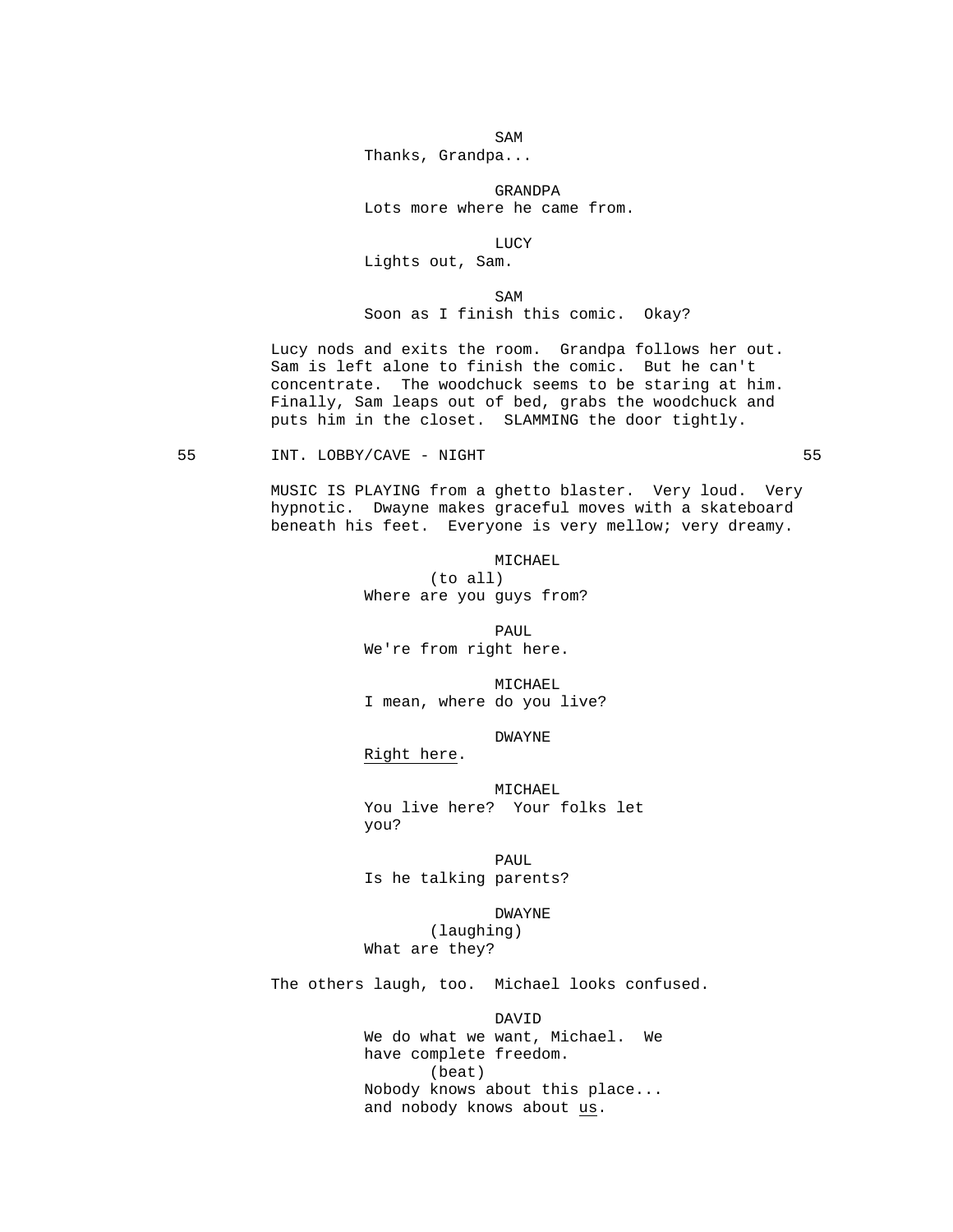SAM
Thanks, Grandpa...

GRANDPA
Lots more where he came from.

LUCY
Lights out, Sam.

SAM
Soon as I finish this comic. Okay?

Lucy nods and exits the room. Grandpa follows her out. Sam is left alone to finish the comic. But he can't concentrate. The woodchuck seems to be staring at him. Finally, Sam leaps out of bed, grabs the woodchuck and puts him in the closet. SLAMMING the door tightly.

55 INT. LOBBY/CAVE - NIGHT 55

MUSIC IS PLAYING from a ghetto blaster. Very loud. Very hypnotic. Dwayne makes graceful moves with a skateboard beneath his feet. Everyone is very mellow; very dreamy.

MICHAEL
(to all)
Where are you guys from?

PAUL
We're from right here.

MICHAEL
I mean, where do you live?

DWAYNE
<u>Right here</u>.

MICHAEL
You live here? Your folks let you?

PAUL
Is he talking parents?

DWAYNE
(laughing)
What are they?

The others laugh, too. Michael looks confused.

DAVID
We do what we want, Michael. We have complete freedom.
(beat)
Nobody knows about this place... and nobody knows about <u>us</u>.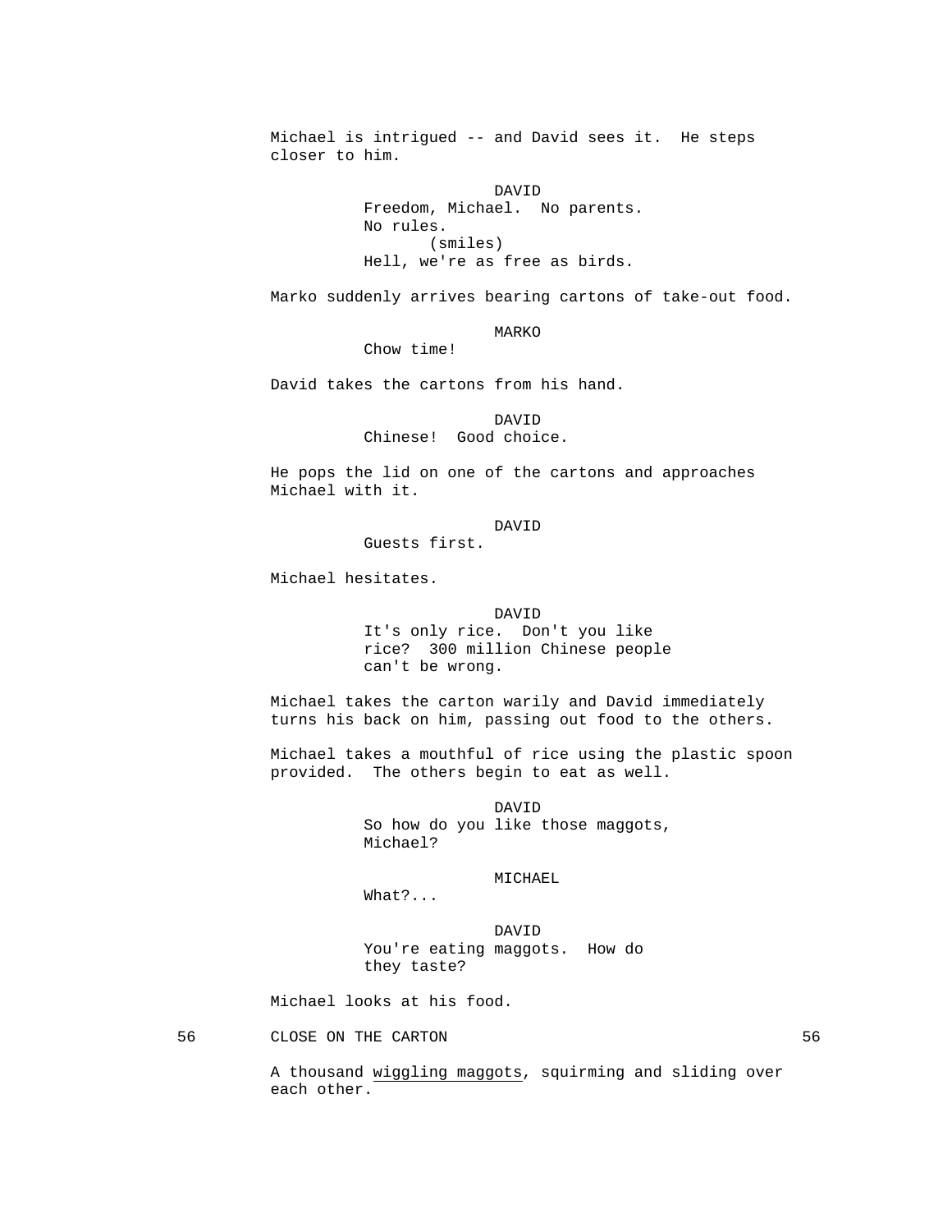Michael is intrigued -- and David sees it. He steps closer to him.

DAVID
Freedom, Michael. No parents. No rules.
(smiles)
Hell, we're as free as birds.

Marko suddenly arrives bearing cartons of take-out food.

MARKO
Chow time!

David takes the cartons from his hand.

DAVID
Chinese! Good choice.

He pops the lid on one of the cartons and approaches Michael with it.

DAVID
Guests first.

Michael hesitates.

DAVID
It's only rice. Don't you like rice? 300 million Chinese people can't be wrong.

Michael takes the carton warily and David immediately turns his back on him, passing out food to the others.

Michael takes a mouthful of rice using the plastic spoon provided. The others begin to eat as well.

DAVID
So how do you like those maggots, Michael?

MICHAEL
What?...

DAVID
You're eating maggots. How do they taste?

Michael looks at his food.

56 CLOSE ON THE CARTON 56

A thousand wiggling maggots, squirming and sliding over each other.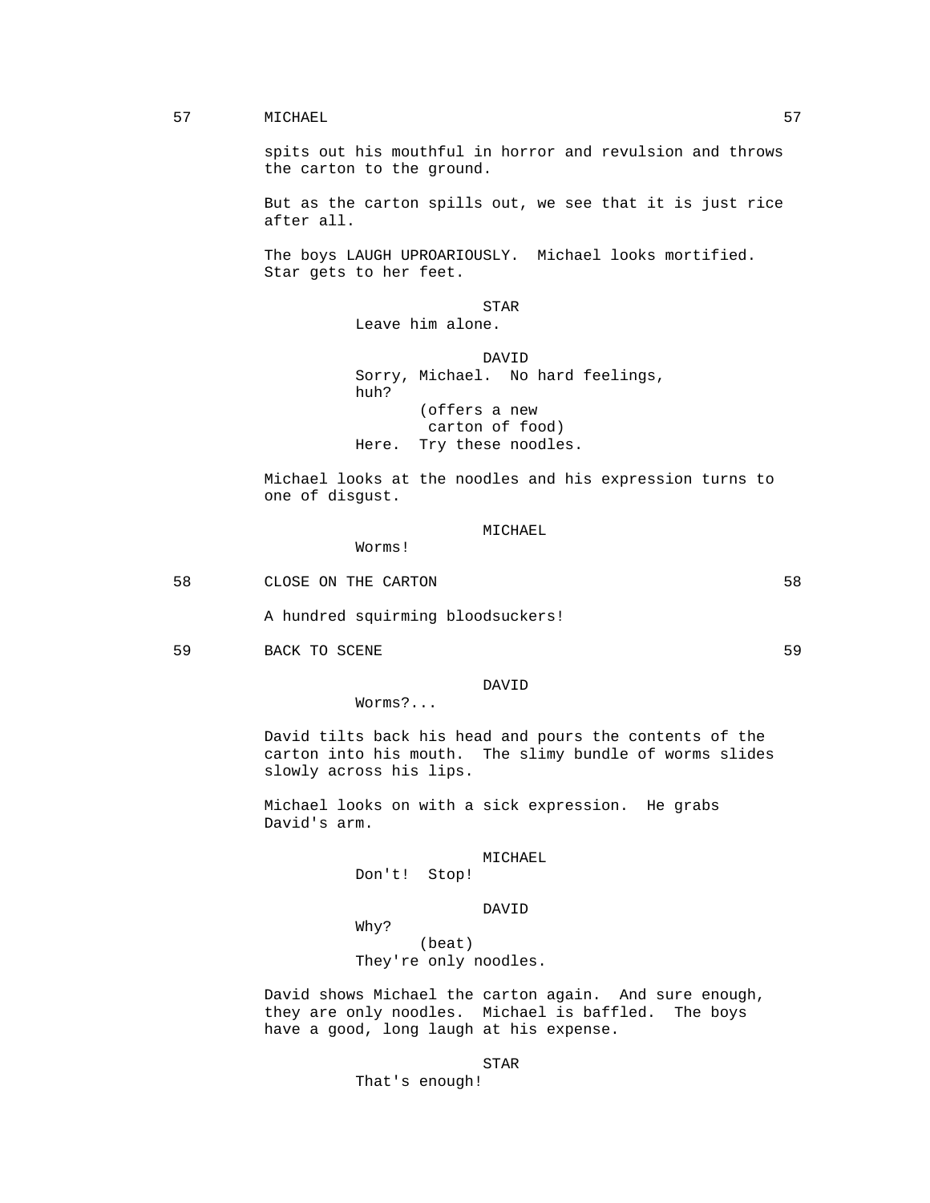57 MICHAEL 57

spits out his mouthful in horror and revulsion and throws the carton to the ground.

But as the carton spills out, we see that it is just rice after all.

The boys LAUGH UPROARIOUSLY. Michael looks mortified. Star gets to her feet.

STAR
Leave him alone.

DAVID
Sorry, Michael. No hard feelings, huh?
(offers a new carton of food)
Here. Try these noodles.

Michael looks at the noodles and his expression turns to one of disgust.

MICHAEL
Worms!

58 CLOSE ON THE CARTON 58

A hundred squirming bloodsuckers!

59 BACK TO SCENE 59

DAVID
Worms?...

David tilts back his head and pours the contents of the carton into his mouth. The slimy bundle of worms slides slowly across his lips.

Michael looks on with a sick expression. He grabs David's arm.

MICHAEL
Don't! Stop!

DAVID
Why?
(beat)
They're only noodles.

David shows Michael the carton again. And sure enough, they are only noodles. Michael is baffled. The boys have a good, long laugh at his expense.

STAR
That's enough!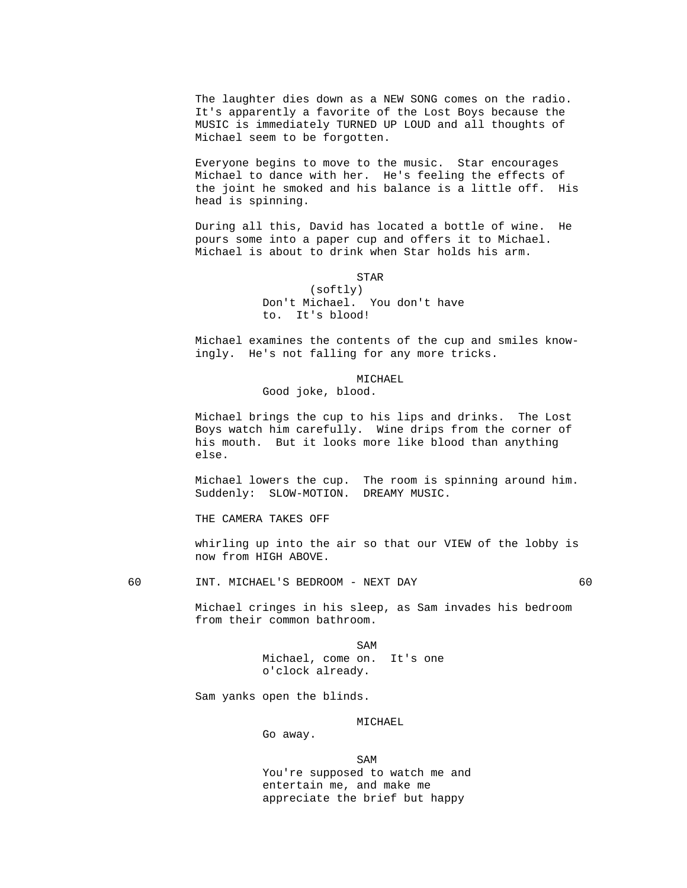The laughter dies down as a NEW SONG comes on the radio. It's apparently a favorite of the Lost Boys because the MUSIC is immediately TURNED UP LOUD and all thoughts of Michael seem to be forgotten.

Everyone begins to move to the music. Star encourages Michael to dance with her. He's feeling the effects of the joint he smoked and his balance is a little off. His head is spinning.

During all this, David has located a bottle of wine. He pours some into a paper cup and offers it to Michael. Michael is about to drink when Star holds his arm.

STAR
(softly)
Don't Michael. You don't have to. It's blood!

Michael examines the contents of the cup and smiles knowingly. He's not falling for any more tricks.

MICHAEL
Good joke, blood.

Michael brings the cup to his lips and drinks. The Lost Boys watch him carefully. Wine drips from the corner of his mouth. But it looks more like blood than anything else.

Michael lowers the cup. The room is spinning around him. Suddenly: SLOW-MOTION. DREAMY MUSIC.

THE CAMERA TAKES OFF

whirling up into the air so that our VIEW of the lobby is now from HIGH ABOVE.

60 INT. MICHAEL'S BEDROOM - NEXT DAY 60

Michael cringes in his sleep, as Sam invades his bedroom from their common bathroom.

SAM
Michael, come on. It's one o'clock already.

Sam yanks open the blinds.

MICHAEL
Go away.

SAM
You're supposed to watch me and entertain me, and make me appreciate the brief but happy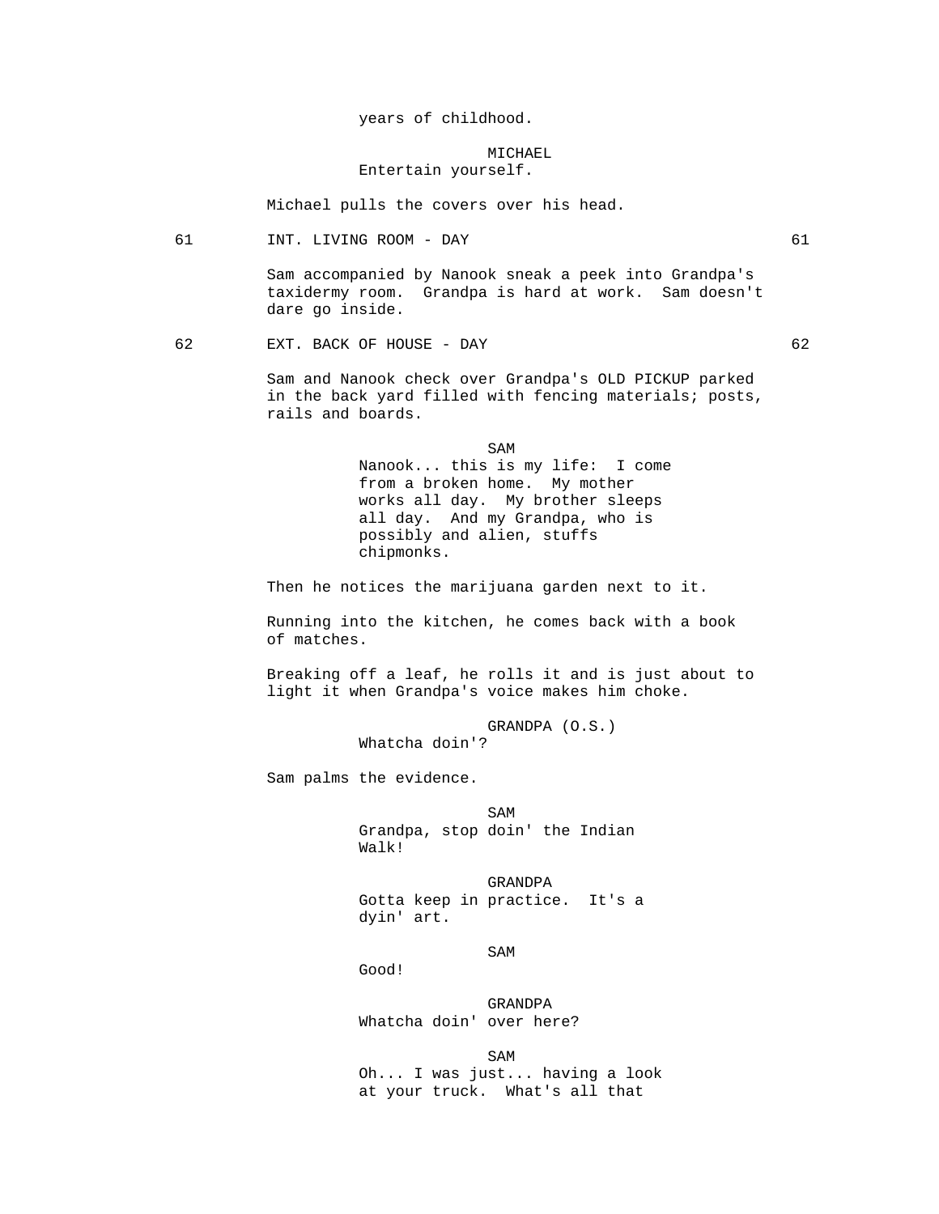years of childhood.

MICHAEL
Entertain yourself.

Michael pulls the covers over his head.

61 INT. LIVING ROOM - DAY 61

Sam accompanied by Nanook sneak a peek into Grandpa's taxidermy room. Grandpa is hard at work. Sam doesn't dare go inside.

62 EXT. BACK OF HOUSE - DAY 62

Sam and Nanook check over Grandpa's OLD PICKUP parked in the back yard filled with fencing materials; posts, rails and boards.

SAM
Nanook... this is my life: I come from a broken home. My mother works all day. My brother sleeps all day. And my Grandpa, who is possibly and alien, stuffs chipmonks.

Then he notices the marijuana garden next to it.

Running into the kitchen, he comes back with a book of matches.

Breaking off a leaf, he rolls it and is just about to light it when Grandpa's voice makes him choke.

GRANDPA (O.S.)
Whatcha doin'?

Sam palms the evidence.

SAM
Grandpa, stop doin' the Indian Walk!

GRANDPA
Gotta keep in practice. It's a dyin' art.

SAM
Good!

GRANDPA
Whatcha doin' over here?

SAM
Oh... I was just... having a look at your truck. What's all that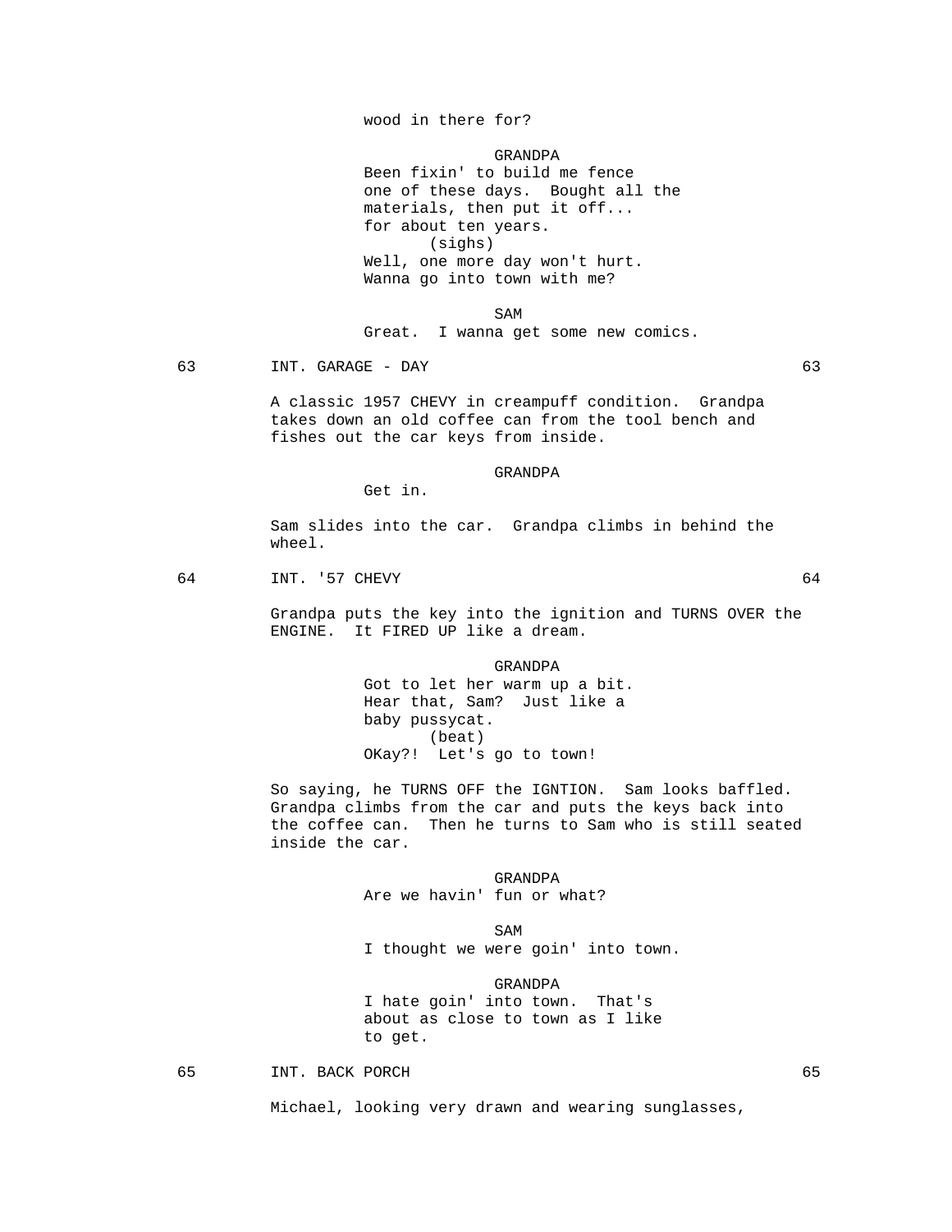wood in there for?

GRANDPA
Been fixin' to build me fence one of these days. Bought all the materials, then put it off... for about ten years.
(sighs)
Well, one more day won't hurt. Wanna go into town with me?

SAM
Great. I wanna get some new comics.

63 INT. GARAGE - DAY 63

A classic 1957 CHEVY in creampuff condition. Grandpa takes down an old coffee can from the tool bench and fishes out the car keys from inside.

GRANDPA
Get in.

Sam slides into the car. Grandpa climbs in behind the wheel.

64 INT. '57 CHEVY 64

Grandpa puts the key into the ignition and TURNS OVER the ENGINE. It FIRED UP like a dream.

GRANDPA
Got to let her warm up a bit. Hear that, Sam? Just like a baby pussycat.
(beat)
OKay?! Let's go to town!

So saying, he TURNS OFF the IGNTION. Sam looks baffled. Grandpa climbs from the car and puts the keys back into the coffee can. Then he turns to Sam who is still seated inside the car.

GRANDPA
Are we havin' fun or what?

SAM
I thought we were goin' into town.

GRANDPA
I hate goin' into town. That's about as close to town as I like to get.

65 INT. BACK PORCH 65

Michael, looking very drawn and wearing sunglasses,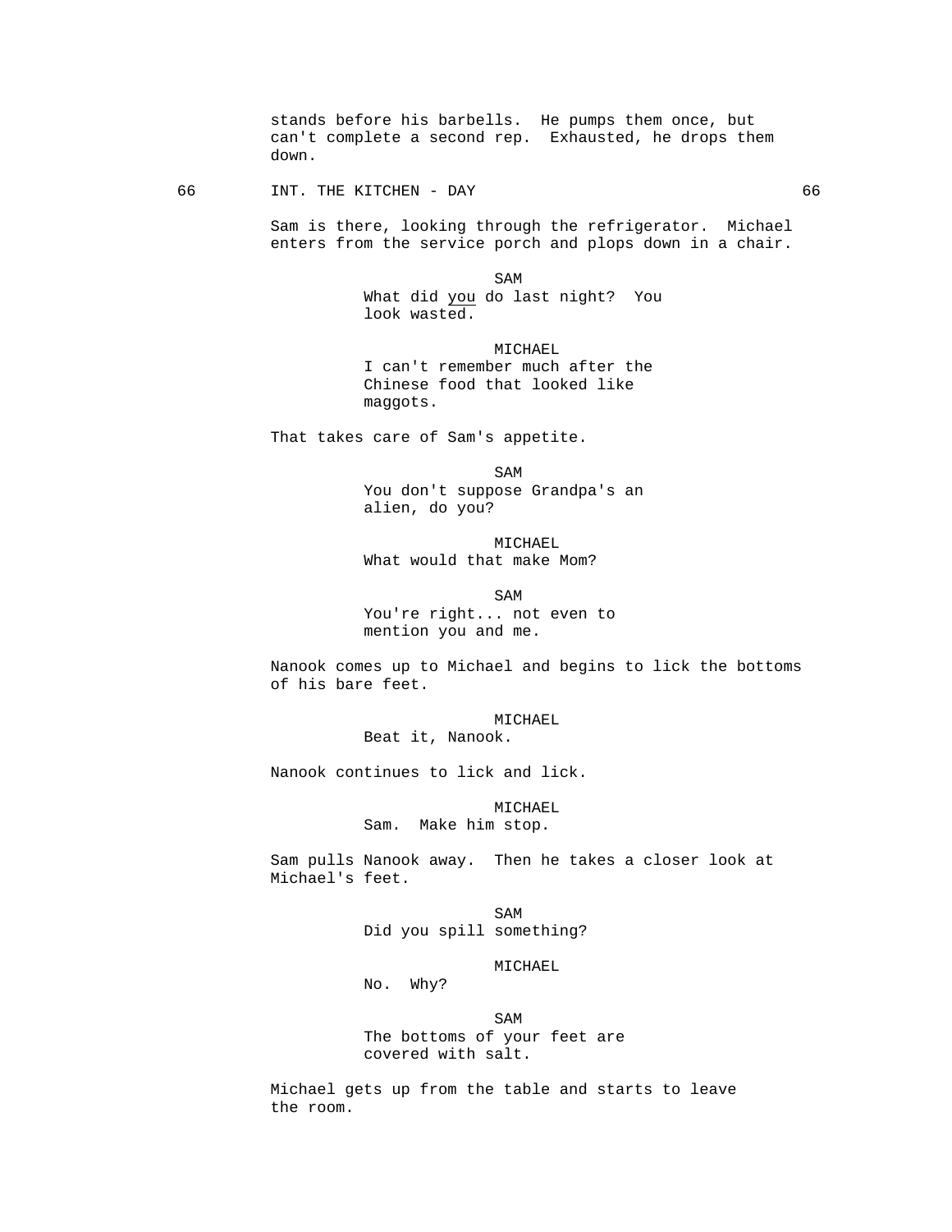stands before his barbells. He pumps them once, but can't complete a second rep. Exhausted, he drops them down.

66 INT. THE KITCHEN - DAY 66

Sam is there, looking through the refrigerator. Michael enters from the service porch and plops down in a chair.

SAM
What did _you_ do last night? You look wasted.

MICHAEL
I can't remember much after the Chinese food that looked like maggots.

That takes care of Sam's appetite.

SAM
You don't suppose Grandpa's an alien, do you?

MICHAEL
What would that make Mom?

SAM
You're right... not even to mention you and me.

Nanook comes up to Michael and begins to lick the bottoms of his bare feet.

MICHAEL
Beat it, Nanook.

Nanook continues to lick and lick.

MICHAEL
Sam. Make him stop.

Sam pulls Nanook away. Then he takes a closer look at Michael's feet.

SAM
Did you spill something?

MICHAEL
No. Why?

SAM
The bottoms of your feet are covered with salt.

Michael gets up from the table and starts to leave the room.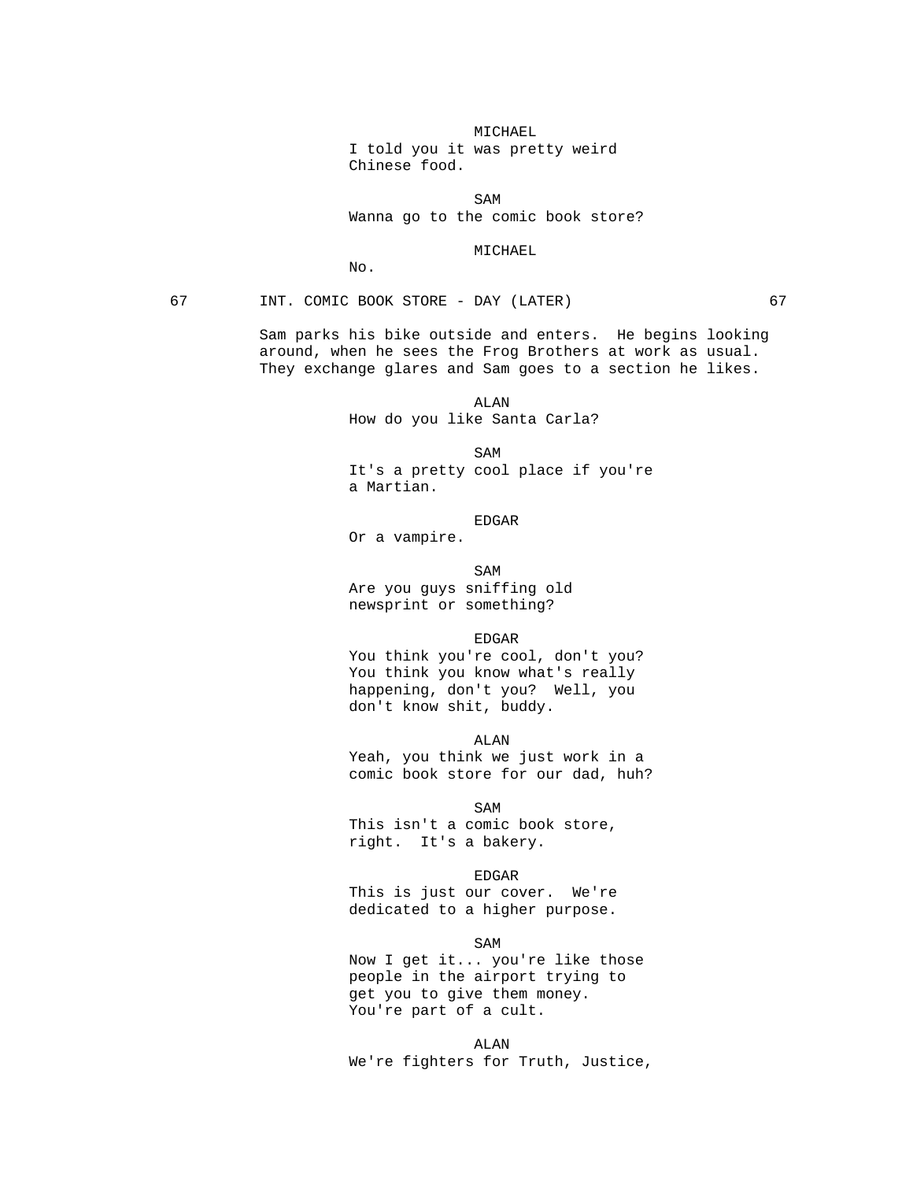MICHAEL

I told you it was pretty weird Chinese food.

SAM

Wanna go to the comic book store?

MICHAEL

No.

67 INT. COMIC BOOK STORE - DAY (LATER) 67

Sam parks his bike outside and enters. He begins looking around, when he sees the Frog Brothers at work as usual. They exchange glares and Sam goes to a section he likes.

ALAN

How do you like Santa Carla?

SAM

It's a pretty cool place if you're a Martian.

EDGAR

Or a vampire.

SAM

Are you guys sniffing old newsprint or something?

EDGAR

You think you're cool, don't you? You think you know what's really happening, don't you? Well, you don't know shit, buddy.

ALAN

Yeah, you think we just work in a comic book store for our dad, huh?

SAM

This isn't a comic book store, right. It's a bakery.

EDGAR

This is just our cover. We're dedicated to a higher purpose.

SAM

Now I get it... you're like those people in the airport trying to get you to give them money. You're part of a cult.

ALAN

We're fighters for Truth, Justice,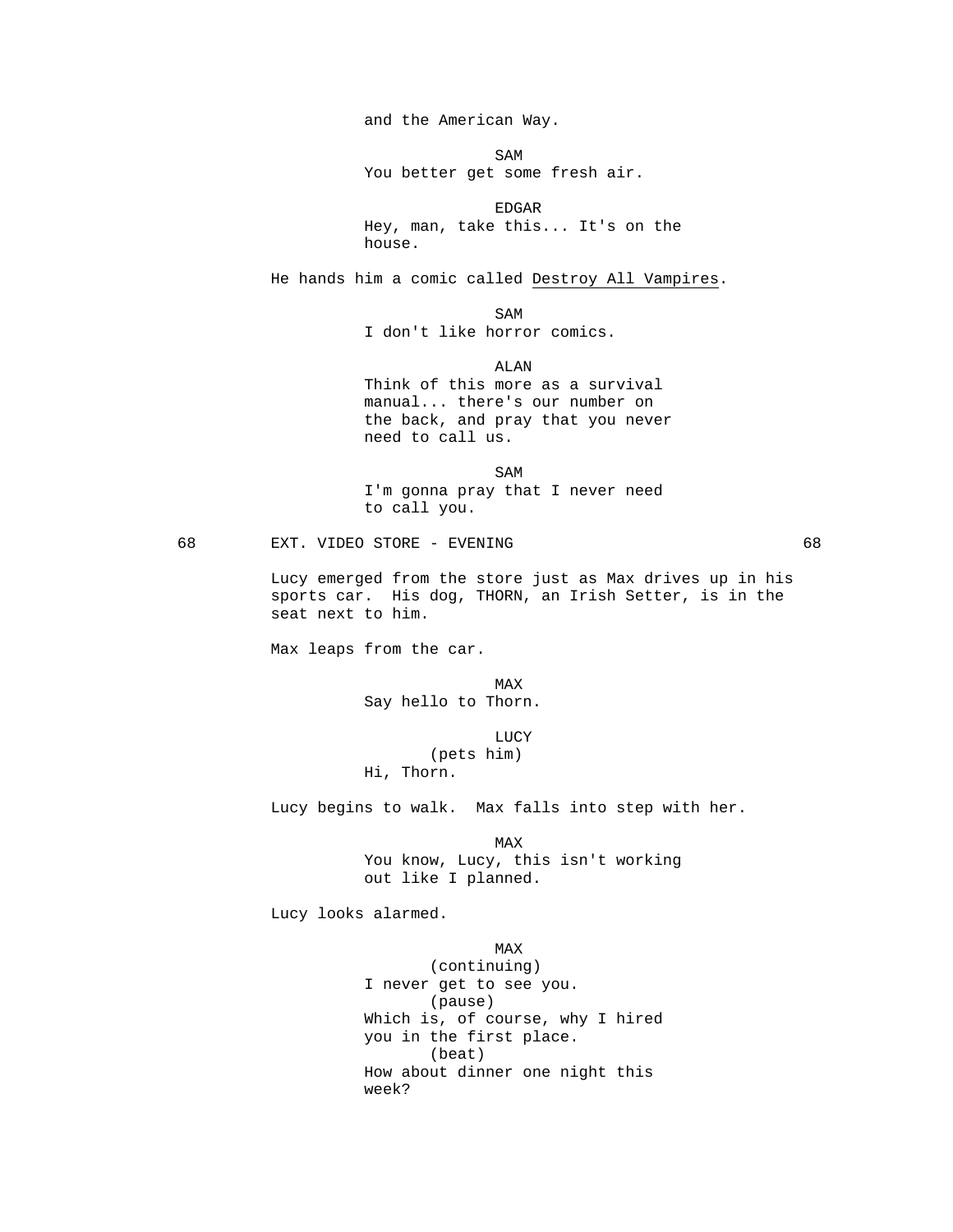and the American Way.

SAM
You better get some fresh air.

EDGAR
Hey, man, take this... It's on the house.

He hands him a comic called Destroy All Vampires.

SAM
I don't like horror comics.

ALAN
Think of this more as a survival manual... there's our number on the back, and pray that you never need to call us.

SAM
I'm gonna pray that I never need to call you.

68 EXT. VIDEO STORE - EVENING 68

Lucy emerged from the store just as Max drives up in his sports car. His dog, THORN, an Irish Setter, is in the seat next to him.

Max leaps from the car.

MAX
Say hello to Thorn.

LUCY
(pets him)
Hi, Thorn.

Lucy begins to walk. Max falls into step with her.

MAX
You know, Lucy, this isn't working out like I planned.

Lucy looks alarmed.

MAX
(continuing)
I never get to see you.
(pause)
Which is, of course, why I hired you in the first place.
(beat)
How about dinner one night this week?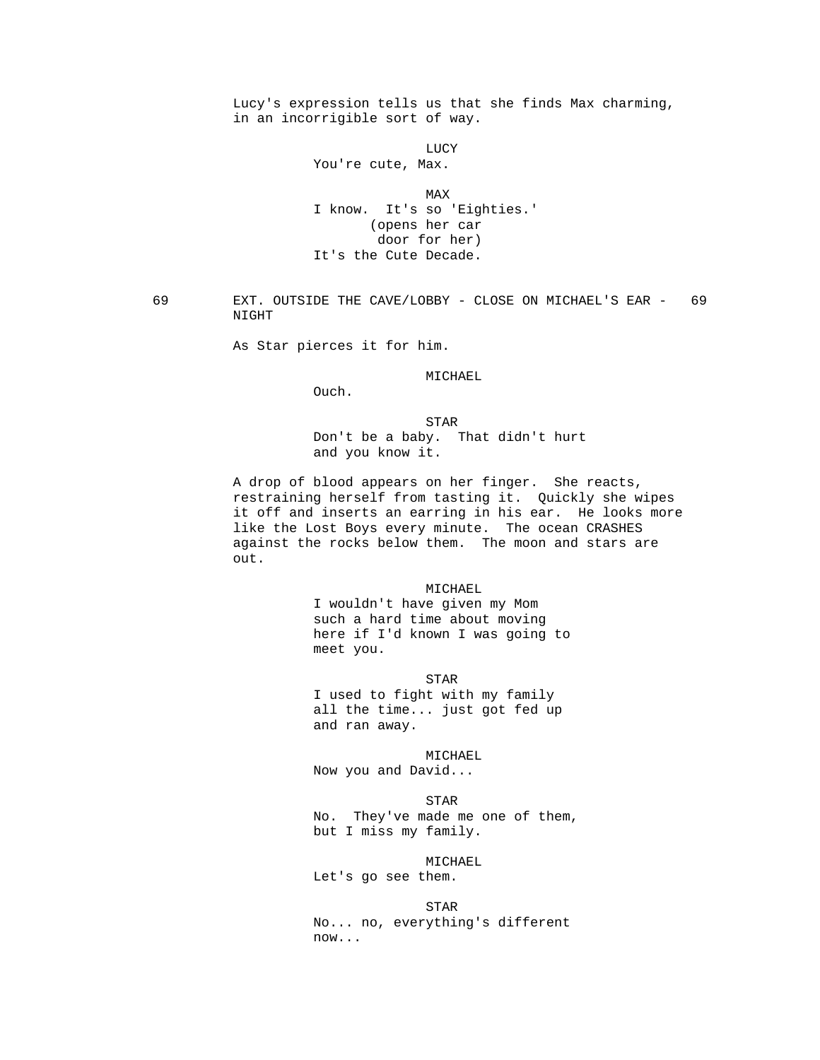Lucy's expression tells us that she finds Max charming, in an incorrigible sort of way.

LUCY
You're cute, Max.

MAX
I know. It's so 'Eighties.'
(opens her car door for her)
It's the Cute Decade.

69 EXT. OUTSIDE THE CAVE/LOBBY - CLOSE ON MICHAEL'S EAR - NIGHT 69

As Star pierces it for him.

MICHAEL
Ouch.

STAR
Don't be a baby. That didn't hurt and you know it.

A drop of blood appears on her finger. She reacts, restraining herself from tasting it. Quickly she wipes it off and inserts an earring in his ear. He looks more like the Lost Boys every minute. The ocean CRASHES against the rocks below them. The moon and stars are out.

MICHAEL
I wouldn't have given my Mom such a hard time about moving here if I'd known I was going to meet you.

STAR
I used to fight with my family all the time... just got fed up and ran away.

MICHAEL
Now you and David...

STAR
No. They've made me one of them, but I miss my family.

MICHAEL
Let's go see them.

STAR
No... no, everything's different now...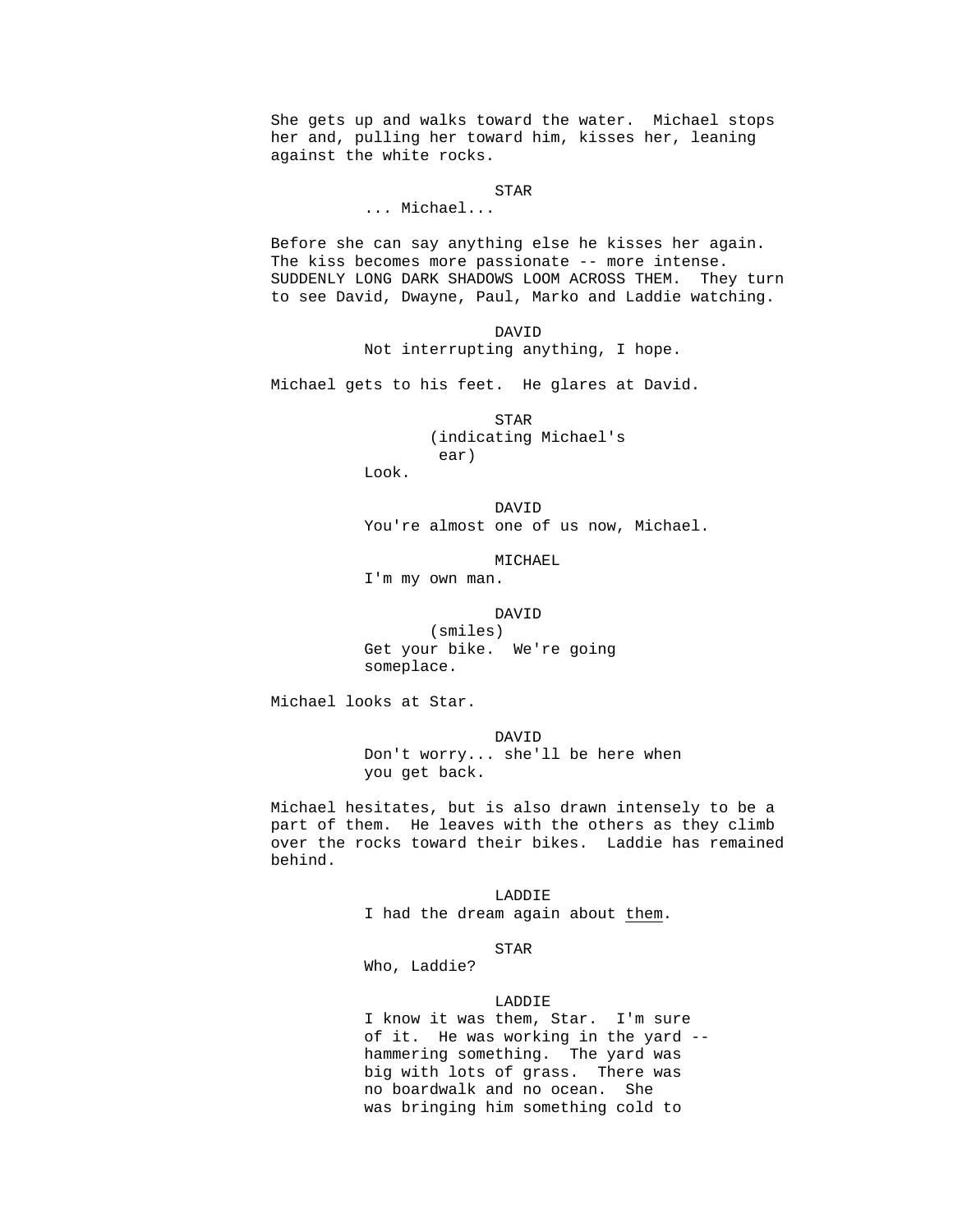She gets up and walks toward the water. Michael stops her and, pulling her toward him, kisses her, leaning against the white rocks.

STAR
... Michael...

Before she can say anything else he kisses her again. The kiss becomes more passionate -- more intense. SUDDENLY LONG DARK SHADOWS LOOM ACROSS THEM. They turn to see David, Dwayne, Paul, Marko and Laddie watching.

DAVID
Not interrupting anything, I hope.

Michael gets to his feet. He glares at David.

STAR
(indicating Michael's ear)
Look.

DAVID
You're almost one of us now, Michael.

MICHAEL
I'm my own man.

DAVID
(smiles)
Get your bike. We're going someplace.

Michael looks at Star.

DAVID
Don't worry... she'll be here when you get back.

Michael hesitates, but is also drawn intensely to be a part of them. He leaves with the others as they climb over the rocks toward their bikes. Laddie has remained behind.

LADDIE
I had the dream again about <u>them</u>.

STAR
Who, Laddie?

LADDIE
I know it was them, Star. I'm sure of it. He was working in the yard -- hammering something. The yard was big with lots of grass. There was no boardwalk and no ocean. She was bringing him something cold to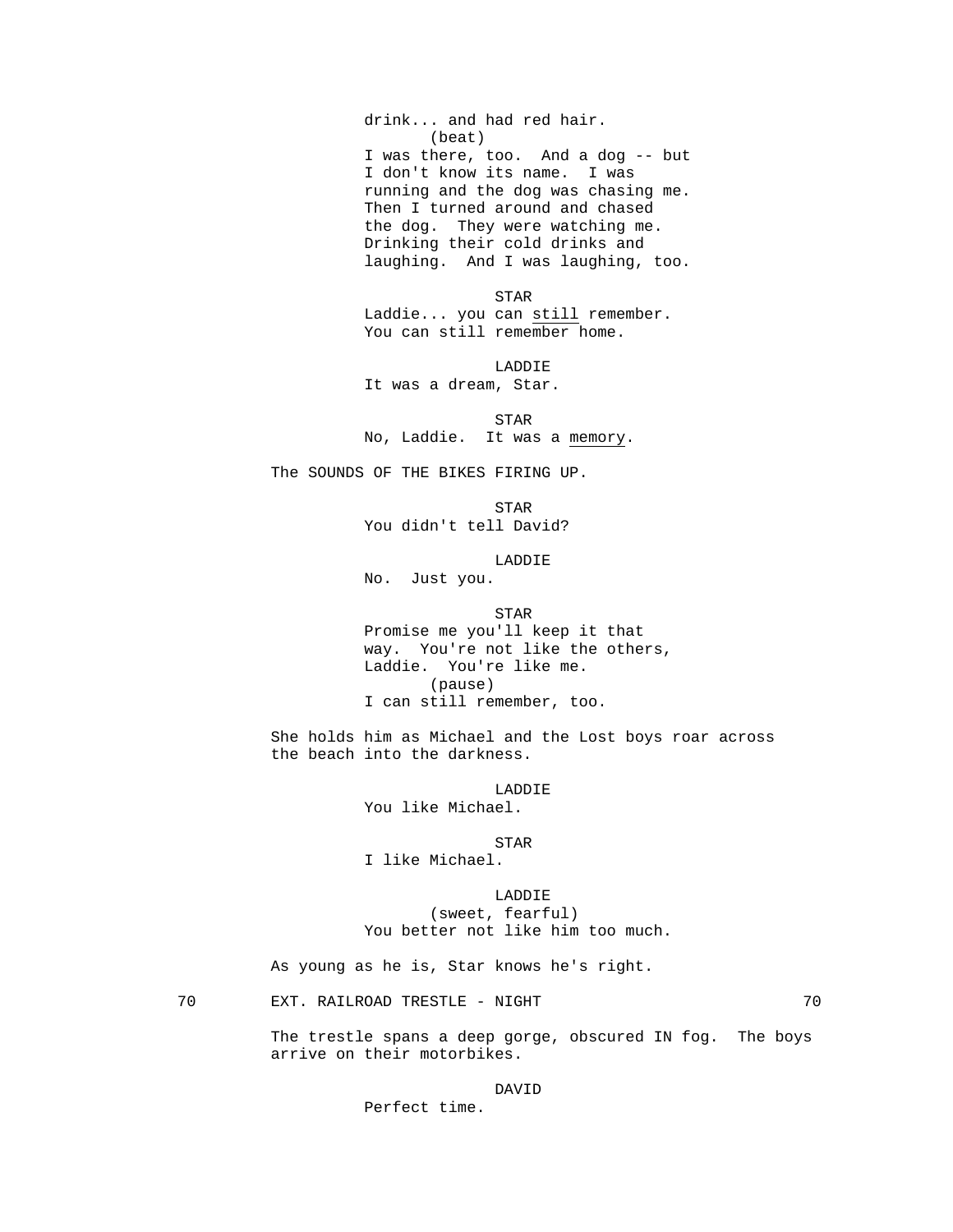drink... and had red hair.
(beat)
I was there, too. And a dog -- but I don't know its name. I was running and the dog was chasing me. Then I turned around and chased the dog. They were watching me. Drinking their cold drinks and laughing. And I was laughing, too.

STAR
Laddie... you can still remember. You can still remember home.

LADDIE
It was a dream, Star.

STAR
No, Laddie. It was a memory.

The SOUNDS OF THE BIKES FIRING UP.

STAR
You didn't tell David?

LADDIE
No. Just you.

STAR
Promise me you'll keep it that way. You're not like the others, Laddie. You're like me.
(pause)
I can still remember, too.

She holds him as Michael and the Lost boys roar across the beach into the darkness.

LADDIE
You like Michael.

STAR
I like Michael.

LADDIE
(sweet, fearful)
You better not like him too much.

As young as he is, Star knows he's right.

70 EXT. RAILROAD TRESTLE - NIGHT 70

The trestle spans a deep gorge, obscured IN fog. The boys arrive on their motorbikes.

DAVID
Perfect time.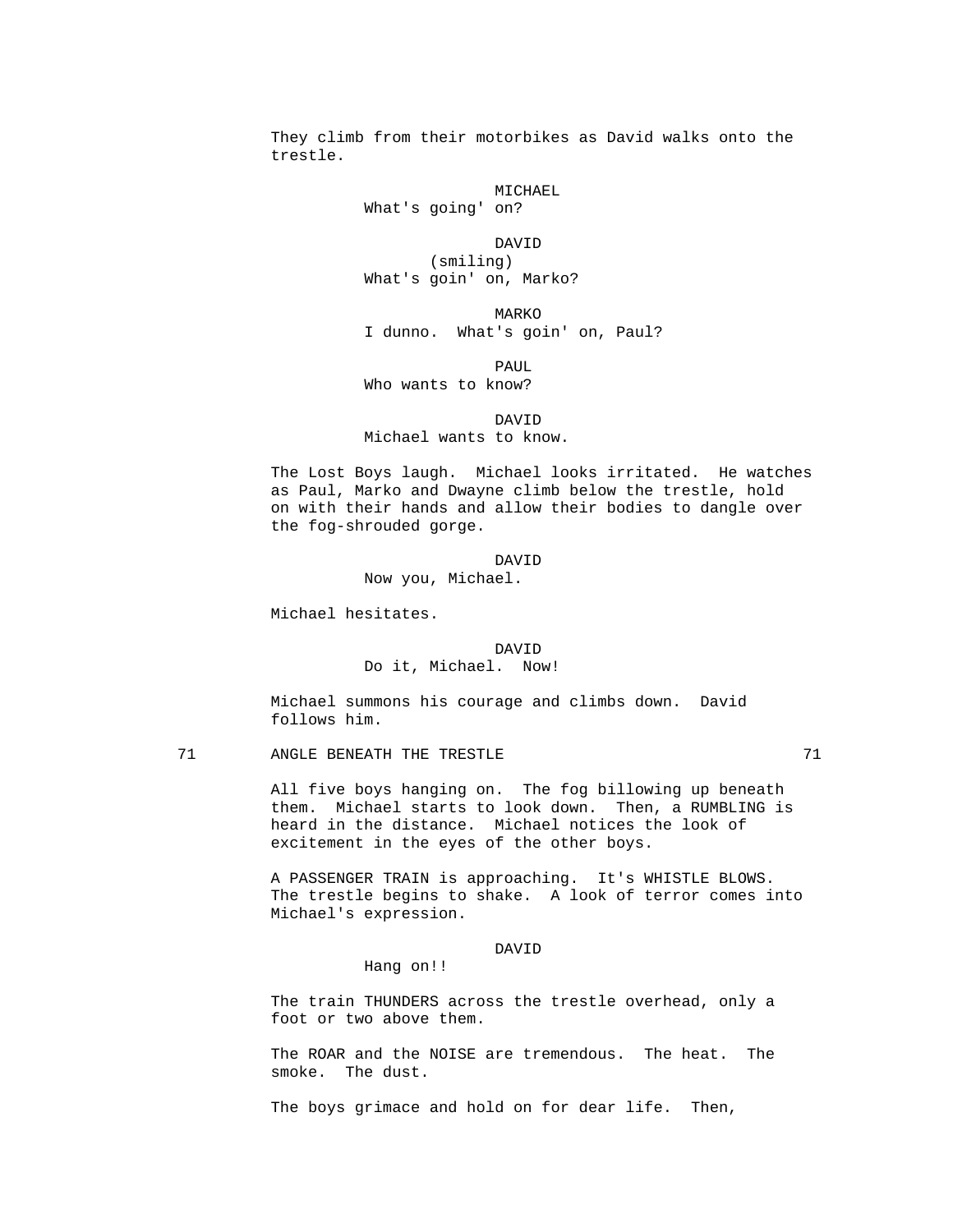They climb from their motorbikes as David walks onto the trestle.

MICHAEL
What's going' on?

DAVID
(smiling)
What's goin' on, Marko?

MARKO
I dunno.  What's goin' on, Paul?

PAUL
Who wants to know?

DAVID
Michael wants to know.

The Lost Boys laugh.  Michael looks irritated.  He watches as Paul, Marko and Dwayne climb below the trestle, hold on with their hands and allow their bodies to dangle over the fog-shrouded gorge.

DAVID
Now you, Michael.

Michael hesitates.

DAVID
Do it, Michael.  Now!

Michael summons his courage and climbs down.  David follows him.

71 ANGLE BENEATH THE TRESTLE 71

All five boys hanging on.  The fog billowing up beneath them.  Michael starts to look down.  Then, a RUMBLING is heard in the distance.  Michael notices the look of excitement in the eyes of the other boys.

A PASSENGER TRAIN is approaching.  It's WHISTLE BLOWS.  The trestle begins to shake.  A look of terror comes into Michael's expression.

DAVID
Hang on!!

The train THUNDERS across the trestle overhead, only a foot or two above them.

The ROAR and the NOISE are tremendous.  The heat.  The smoke.  The dust.

The boys grimace and hold on for dear life.  Then,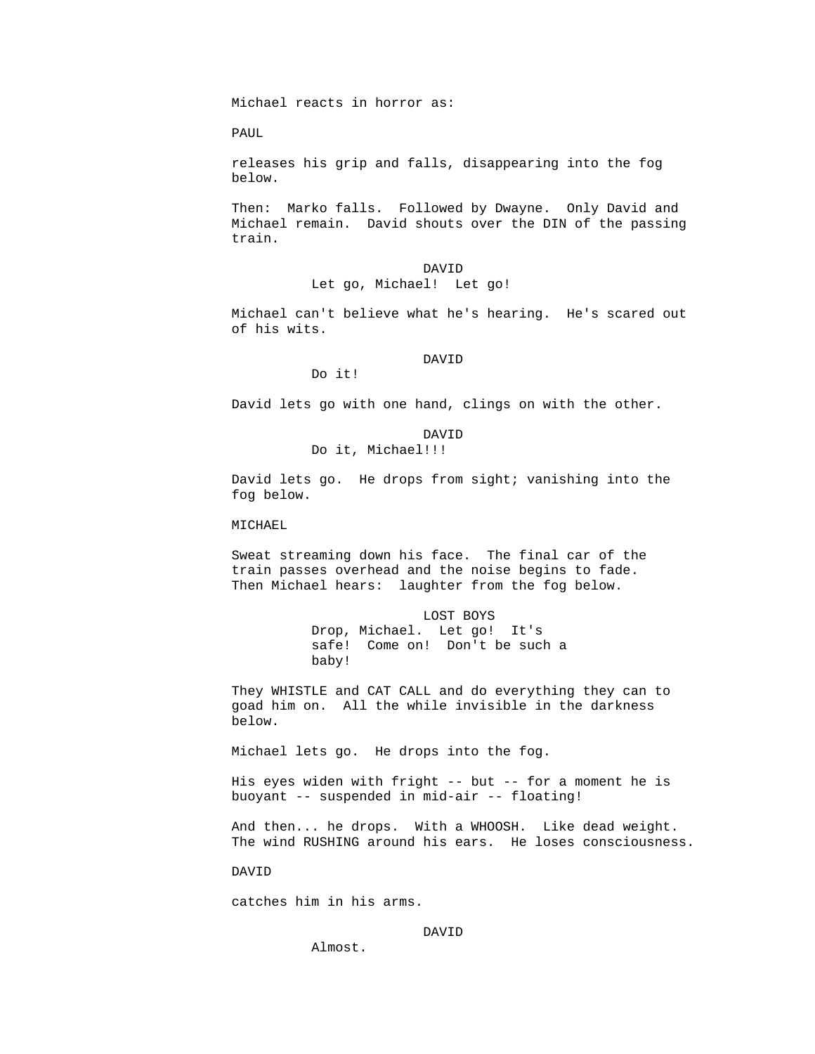Michael reacts in horror as:

PAUL

releases his grip and falls, disappearing into the fog below.

Then: Marko falls. Followed by Dwayne. Only David and Michael remain. David shouts over the DIN of the passing train.

DAVID
Let go, Michael! Let go!

Michael can't believe what he's hearing. He's scared out of his wits.

DAVID
Do it!

David lets go with one hand, clings on with the other.

DAVID
Do it, Michael!!!

David lets go. He drops from sight; vanishing into the fog below.

MICHAEL

Sweat streaming down his face. The final car of the train passes overhead and the noise begins to fade. Then Michael hears: laughter from the fog below.

LOST BOYS
Drop, Michael. Let go! It's safe! Come on! Don't be such a baby!

They WHISTLE and CAT CALL and do everything they can to goad him on. All the while invisible in the darkness below.

Michael lets go. He drops into the fog.

His eyes widen with fright -- but -- for a moment he is buoyant -- suspended in mid-air -- floating!

And then... he drops. With a WHOOSH. Like dead weight. The wind RUSHING around his ears. He loses consciousness.

DAVID

catches him in his arms.

DAVID
Almost.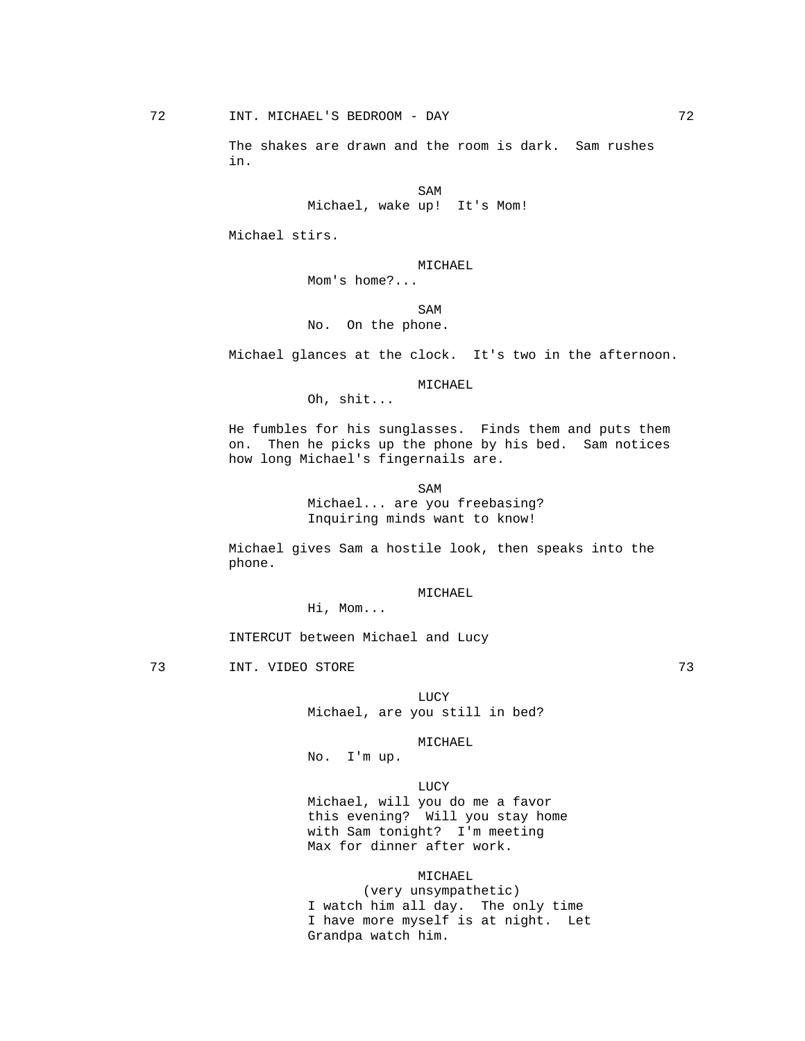72 INT. MICHAEL'S BEDROOM - DAY 72

The shakes are drawn and the room is dark. Sam rushes in.

SAM
Michael, wake up! It's Mom!

Michael stirs.

MICHAEL
Mom's home?...

SAM
No. On the phone.

Michael glances at the clock. It's two in the afternoon.

MICHAEL
Oh, shit...

He fumbles for his sunglasses. Finds them and puts them on. Then he picks up the phone by his bed. Sam notices how long Michael's fingernails are.

SAM
Michael... are you freebasing? Inquiring minds want to know!

Michael gives Sam a hostile look, then speaks into the phone.

MICHAEL
Hi, Mom...

INTERCUT between Michael and Lucy

73 INT. VIDEO STORE 73

LUCY
Michael, are you still in bed?

MICHAEL
No. I'm up.

LUCY
Michael, will you do me a favor this evening? Will you stay home with Sam tonight? I'm meeting Max for dinner after work.

MICHAEL
(very unsympathetic)
I watch him all day. The only time I have more myself is at night. Let Grandpa watch him.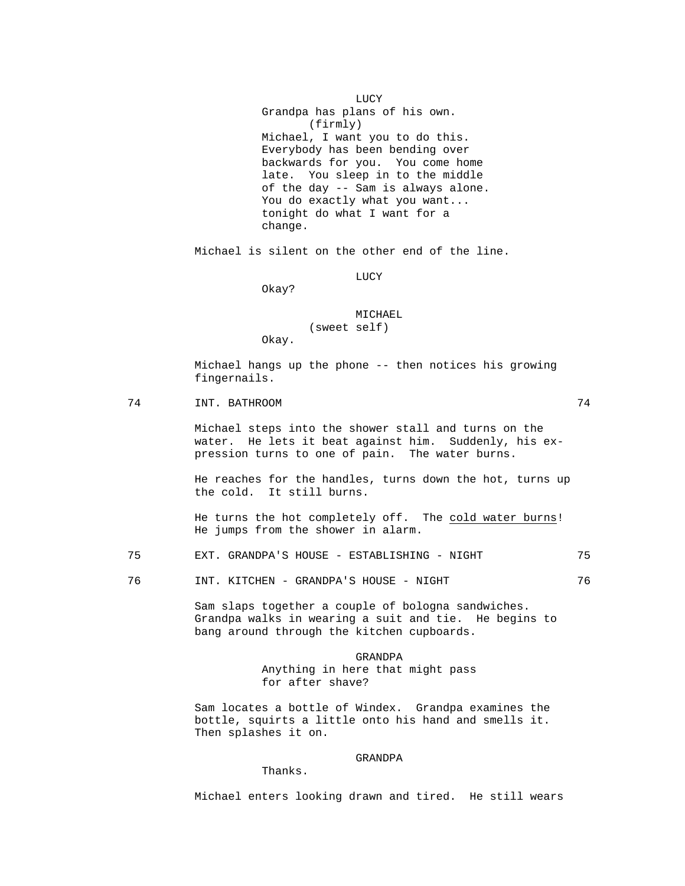LUCY
Grandpa has plans of his own.
(firmly)
Michael, I want you to do this. Everybody has been bending over backwards for you. You come home late. You sleep in to the middle of the day -- Sam is always alone. You do exactly what you want... tonight do what I want for a change.

Michael is silent on the other end of the line.

LUCY
Okay?

MICHAEL
(sweet self)
Okay.

Michael hangs up the phone -- then notices his growing fingernails.

74 INT. BATHROOM 74

Michael steps into the shower stall and turns on the water. He lets it beat against him. Suddenly, his expression turns to one of pain. The water burns.

He reaches for the handles, turns down the hot, turns up the cold. It still burns.

He turns the hot completely off. The <u>cold water burns</u>! He jumps from the shower in alarm.

75 EXT. GRANDPA'S HOUSE - ESTABLISHING - NIGHT 75

76 INT. KITCHEN - GRANDPA'S HOUSE - NIGHT 76

Sam slaps together a couple of bologna sandwiches. Grandpa walks in wearing a suit and tie. He begins to bang around through the kitchen cupboards.

GRANDPA
Anything in here that might pass for after shave?

Sam locates a bottle of Windex. Grandpa examines the bottle, squirts a little onto his hand and smells it. Then splashes it on.

GRANDPA
Thanks.

Michael enters looking drawn and tired. He still wears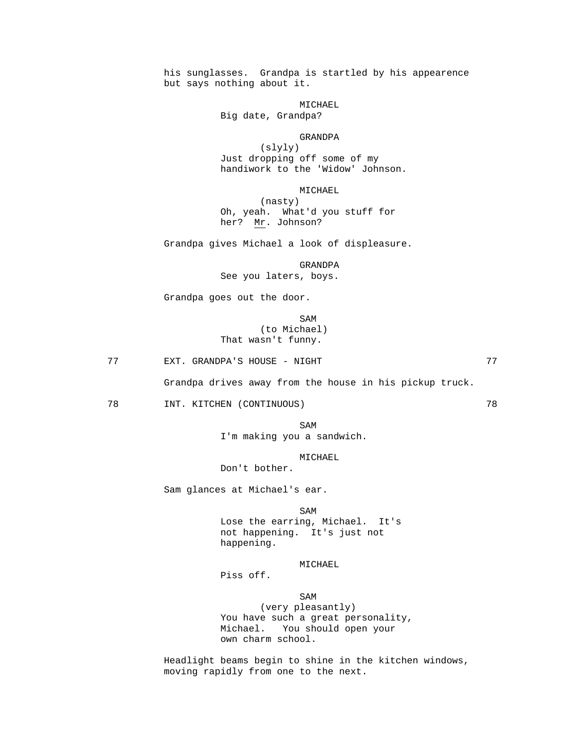his sunglasses. Grandpa is startled by his appearence but says nothing about it.

MICHAEL
Big date, Grandpa?

GRANDPA
(slyly)
Just dropping off some of my handiwork to the 'Widow' Johnson.

MICHAEL
(nasty)
Oh, yeah. What'd you stuff for her? Mr. Johnson?

Grandpa gives Michael a look of displeasure.

GRANDPA
See you laters, boys.

Grandpa goes out the door.

SAM
(to Michael)
That wasn't funny.

77 EXT. GRANDPA'S HOUSE - NIGHT 77

Grandpa drives away from the house in his pickup truck.

78 INT. KITCHEN (CONTINUOUS) 78

SAM
I'm making you a sandwich.

MICHAEL
Don't bother.

Sam glances at Michael's ear.

SAM
Lose the earring, Michael. It's not happening. It's just not happening.

MICHAEL
Piss off.

SAM
(very pleasantly)
You have such a great personality, Michael. You should open your own charm school.

Headlight beams begin to shine in the kitchen windows, moving rapidly from one to the next.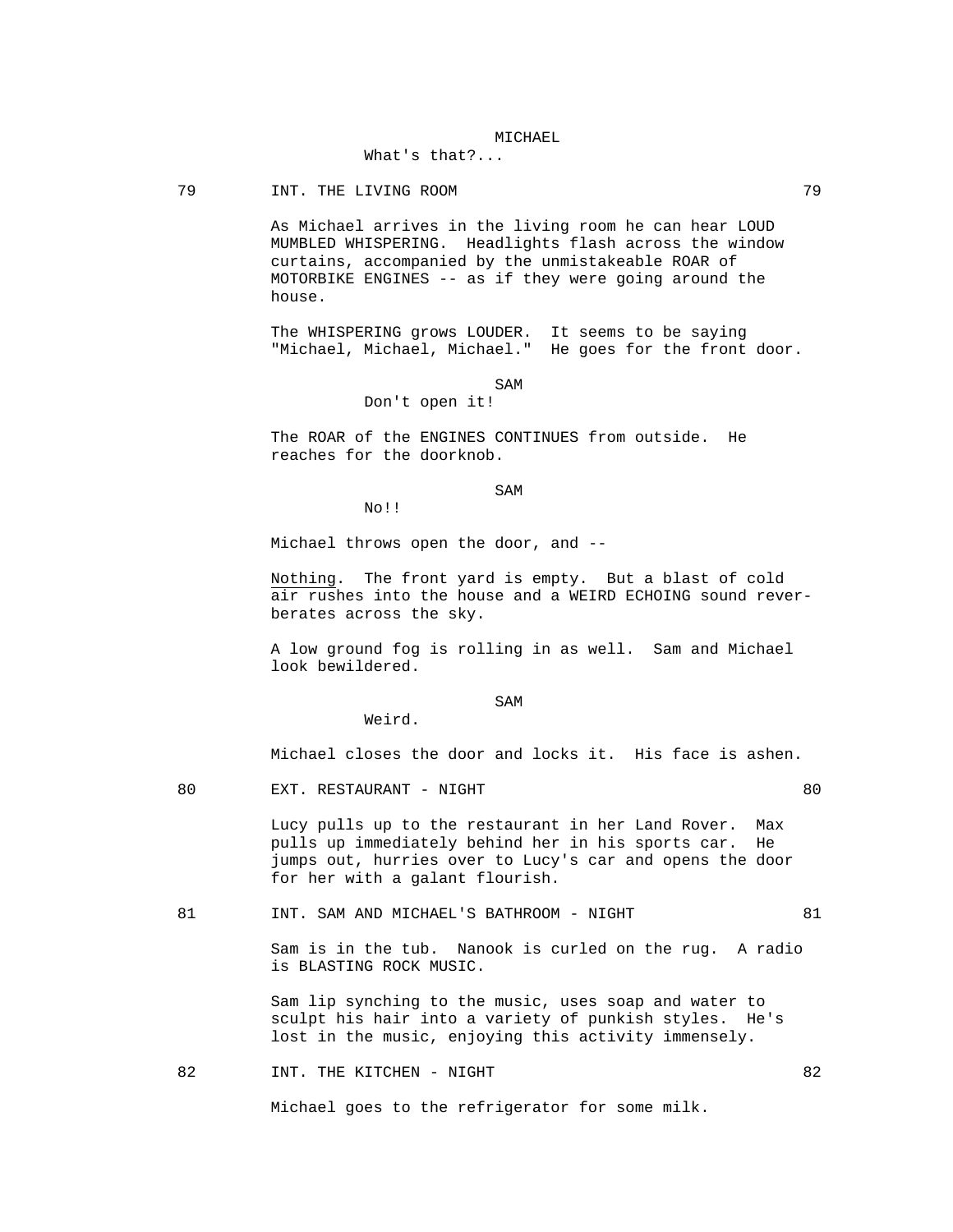MICHAEL
What's that?...

79 INT. THE LIVING ROOM 79

As Michael arrives in the living room he can hear LOUD MUMBLED WHISPERING. Headlights flash across the window curtains, accompanied by the unmistakeable ROAR of MOTORBIKE ENGINES -- as if they were going around the house.

The WHISPERING grows LOUDER. It seems to be saying "Michael, Michael, Michael." He goes for the front door.

SAM
Don't open it!

The ROAR of the ENGINES CONTINUES from outside. He reaches for the doorknob.

SAM
No!!

Michael throws open the door, and --

Nothing. The front yard is empty. But a blast of cold air rushes into the house and a WEIRD ECHOING sound rever-berates across the sky.

A low ground fog is rolling in as well. Sam and Michael look bewildered.

SAM
Weird.

Michael closes the door and locks it. His face is ashen.

80 EXT. RESTAURANT - NIGHT 80

Lucy pulls up to the restaurant in her Land Rover. Max pulls up immediately behind her in his sports car. He jumps out, hurries over to Lucy's car and opens the door for her with a galant flourish.

81 INT. SAM AND MICHAEL'S BATHROOM - NIGHT 81

Sam is in the tub. Nanook is curled on the rug. A radio is BLASTING ROCK MUSIC.

Sam lip synching to the music, uses soap and water to sculpt his hair into a variety of punkish styles. He's lost in the music, enjoying this activity immensely.

82 INT. THE KITCHEN - NIGHT 82

Michael goes to the refrigerator for some milk.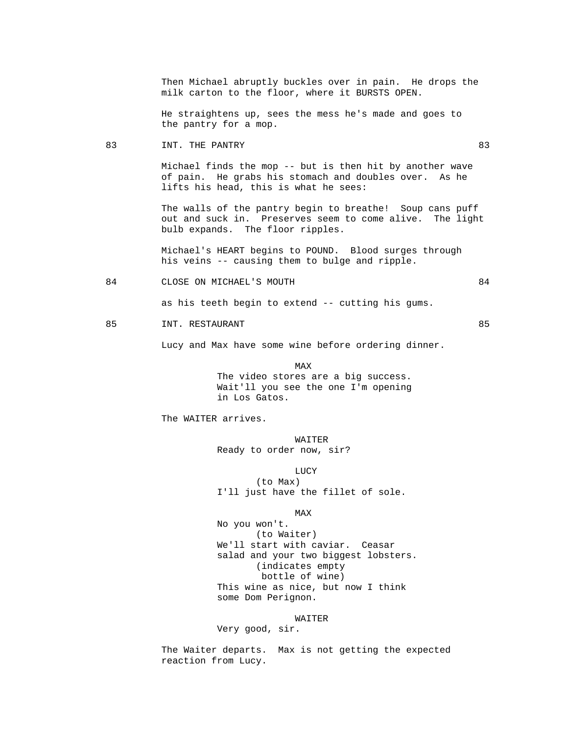Then Michael abruptly buckles over in pain. He drops the milk carton to the floor, where it BURSTS OPEN.

He straightens up, sees the mess he's made and goes to the pantry for a mop.

83 INT. THE PANTRY 83

Michael finds the mop -- but is then hit by another wave of pain. He grabs his stomach and doubles over. As he lifts his head, this is what he sees:

The walls of the pantry begin to breathe! Soup cans puff out and suck in. Preserves seem to come alive. The light bulb expands. The floor ripples.

Michael's HEART begins to POUND. Blood surges through his veins -- causing them to bulge and ripple.

84 CLOSE ON MICHAEL'S MOUTH 84

as his teeth begin to extend -- cutting his gums.

85 INT. RESTAURANT 85

Lucy and Max have some wine before ordering dinner.

MAX
The video stores are a big success. Wait'll you see the one I'm opening in Los Gatos.

The WAITER arrives.

WAITER
Ready to order now, sir?

LUCY
(to Max)
I'll just have the fillet of sole.

MAX
No you won't.
(to Waiter)
We'll start with caviar. Ceasar salad and your two biggest lobsters.
(indicates empty bottle of wine)
This wine as nice, but now I think some Dom Perignon.

WAITER
Very good, sir.

The Waiter departs. Max is not getting the expected reaction from Lucy.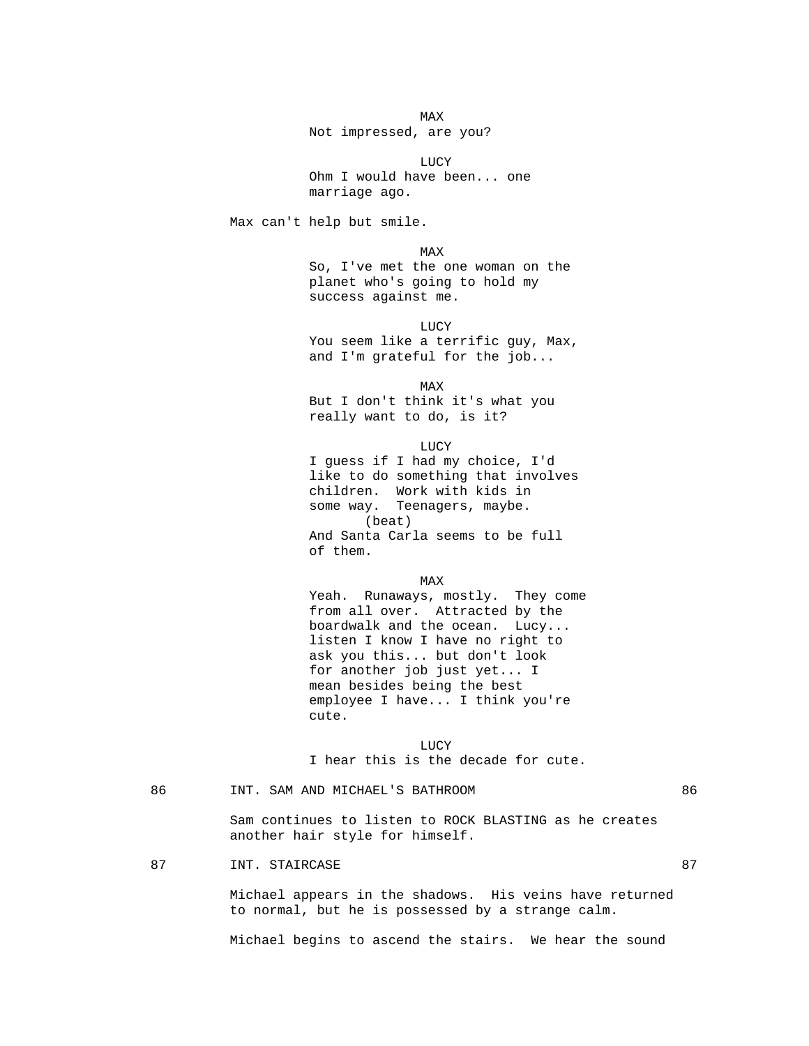MAX
Not impressed, are you?

LUCY
Ohm I would have been... one marriage ago.

Max can't help but smile.

MAX
So, I've met the one woman on the planet who's going to hold my success against me.

LUCY
You seem like a terrific guy, Max, and I'm grateful for the job...

MAX
But I don't think it's what you really want to do, is it?

LUCY
I guess if I had my choice, I'd like to do something that involves children. Work with kids in some way. Teenagers, maybe.
(beat)
And Santa Carla seems to be full of them.

MAX
Yeah. Runaways, mostly. They come from all over. Attracted by the boardwalk and the ocean. Lucy... listen I know I have no right to ask you this... but don't look for another job just yet... I mean besides being the best employee I have... I think you're cute.

LUCY
I hear this is the decade for cute.

86 INT. SAM AND MICHAEL'S BATHROOM 86

Sam continues to listen to ROCK BLASTING as he creates another hair style for himself.

87 INT. STAIRCASE 87

Michael appears in the shadows. His veins have returned to normal, but he is possessed by a strange calm.

Michael begins to ascend the stairs. We hear the sound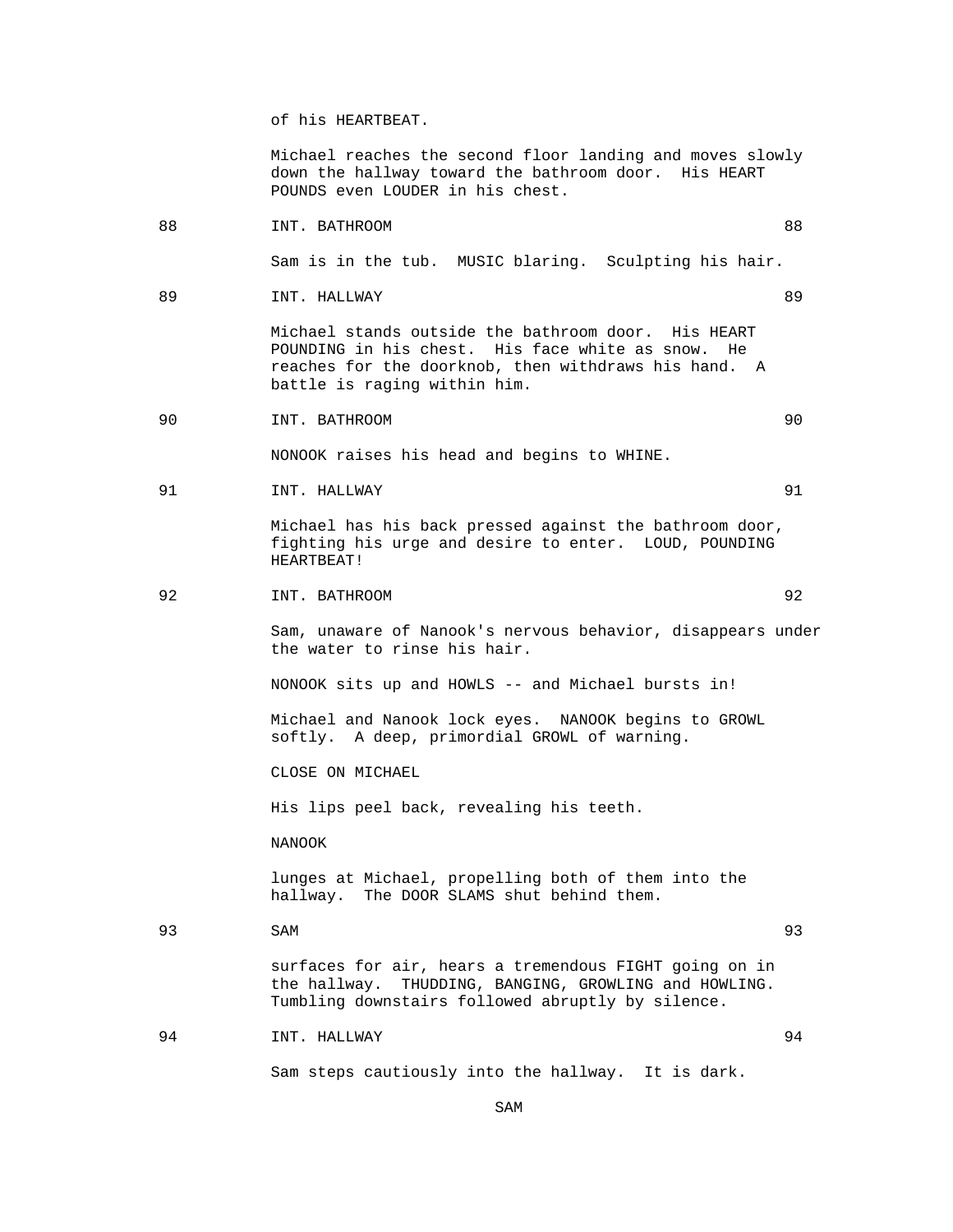of his HEARTBEAT.

Michael reaches the second floor landing and moves slowly down the hallway toward the bathroom door. His HEART POUNDS even LOUDER in his chest.

88 INT. BATHROOM 88

Sam is in the tub. MUSIC blaring. Sculpting his hair.

89 INT. HALLWAY 89

Michael stands outside the bathroom door. His HEART POUNDING in his chest. His face white as snow. He reaches for the doorknob, then withdraws his hand. A battle is raging within him.

90 INT. BATHROOM 90

NONOOK raises his head and begins to WHINE.

91 INT. HALLWAY 91

Michael has his back pressed against the bathroom door, fighting his urge and desire to enter. LOUD, POUNDING HEARTBEAT!

92 INT. BATHROOM 92

Sam, unaware of Nanook's nervous behavior, disappears under the water to rinse his hair.

NONOOK sits up and HOWLS -- and Michael bursts in!

Michael and Nanook lock eyes. NANOOK begins to GROWL softly. A deep, primordial GROWL of warning.

CLOSE ON MICHAEL

His lips peel back, revealing his teeth.

NANOOK

lunges at Michael, propelling both of them into the hallway. The DOOR SLAMS shut behind them.

93 SAM 93

surfaces for air, hears a tremendous FIGHT going on in the hallway. THUDDING, BANGING, GROWLING and HOWLING. Tumbling downstairs followed abruptly by silence.

94 INT. HALLWAY 94

Sam steps cautiously into the hallway. It is dark.

SAM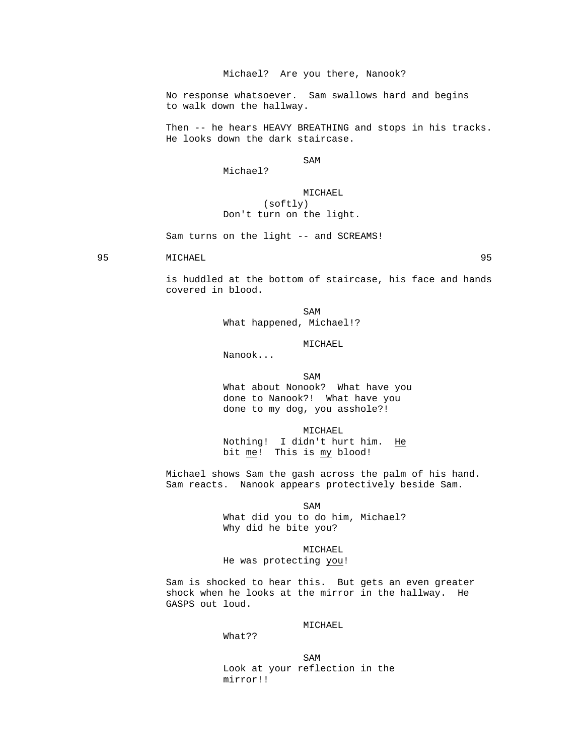Michael? Are you there, Nanook?

No response whatsoever. Sam swallows hard and begins to walk down the hallway.

Then -- he hears HEAVY BREATHING and stops in his tracks. He looks down the dark staircase.

SAM
Michael?

MICHAEL
(softly)
Don't turn on the light.

Sam turns on the light -- and SCREAMS!

95 MICHAEL 95

is huddled at the bottom of staircase, his face and hands covered in blood.

SAM
What happened, Michael!?

MICHAEL
Nanook...

SAM
What about Nonook? What have you done to Nanook?! What have you done to my dog, you asshole?!

MICHAEL
Nothing! I didn't hurt him. <u>He</u> bit <u>me</u>! This is <u>my</u> blood!

Michael shows Sam the gash across the palm of his hand. Sam reacts. Nanook appears protectively beside Sam.

SAM
What did you to do him, Michael? Why did he bite you?

MICHAEL
He was protecting <u>you</u>!

Sam is shocked to hear this. But gets an even greater shock when he looks at the mirror in the hallway. He GASPS out loud.

MICHAEL
What??

SAM
Look at your reflection in the mirror!!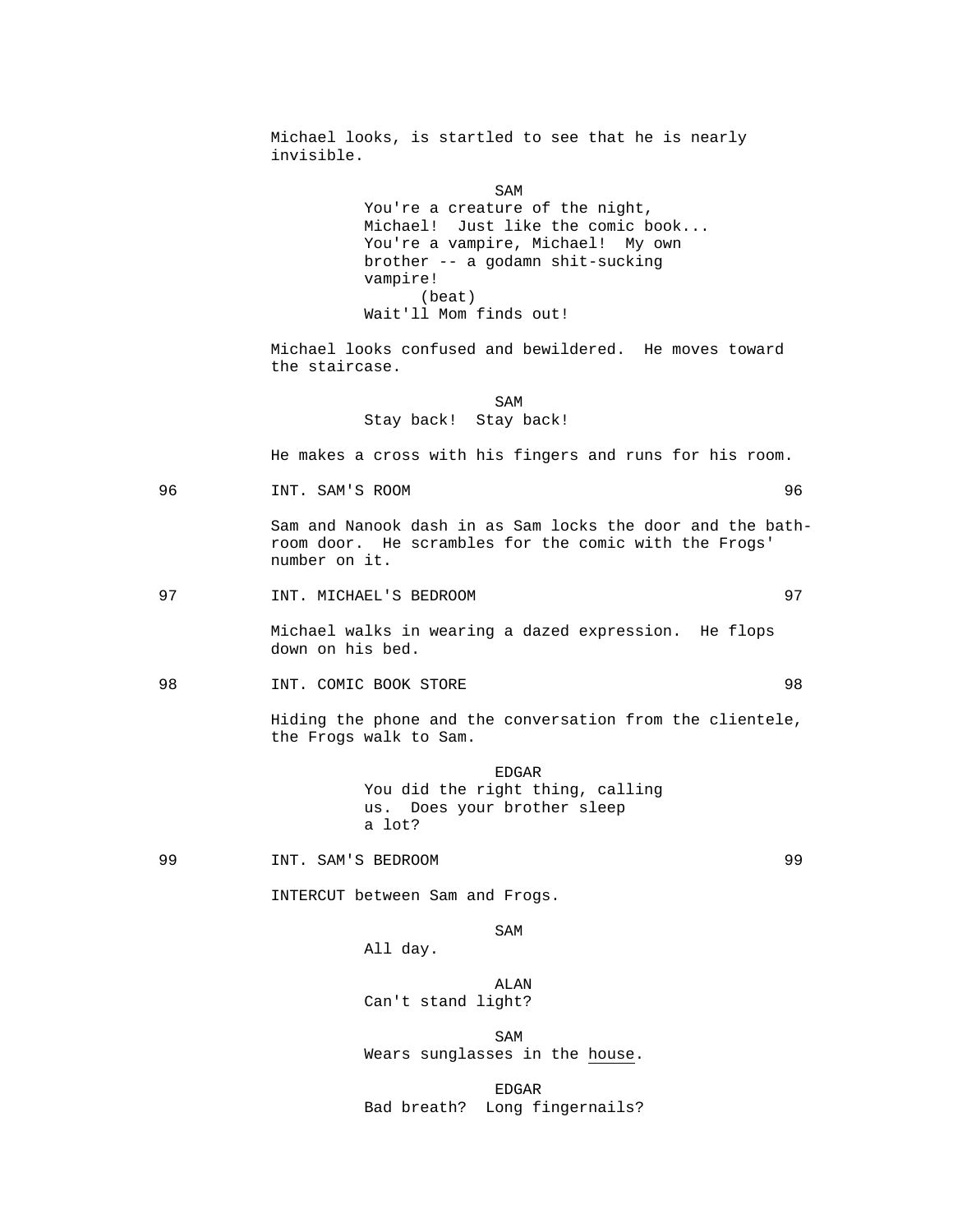Michael looks, is startled to see that he is nearly invisible.

SAM
You're a creature of the night, Michael! Just like the comic book... You're a vampire, Michael! My own brother -- a godamn shit-sucking vampire!
(beat)
Wait'll Mom finds out!

Michael looks confused and bewildered. He moves toward the staircase.

SAM
Stay back! Stay back!

He makes a cross with his fingers and runs for his room.

96 INT. SAM'S ROOM 96

Sam and Nanook dash in as Sam locks the door and the bathroom door. He scrambles for the comic with the Frogs' number on it.

97 INT. MICHAEL'S BEDROOM 97

Michael walks in wearing a dazed expression. He flops down on his bed.

98 INT. COMIC BOOK STORE 98

Hiding the phone and the conversation from the clientele, the Frogs walk to Sam.

EDGAR
You did the right thing, calling us. Does your brother sleep a lot?

99 INT. SAM'S BEDROOM 99

INTERCUT between Sam and Frogs.

SAM
All day.

ALAN
Can't stand light?

SAM
Wears sunglasses in the <u>house</u>.

EDGAR
Bad breath? Long fingernails?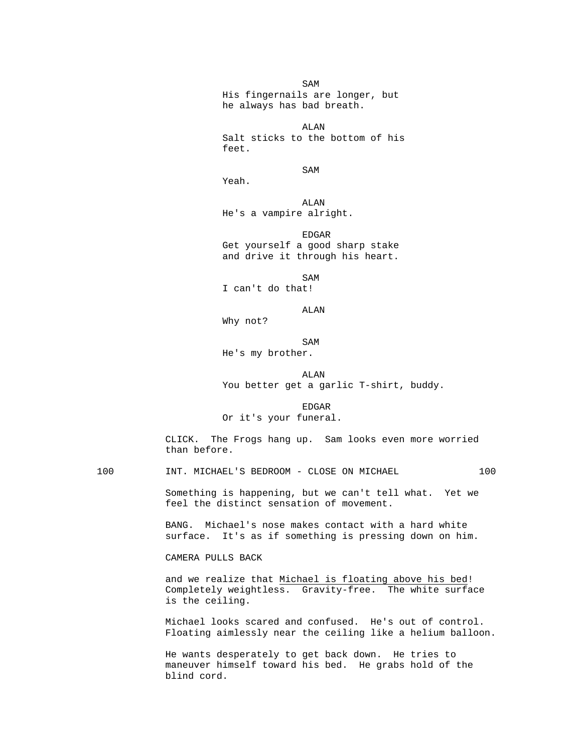SAM
His fingernails are longer, but he always has bad breath.

ALAN
Salt sticks to the bottom of his feet.

SAM
Yeah.

ALAN
He's a vampire alright.

EDGAR
Get yourself a good sharp stake and drive it through his heart.

SAM
I can't do that!

ALAN
Why not?

SAM
He's my brother.

ALAN
You better get a garlic T-shirt, buddy.

EDGAR
Or it's your funeral.

CLICK. The Frogs hang up. Sam looks even more worried than before.

100 INT. MICHAEL'S BEDROOM - CLOSE ON MICHAEL 100

Something is happening, but we can't tell what. Yet we feel the distinct sensation of movement.

BANG. Michael's nose makes contact with a hard white surface. It's as if something is pressing down on him.

CAMERA PULLS BACK

and we realize that <u>Michael is floating above his bed</u>! Completely weightless. Gravity-free. The white surface is the ceiling.

Michael looks scared and confused. He's out of control. Floating aimlessly near the ceiling like a helium balloon.

He wants desperately to get back down. He tries to maneuver himself toward his bed. He grabs hold of the blind cord.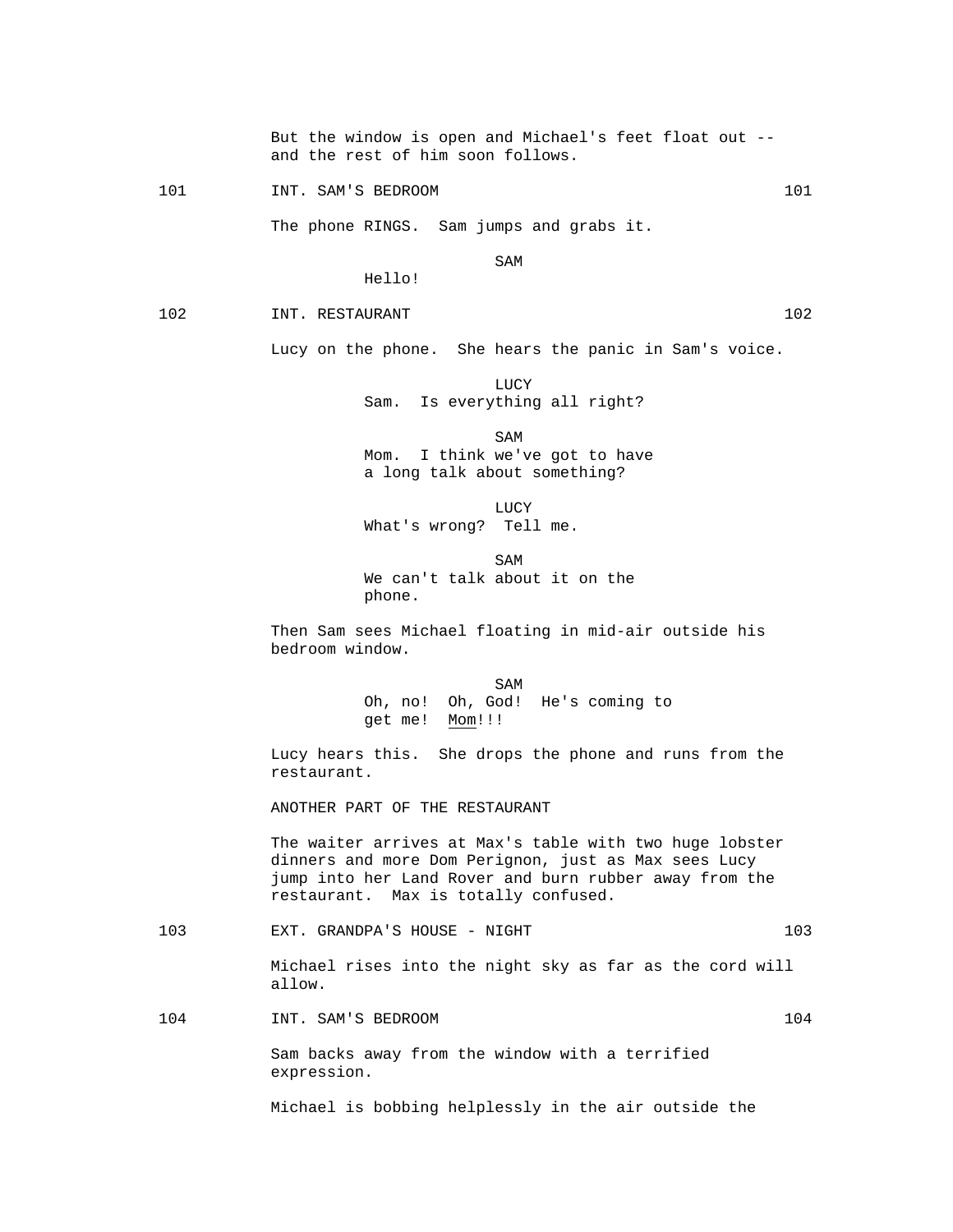But the window is open and Michael's feet float out -- and the rest of him soon follows.

101 INT. SAM'S BEDROOM 101

The phone RINGS. Sam jumps and grabs it.

SAM
Hello!

102 INT. RESTAURANT 102

Lucy on the phone. She hears the panic in Sam's voice.

LUCY
Sam. Is everything all right?

SAM
Mom. I think we've got to have a long talk about something?

LUCY
What's wrong? Tell me.

SAM
We can't talk about it on the phone.

Then Sam sees Michael floating in mid-air outside his bedroom window.

SAM
Oh, no! Oh, God! He's coming to get me! Mom!!!

Lucy hears this. She drops the phone and runs from the restaurant.

ANOTHER PART OF THE RESTAURANT

The waiter arrives at Max's table with two huge lobster dinners and more Dom Perignon, just as Max sees Lucy jump into her Land Rover and burn rubber away from the restaurant. Max is totally confused.

103 EXT. GRANDPA'S HOUSE - NIGHT 103

Michael rises into the night sky as far as the cord will allow.

104 INT. SAM'S BEDROOM 104

Sam backs away from the window with a terrified expression.

Michael is bobbing helplessly in the air outside the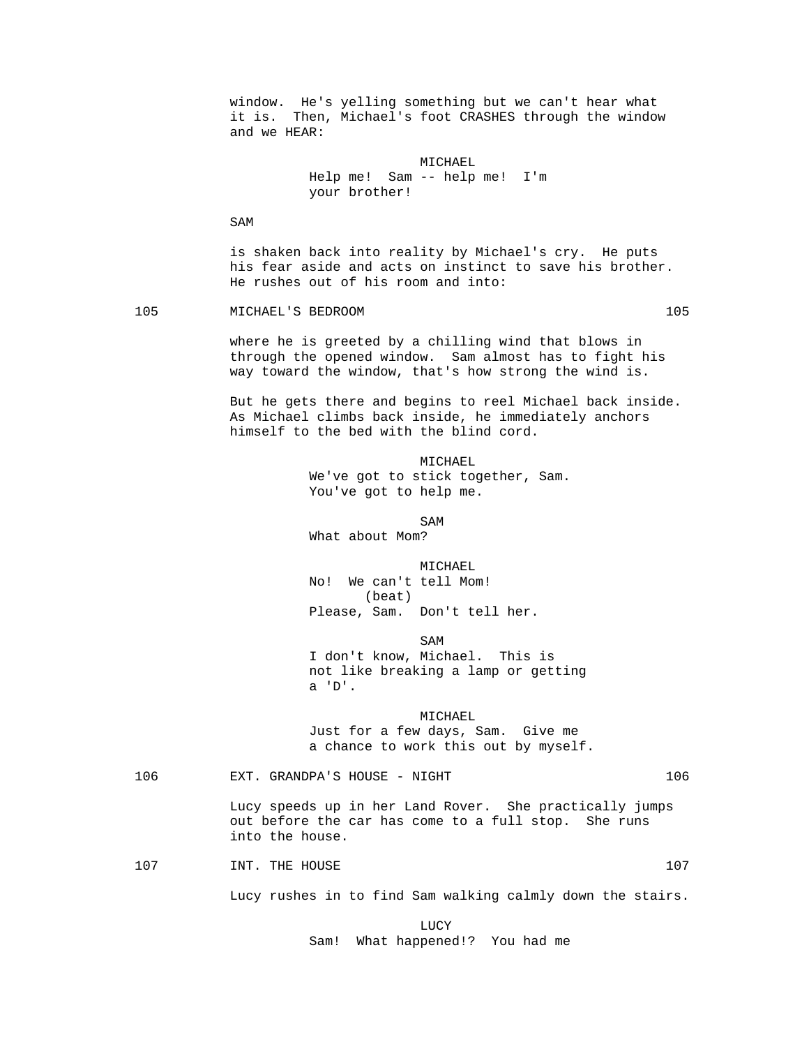window. He's yelling something but we can't hear what it is. Then, Michael's foot CRASHES through the window and we HEAR:

MICHAEL
Help me! Sam -- help me! I'm your brother!

SAM

is shaken back into reality by Michael's cry. He puts his fear aside and acts on instinct to save his brother. He rushes out of his room and into:

105 MICHAEL'S BEDROOM 105

where he is greeted by a chilling wind that blows in through the opened window. Sam almost has to fight his way toward the window, that's how strong the wind is.

But he gets there and begins to reel Michael back inside. As Michael climbs back inside, he immediately anchors himself to the bed with the blind cord.

MICHAEL
We've got to stick together, Sam. You've got to help me.

SAM
What about Mom?

MICHAEL
No! We can't tell Mom!
(beat)
Please, Sam. Don't tell her.

SAM
I don't know, Michael. This is not like breaking a lamp or getting a 'D'.

MICHAEL
Just for a few days, Sam. Give me a chance to work this out by myself.

106 EXT. GRANDPA'S HOUSE - NIGHT 106

Lucy speeds up in her Land Rover. She practically jumps out before the car has come to a full stop. She runs into the house.

107 INT. THE HOUSE 107

Lucy rushes in to find Sam walking calmly down the stairs.

LUCY
Sam! What happened!? You had me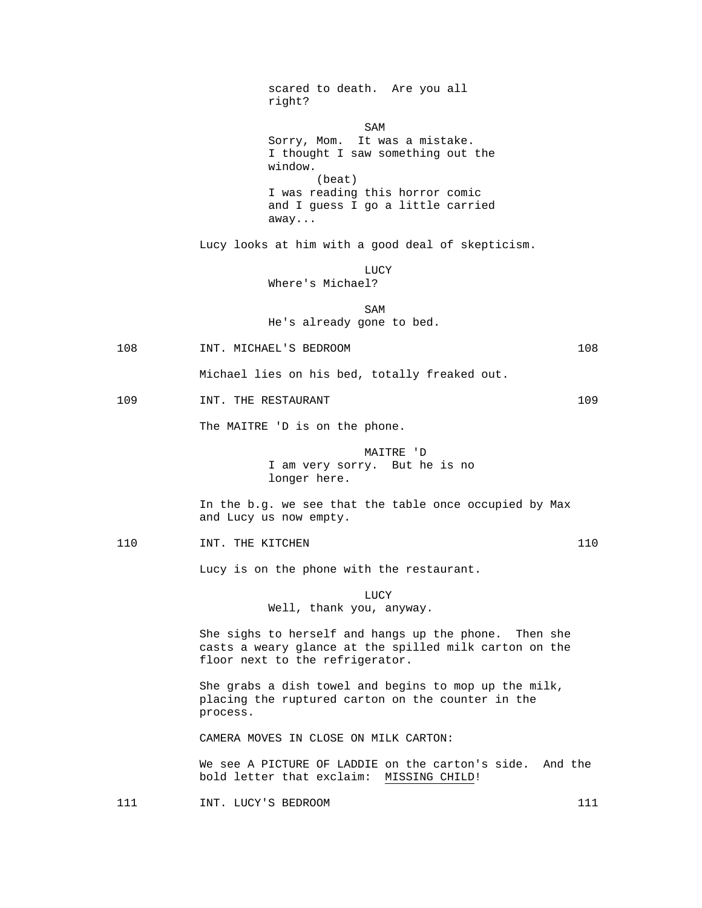scared to death. Are you all right?

SAM

Sorry, Mom. It was a mistake. I thought I saw something out the window.

(beat)

I was reading this horror comic and I guess I go a little carried away...

Lucy looks at him with a good deal of skepticism.

LUCY

Where's Michael?

SAM

He's already gone to bed.

108 INT. MICHAEL'S BEDROOM 108

Michael lies on his bed, totally freaked out.

109 INT. THE RESTAURANT 109

The MAITRE 'D is on the phone.

MAITRE 'D

I am very sorry. But he is no longer here.

In the b.g. we see that the table once occupied by Max and Lucy us now empty.

110 INT. THE KITCHEN 110

Lucy is on the phone with the restaurant.

LUCY

Well, thank you, anyway.

She sighs to herself and hangs up the phone. Then she casts a weary glance at the spilled milk carton on the floor next to the refrigerator.

She grabs a dish towel and begins to mop up the milk, placing the ruptured carton on the counter in the process.

CAMERA MOVES IN CLOSE ON MILK CARTON:

We see A PICTURE OF LADDIE on the carton's side. And the bold letter that exclaim: <u>MISSING CHILD</u>!

111 INT. LUCY'S BEDROOM 111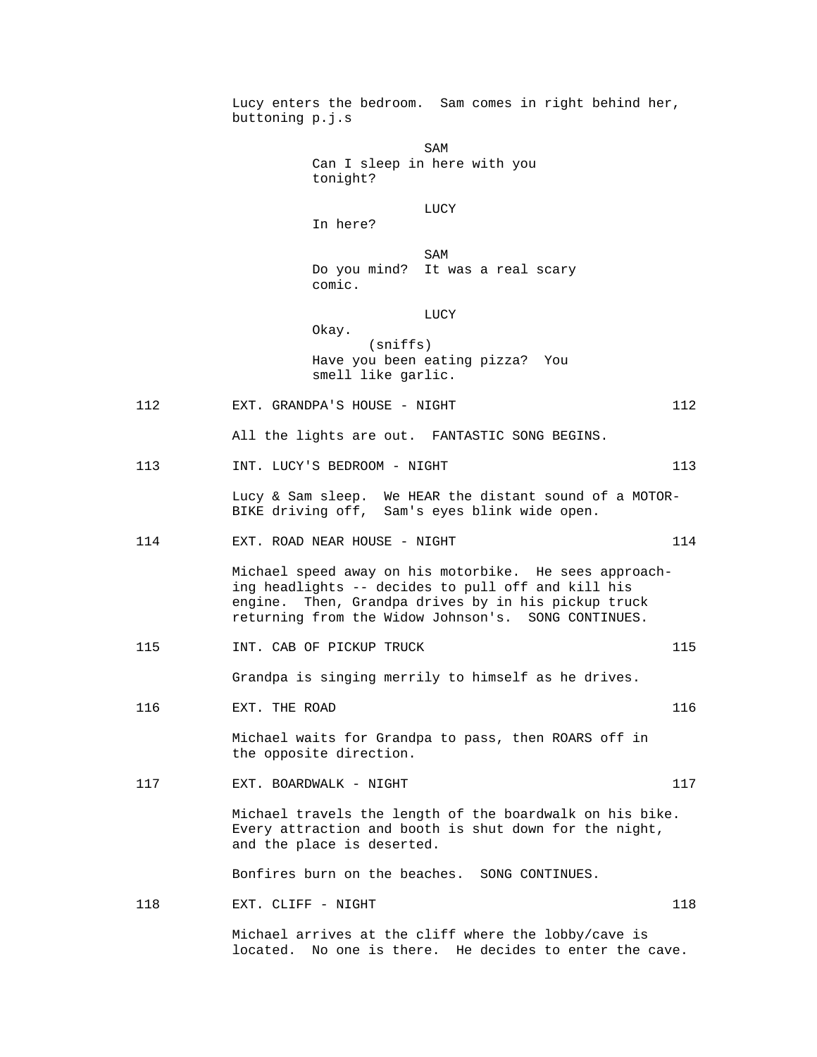Lucy enters the bedroom. Sam comes in right behind her, buttoning p.j.s

SAM
Can I sleep in here with you tonight?

LUCY
In here?

SAM
Do you mind? It was a real scary comic.

LUCY
Okay.
(sniffs)
Have you been eating pizza? You smell like garlic.

112 EXT. GRANDPA'S HOUSE - NIGHT 112

All the lights are out. FANTASTIC SONG BEGINS.

113 INT. LUCY'S BEDROOM - NIGHT 113

Lucy & Sam sleep. We HEAR the distant sound of a MOTOR-BIKE driving off, Sam's eyes blink wide open.

114 EXT. ROAD NEAR HOUSE - NIGHT 114

Michael speed away on his motorbike. He sees approaching headlights -- decides to pull off and kill his engine. Then, Grandpa drives by in his pickup truck returning from the Widow Johnson's. SONG CONTINUES.

115 INT. CAB OF PICKUP TRUCK 115

Grandpa is singing merrily to himself as he drives.

116 EXT. THE ROAD 116

Michael waits for Grandpa to pass, then ROARS off in the opposite direction.

117 EXT. BOARDWALK - NIGHT 117

Michael travels the length of the boardwalk on his bike. Every attraction and booth is shut down for the night, and the place is deserted.

Bonfires burn on the beaches. SONG CONTINUES.

118 EXT. CLIFF - NIGHT 118

Michael arrives at the cliff where the lobby/cave is located. No one is there. He decides to enter the cave.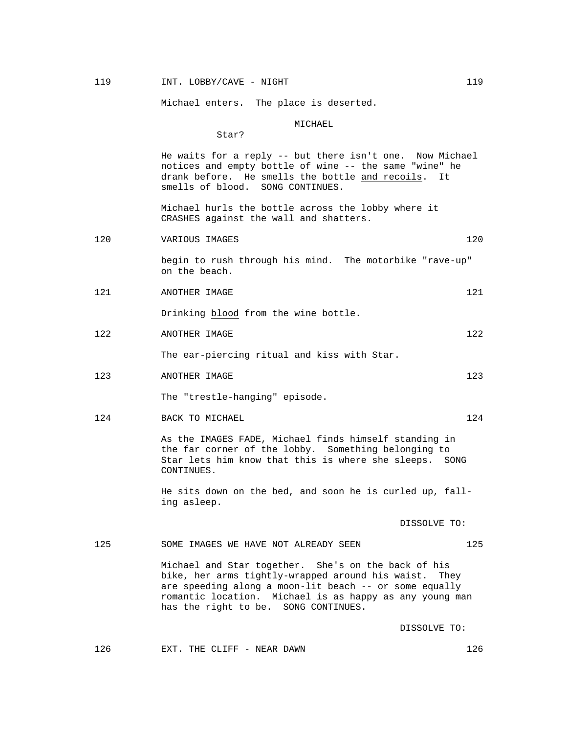119 INT. LOBBY/CAVE - NIGHT 119

Michael enters. The place is deserted.

MICHAEL
Star?

He waits for a reply -- but there isn't one. Now Michael notices and empty bottle of wine -- the same "wine" he drank before. He smells the bottle <u>and recoils</u>. It smells of blood. SONG CONTINUES.

Michael hurls the bottle across the lobby where it CRASHES against the wall and shatters.

120 VARIOUS IMAGES 120

begin to rush through his mind. The motorbike "rave-up" on the beach.

121 ANOTHER IMAGE 121

Drinking <u>blood</u> from the wine bottle.

122 ANOTHER IMAGE 122

The ear-piercing ritual and kiss with Star.

123 ANOTHER IMAGE 123

The "trestle-hanging" episode.

124 BACK TO MICHAEL 124

As the IMAGES FADE, Michael finds himself standing in the far corner of the lobby. Something belonging to Star lets him know that this is where she sleeps. SONG CONTINUES.

He sits down on the bed, and soon he is curled up, falling asleep.

DISSOLVE TO:

125 SOME IMAGES WE HAVE NOT ALREADY SEEN 125

Michael and Star together. She's on the back of his bike, her arms tightly-wrapped around his waist. They are speeding along a moon-lit beach -- or some equally romantic location. Michael is as happy as any young man has the right to be. SONG CONTINUES.

DISSOLVE TO:

126 EXT. THE CLIFF - NEAR DAWN 126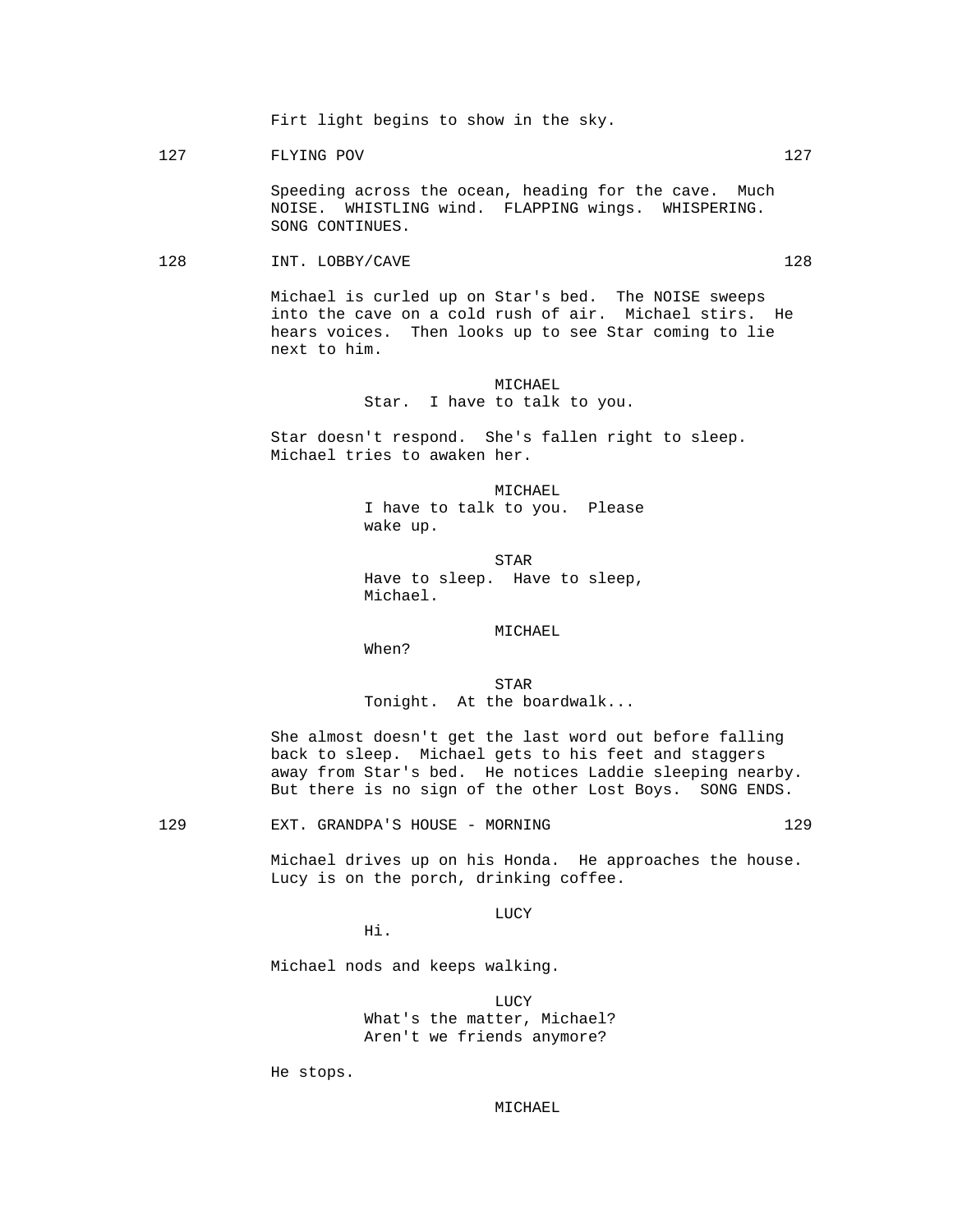Firt light begins to show in the sky.

127 FLYING POV 127

Speeding across the ocean, heading for the cave. Much NOISE. WHISTLING wind. FLAPPING wings. WHISPERING. SONG CONTINUES.

128 INT. LOBBY/CAVE 128

Michael is curled up on Star's bed. The NOISE sweeps into the cave on a cold rush of air. Michael stirs. He hears voices. Then looks up to see Star coming to lie next to him.

MICHAEL
Star. I have to talk to you.

Star doesn't respond. She's fallen right to sleep. Michael tries to awaken her.

MICHAEL
I have to talk to you. Please wake up.

STAR
Have to sleep. Have to sleep, Michael.

MICHAEL
When?

STAR
Tonight. At the boardwalk...

She almost doesn't get the last word out before falling back to sleep. Michael gets to his feet and staggers away from Star's bed. He notices Laddie sleeping nearby. But there is no sign of the other Lost Boys. SONG ENDS.

129 EXT. GRANDPA'S HOUSE - MORNING 129

Michael drives up on his Honda. He approaches the house. Lucy is on the porch, drinking coffee.

LUCY
Hi.

Michael nods and keeps walking.

LUCY
What's the matter, Michael? Aren't we friends anymore?

He stops.

MICHAEL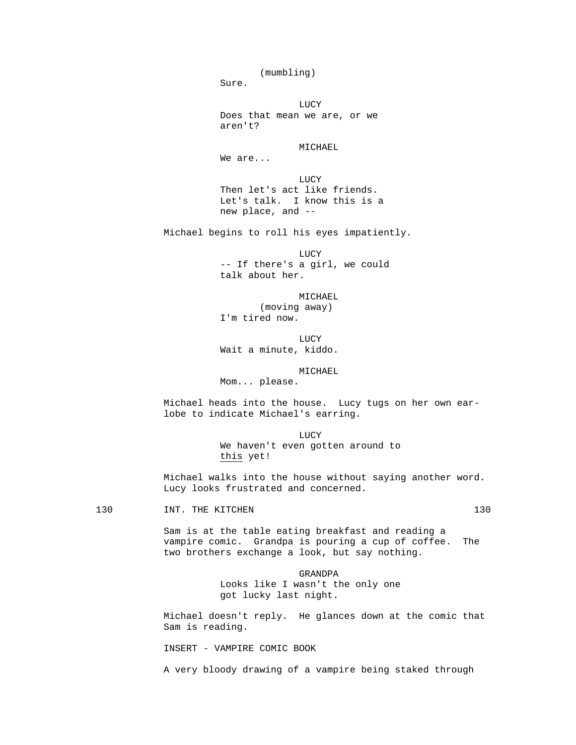(mumbling)
Sure.

LUCY
Does that mean we are, or we aren't?

MICHAEL
We are...

LUCY
Then let's act like friends. Let's talk. I know this is a new place, and --

Michael begins to roll his eyes impatiently.

LUCY
-- If there's a girl, we could talk about her.

MICHAEL
(moving away)
I'm tired now.

LUCY
Wait a minute, kiddo.

MICHAEL
Mom... please.

Michael heads into the house. Lucy tugs on her own ear-lobe to indicate Michael's earring.

LUCY
We haven't even gotten around to this yet!

Michael walks into the house without saying another word. Lucy looks frustrated and concerned.

130 INT. THE KITCHEN 130

Sam is at the table eating breakfast and reading a vampire comic. Grandpa is pouring a cup of coffee. The two brothers exchange a look, but say nothing.

GRANDPA
Looks like I wasn't the only one got lucky last night.

Michael doesn't reply. He glances down at the comic that Sam is reading.

INSERT - VAMPIRE COMIC BOOK

A very bloody drawing of a vampire being staked through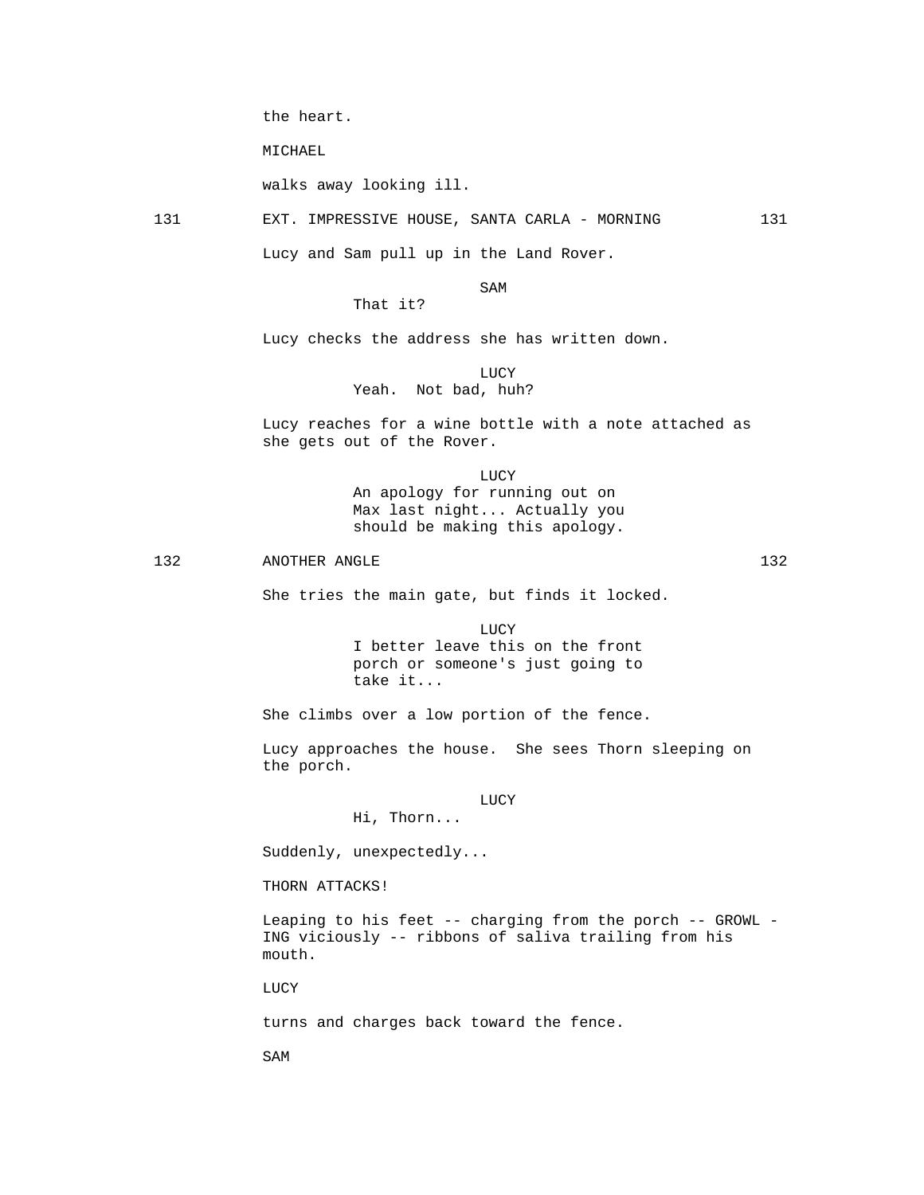the heart.

MICHAEL

walks away looking ill.

131 EXT. IMPRESSIVE HOUSE, SANTA CARLA - MORNING 131

Lucy and Sam pull up in the Land Rover.

SAM
That it?

Lucy checks the address she has written down.

LUCY
Yeah. Not bad, huh?

Lucy reaches for a wine bottle with a note attached as she gets out of the Rover.

LUCY
An apology for running out on Max last night... Actually you should be making this apology.

132 ANOTHER ANGLE 132

She tries the main gate, but finds it locked.

LUCY
I better leave this on the front porch or someone's just going to take it...

She climbs over a low portion of the fence.

Lucy approaches the house. She sees Thorn sleeping on the porch.

LUCY
Hi, Thorn...

Suddenly, unexpectedly...

THORN ATTACKS!

Leaping to his feet -- charging from the porch -- GROWL - ING viciously -- ribbons of saliva trailing from his mouth.

LUCY

turns and charges back toward the fence.

SAM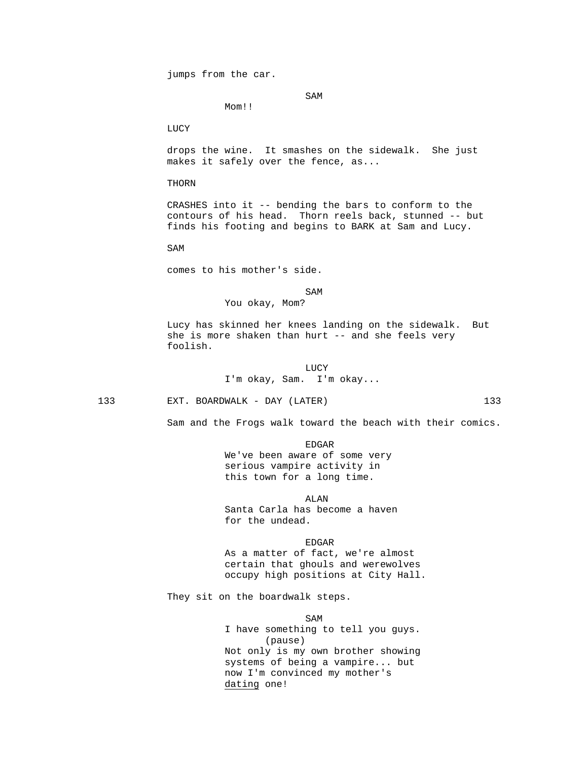jumps from the car.

SAM

Mom!!

LUCY

drops the wine. It smashes on the sidewalk. She just makes it safely over the fence, as...

THORN

CRASHES into it -- bending the bars to conform to the contours of his head. Thorn reels back, stunned -- but finds his footing and begins to BARK at Sam and Lucy.

SAM

comes to his mother's side.

SAM

You okay, Mom?

Lucy has skinned her knees landing on the sidewalk. But she is more shaken than hurt -- and she feels very foolish.

LUCY

I'm okay, Sam. I'm okay...

133 EXT. BOARDWALK - DAY (LATER) 133

Sam and the Frogs walk toward the beach with their comics.

EDGAR

We've been aware of some very serious vampire activity in this town for a long time.

ALAN

Santa Carla has become a haven for the undead.

EDGAR

As a matter of fact, we're almost certain that ghouls and werewolves occupy high positions at City Hall.

They sit on the boardwalk steps.

SAM

I have something to tell you guys.
(pause)
Not only is my own brother showing systems of being a vampire... but now I'm convinced my mother's <u>dating</u> one!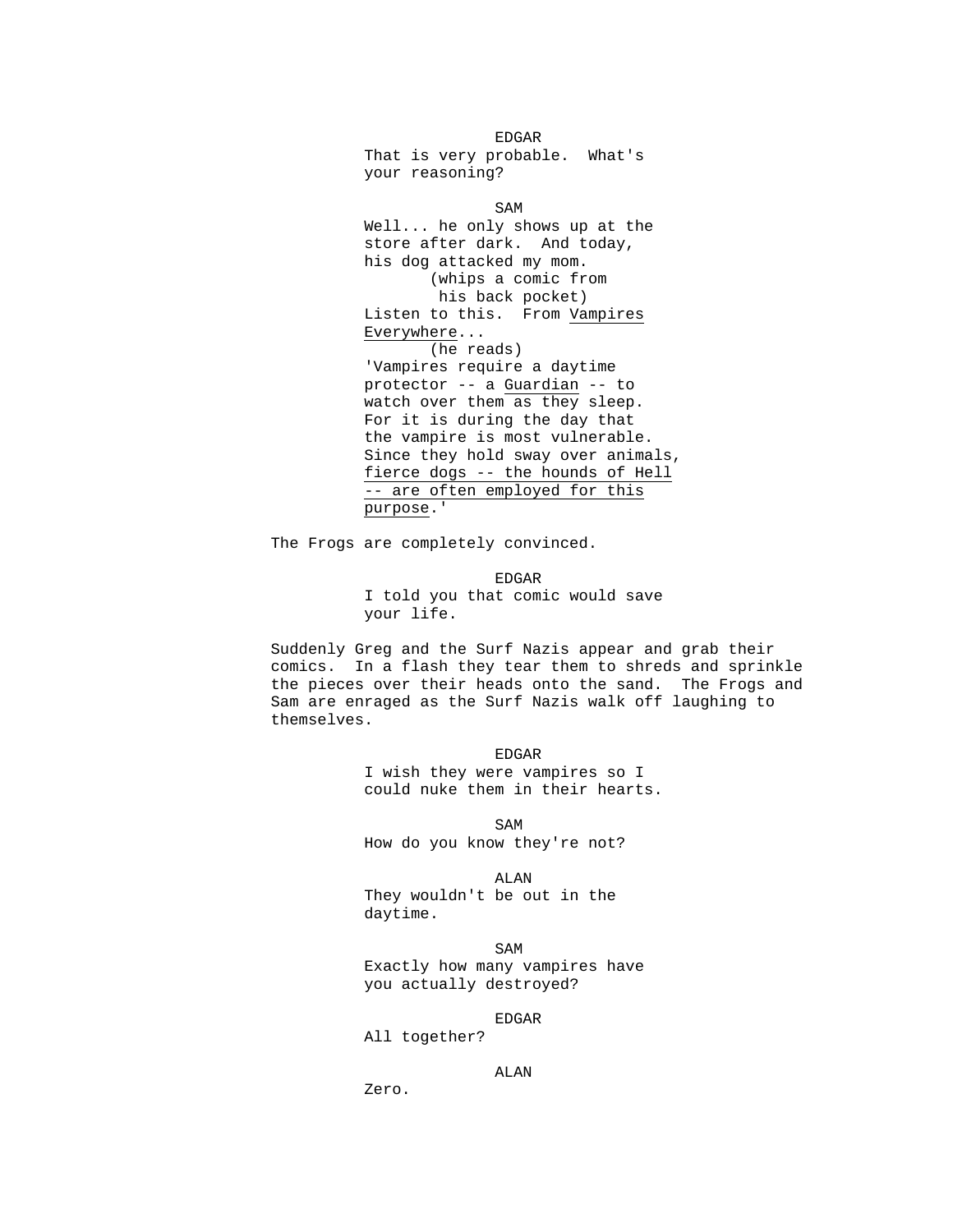EDGAR
That is very probable.  What's your reasoning?

SAM
Well... he only shows up at the store after dark.  And today, his dog attacked my mom.
(whips a comic from his back pocket)
Listen to this.  From <u>Vampires Everywhere</u>...
(he reads)
'Vampires require a daytime protector -- a <u>Guardian</u> -- to watch over them as they sleep. For it is during the day that the vampire is most vulnerable. Since they hold sway over animals, <u>fierce dogs -- the hounds of Hell -- are often employed for this purpose</u>.'

The Frogs are completely convinced.

EDGAR
I told you that comic would save your life.

Suddenly Greg and the Surf Nazis appear and grab their comics.  In a flash they tear them to shreds and sprinkle the pieces over their heads onto the sand.  The Frogs and Sam are enraged as the Surf Nazis walk off laughing to themselves.

EDGAR
I wish they were vampires so I could nuke them in their hearts.

SAM
How do you know they're not?

ALAN
They wouldn't be out in the daytime.

SAM
Exactly how many vampires have you actually destroyed?

EDGAR
All together?

ALAN
Zero.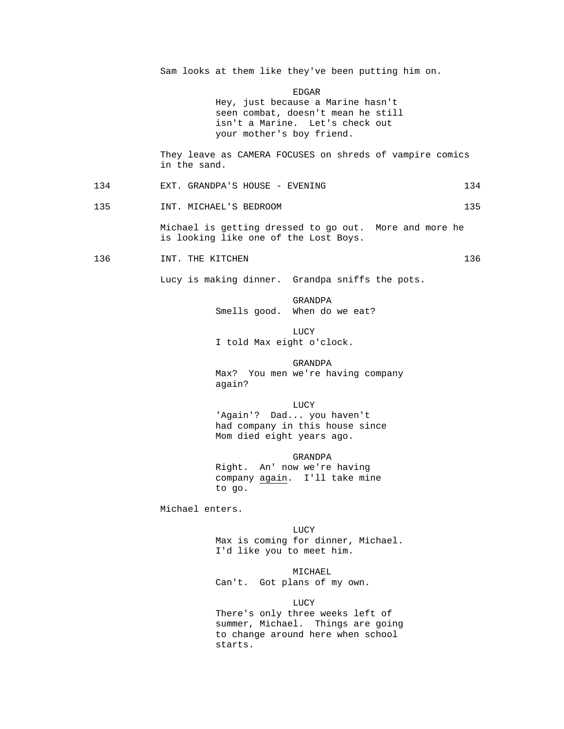Sam looks at them like they've been putting him on.

EDGAR
Hey, just because a Marine hasn't seen combat, doesn't mean he still isn't a Marine. Let's check out your mother's boy friend.

They leave as CAMERA FOCUSES on shreds of vampire comics in the sand.

134 EXT. GRANDPA'S HOUSE - EVENING 134

135 INT. MICHAEL'S BEDROOM 135

Michael is getting dressed to go out. More and more he is looking like one of the Lost Boys.

136 INT. THE KITCHEN 136

Lucy is making dinner. Grandpa sniffs the pots.

GRANDPA
Smells good. When do we eat?

LUCY
I told Max eight o'clock.

GRANDPA
Max? You men we're having company again?

LUCY
'Again'? Dad... you haven't had company in this house since Mom died eight years ago.

GRANDPA
Right. An' now we're having company <u>again</u>. I'll take mine to go.

Michael enters.

LUCY
Max is coming for dinner, Michael. I'd like you to meet him.

MICHAEL
Can't. Got plans of my own.

LUCY
There's only three weeks left of summer, Michael. Things are going to change around here when school starts.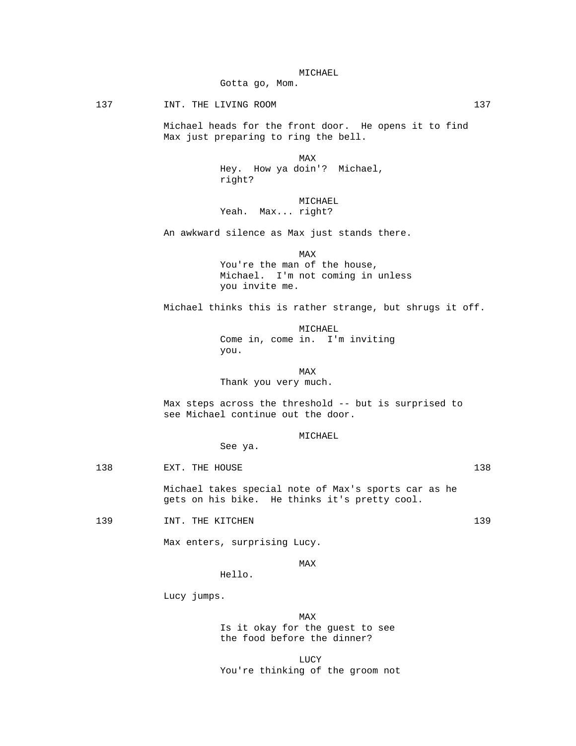MICHAEL
Gotta go, Mom.

137 INT. THE LIVING ROOM 137

Michael heads for the front door. He opens it to find Max just preparing to ring the bell.

MAX
Hey. How ya doin'? Michael, right?

MICHAEL
Yeah. Max... right?

An awkward silence as Max just stands there.

MAX
You're the man of the house, Michael. I'm not coming in unless you invite me.

Michael thinks this is rather strange, but shrugs it off.

MICHAEL
Come in, come in. I'm inviting you.

MAX
Thank you very much.

Max steps across the threshold -- but is surprised to see Michael continue out the door.

MICHAEL
See ya.

138 EXT. THE HOUSE 138

Michael takes special note of Max's sports car as he gets on his bike. He thinks it's pretty cool.

139 INT. THE KITCHEN 139

Max enters, surprising Lucy.

MAX
Hello.

Lucy jumps.

MAX
Is it okay for the guest to see the food before the dinner?

LUCY
You're thinking of the groom not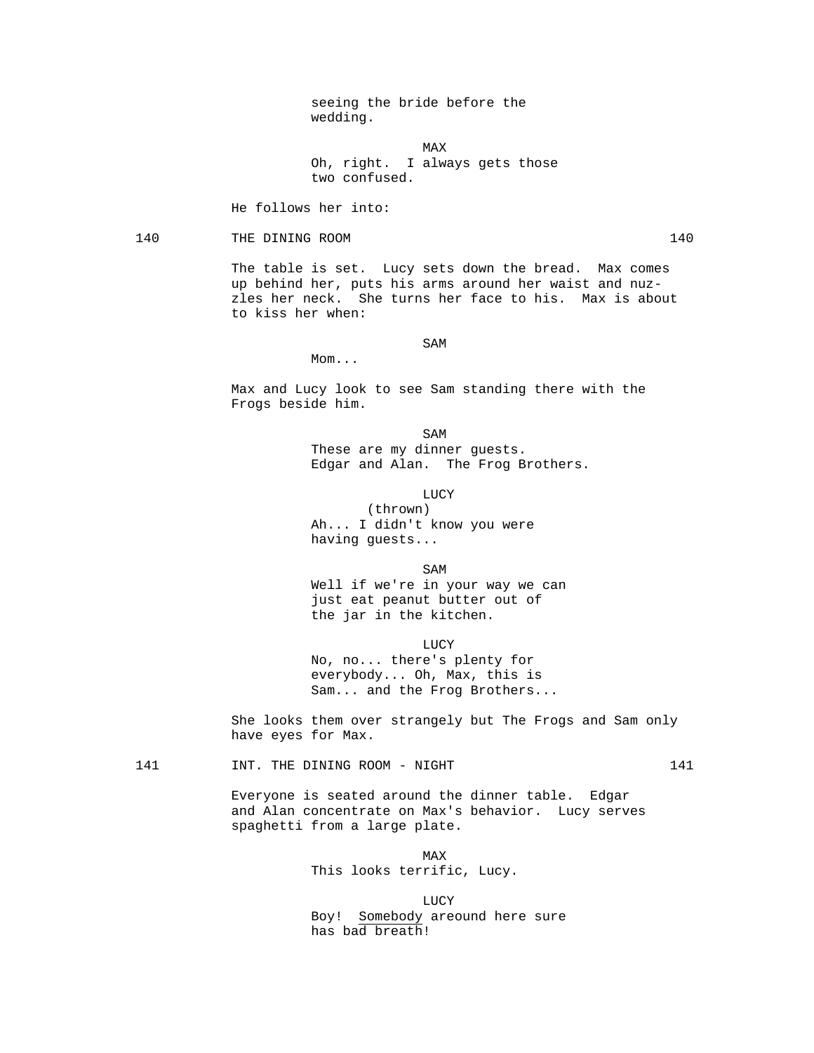seeing the bride before the
wedding.

MAX
Oh, right. I always gets those
two confused.

He follows her into:

140 THE DINING ROOM 140

The table is set. Lucy sets down the bread. Max comes up behind her, puts his arms around her waist and nuzzles her neck. She turns her face to his. Max is about to kiss her when:

SAM
Mom...

Max and Lucy look to see Sam standing there with the Frogs beside him.

SAM
These are my dinner guests.
Edgar and Alan. The Frog Brothers.

LUCY
(thrown)
Ah... I didn't know you were
having guests...

SAM
Well if we're in your way we can
just eat peanut butter out of
the jar in the kitchen.

LUCY
No, no... there's plenty for
everybody... Oh, Max, this is
Sam... and the Frog Brothers...

She looks them over strangely but The Frogs and Sam only have eyes for Max.

141 INT. THE DINING ROOM - NIGHT 141

Everyone is seated around the dinner table. Edgar and Alan concentrate on Max's behavior. Lucy serves spaghetti from a large plate.

MAX
This looks terrific, Lucy.

LUCY
Boy! Somebody areound here sure
has bad breath!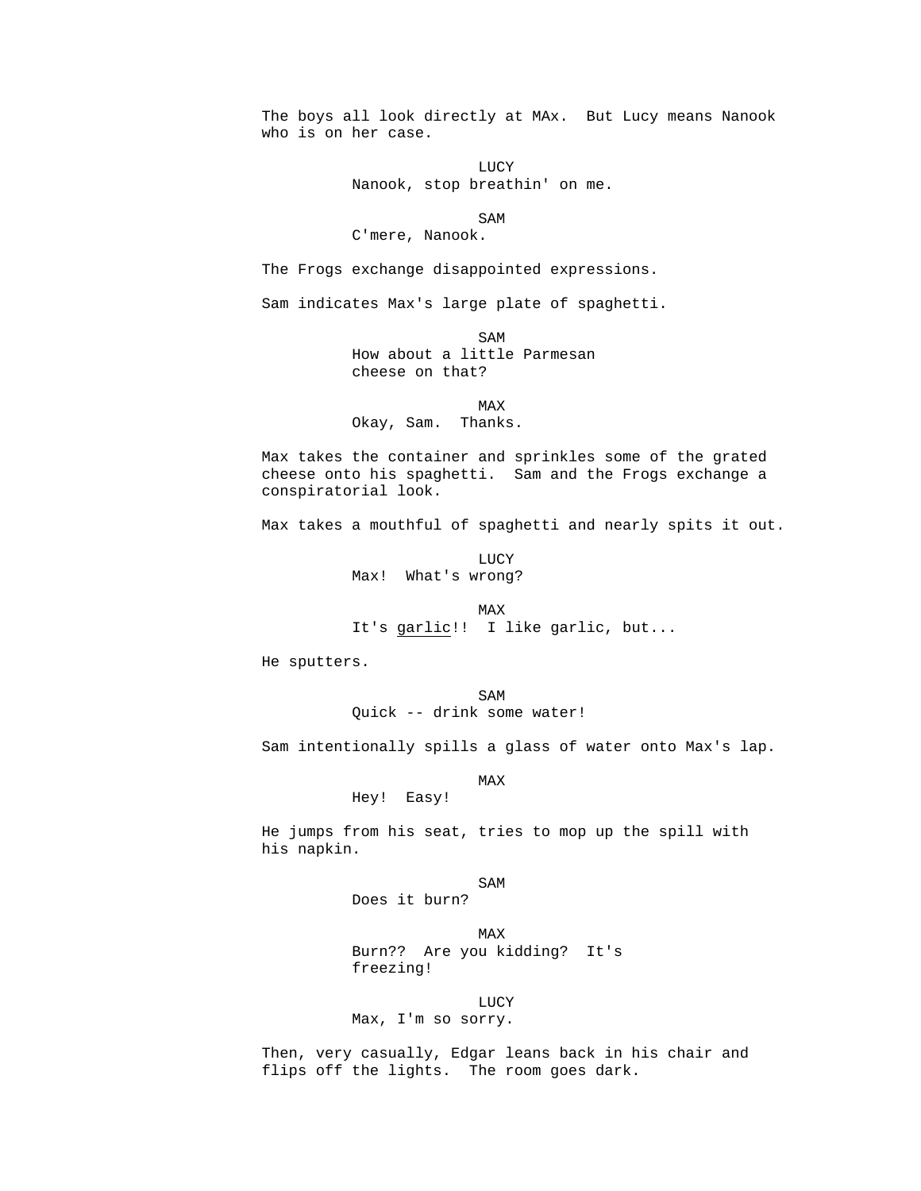The boys all look directly at MAx.  But Lucy means Nanook who is on her case.

LUCY
Nanook, stop breathin' on me.

SAM
C'mere, Nanook.

The Frogs exchange disappointed expressions.

Sam indicates Max's large plate of spaghetti.

SAM
How about a little Parmesan cheese on that?

MAX
Okay, Sam.  Thanks.

Max takes the container and sprinkles some of the grated cheese onto his spaghetti.  Sam and the Frogs exchange a conspiratorial look.

Max takes a mouthful of spaghetti and nearly spits it out.

LUCY
Max!  What's wrong?

MAX
It's _garlic_!!  I like garlic, but...

He sputters.

SAM
Quick -- drink some water!

Sam intentionally spills a glass of water onto Max's lap.

MAX
Hey!  Easy!

He jumps from his seat, tries to mop up the spill with his napkin.

SAM
Does it burn?

MAX
Burn??  Are you kidding?  It's freezing!

LUCY
Max, I'm so sorry.

Then, very casually, Edgar leans back in his chair and flips off the lights.  The room goes dark.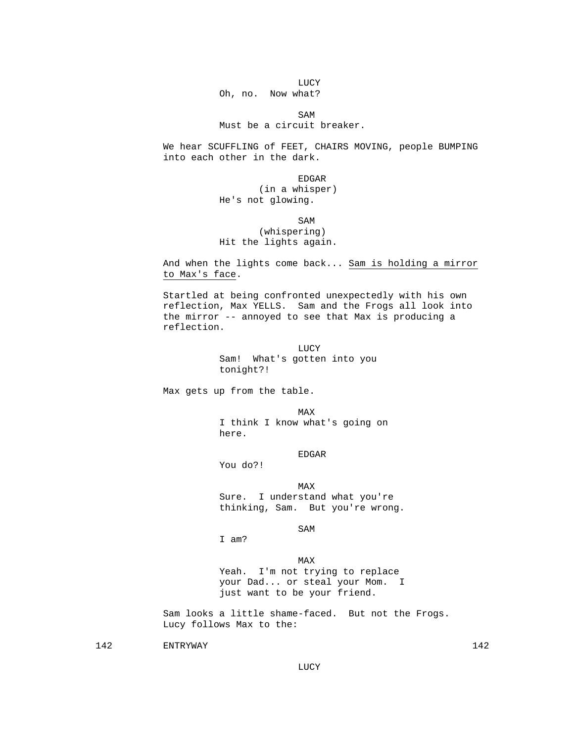LUCY
Oh, no. Now what?

SAM
Must be a circuit breaker.

We hear SCUFFLING of FEET, CHAIRS MOVING, people BUMPING into each other in the dark.

EDGAR
(in a whisper)
He's not glowing.

SAM
(whispering)
Hit the lights again.

And when the lights come back... Sam is holding a mirror to Max's face.

Startled at being confronted unexpectedly with his own reflection, Max YELLS. Sam and the Frogs all look into the mirror -- annoyed to see that Max is producing a reflection.

LUCY
Sam! What's gotten into you tonight?!

Max gets up from the table.

MAX
I think I know what's going on here.

EDGAR
You do?!

MAX
Sure. I understand what you're thinking, Sam. But you're wrong.

SAM
I am?

MAX
Yeah. I'm not trying to replace your Dad... or steal your Mom. I just want to be your friend.

Sam looks a little shame-faced. But not the Frogs. Lucy follows Max to the:

142 ENTRYWAY 142

LUCY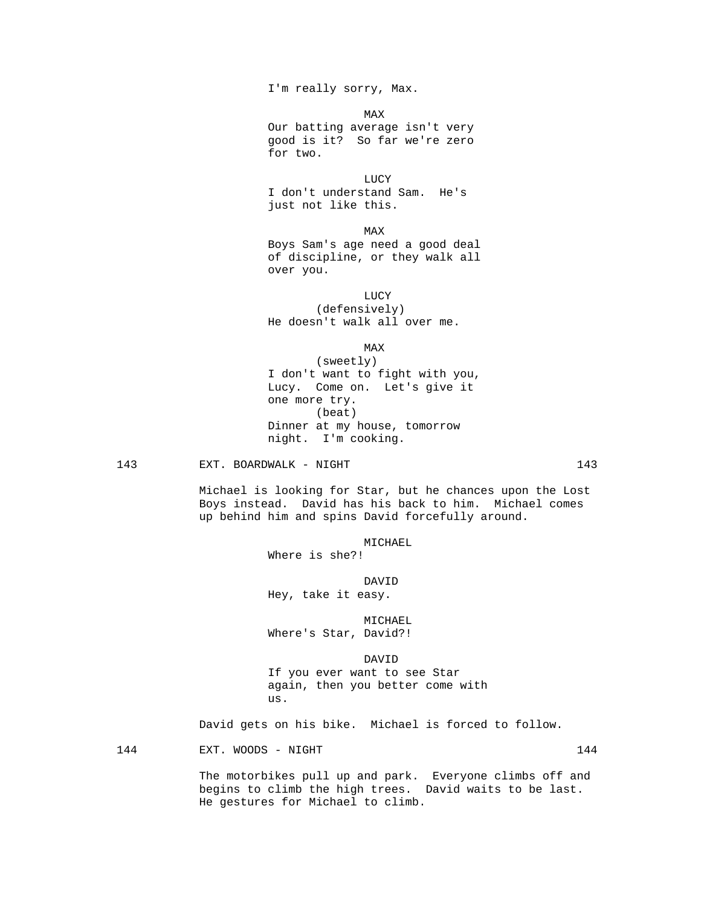I'm really sorry, Max.

MAX
Our batting average isn't very good is it? So far we're zero for two.

LUCY
I don't understand Sam. He's just not like this.

MAX
Boys Sam's age need a good deal of discipline, or they walk all over you.

LUCY
(defensively)
He doesn't walk all over me.

MAX
(sweetly)
I don't want to fight with you, Lucy. Come on. Let's give it one more try.
(beat)
Dinner at my house, tomorrow night. I'm cooking.

143 EXT. BOARDWALK - NIGHT 143

Michael is looking for Star, but he chances upon the Lost Boys instead. David has his back to him. Michael comes up behind him and spins David forcefully around.

MICHAEL
Where is she?!

DAVID
Hey, take it easy.

MICHAEL
Where's Star, David?!

DAVID
If you ever want to see Star again, then you better come with us.

David gets on his bike. Michael is forced to follow.

144 EXT. WOODS - NIGHT 144

The motorbikes pull up and park. Everyone climbs off and begins to climb the high trees. David waits to be last. He gestures for Michael to climb.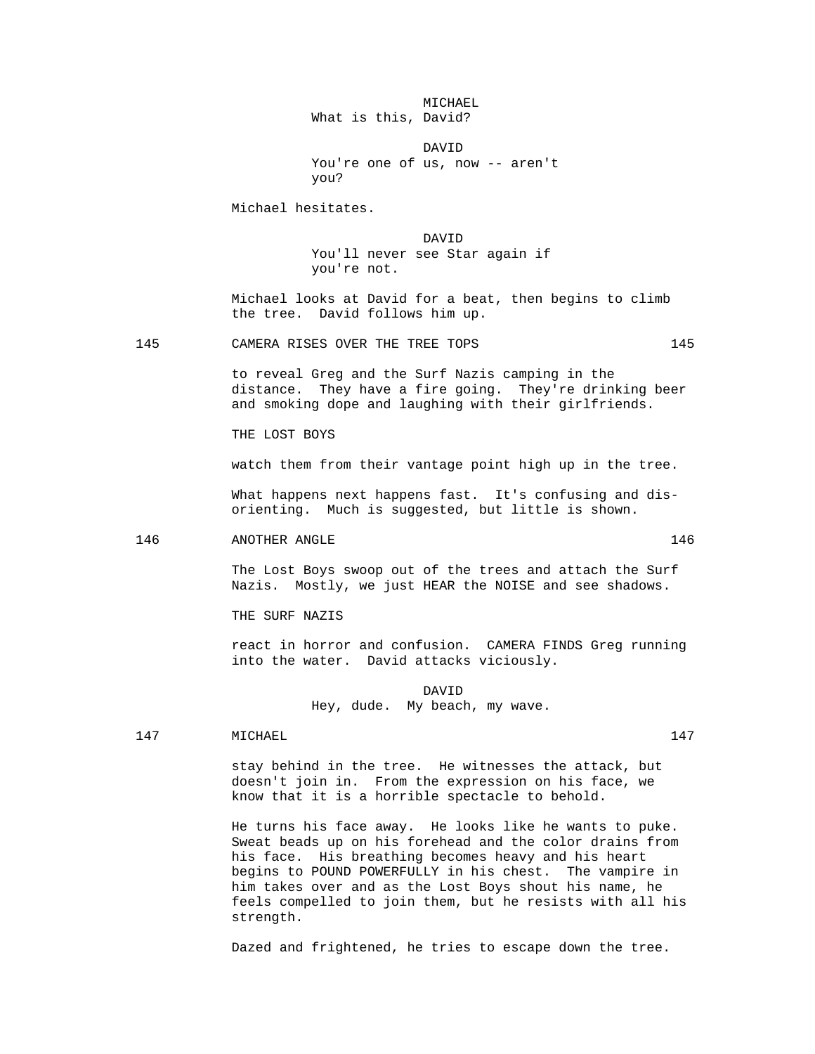MICHAEL
What is this, David?

DAVID
You're one of us, now -- aren't you?

Michael hesitates.

DAVID
You'll never see Star again if you're not.

Michael looks at David for a beat, then begins to climb the tree. David follows him up.

145 CAMERA RISES OVER THE TREE TOPS 145

to reveal Greg and the Surf Nazis camping in the distance. They have a fire going. They're drinking beer and smoking dope and laughing with their girlfriends.

THE LOST BOYS

watch them from their vantage point high up in the tree.

What happens next happens fast. It's confusing and dis-orienting. Much is suggested, but little is shown.

146 ANOTHER ANGLE 146

The Lost Boys swoop out of the trees and attach the Surf Nazis. Mostly, we just HEAR the NOISE and see shadows.

THE SURF NAZIS

react in horror and confusion. CAMERA FINDS Greg running into the water. David attacks viciously.

DAVID
Hey, dude. My beach, my wave.

147 MICHAEL 147

stay behind in the tree. He witnesses the attack, but doesn't join in. From the expression on his face, we know that it is a horrible spectacle to behold.

He turns his face away. He looks like he wants to puke. Sweat beads up on his forehead and the color drains from his face. His breathing becomes heavy and his heart begins to POUND POWERFULLY in his chest. The vampire in him takes over and as the Lost Boys shout his name, he feels compelled to join them, but he resists with all his strength.

Dazed and frightened, he tries to escape down the tree.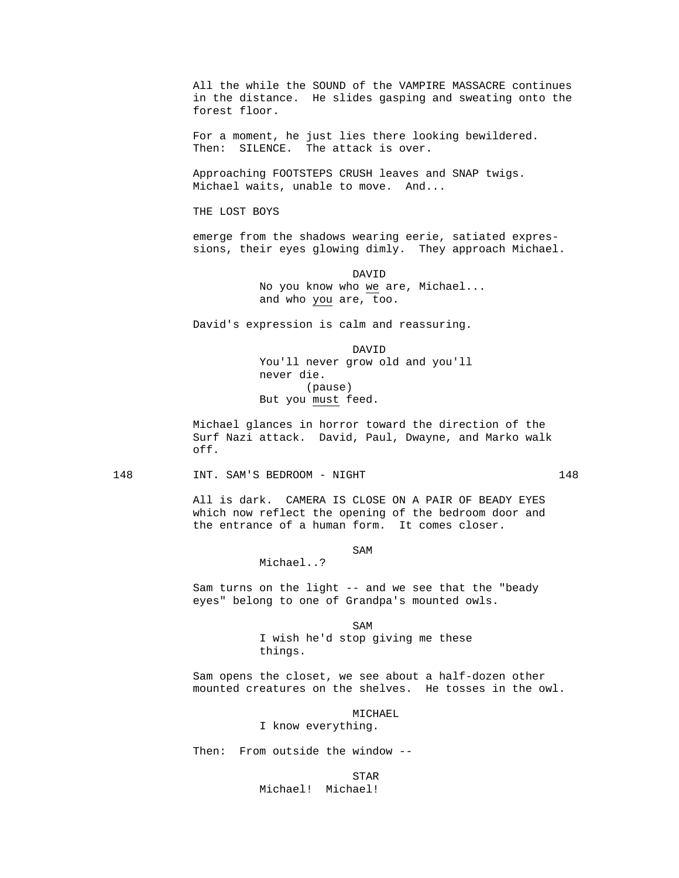All the while the SOUND of the VAMPIRE MASSACRE continues in the distance. He slides gasping and sweating onto the forest floor.

For a moment, he just lies there looking bewildered. Then: SILENCE. The attack is over.

Approaching FOOTSTEPS CRUSH leaves and SNAP twigs. Michael waits, unable to move. And...

THE LOST BOYS

emerge from the shadows wearing eerie, satiated expressions, their eyes glowing dimly. They approach Michael.

DAVID
No you know who we are, Michael... and who you are, too.

David's expression is calm and reassuring.

DAVID
You'll never grow old and you'll never die.
(pause)
But you must feed.

Michael glances in horror toward the direction of the Surf Nazi attack. David, Paul, Dwayne, and Marko walk off.

148 INT. SAM'S BEDROOM - NIGHT 148

All is dark. CAMERA IS CLOSE ON A PAIR OF BEADY EYES which now reflect the opening of the bedroom door and the entrance of a human form. It comes closer.

SAM
Michael..?

Sam turns on the light -- and we see that the "beady eyes" belong to one of Grandpa's mounted owls.

SAM
I wish he'd stop giving me these things.

Sam opens the closet, we see about a half-dozen other mounted creatures on the shelves. He tosses in the owl.

MICHAEL
I know everything.

Then: From outside the window --

STAR
Michael! Michael!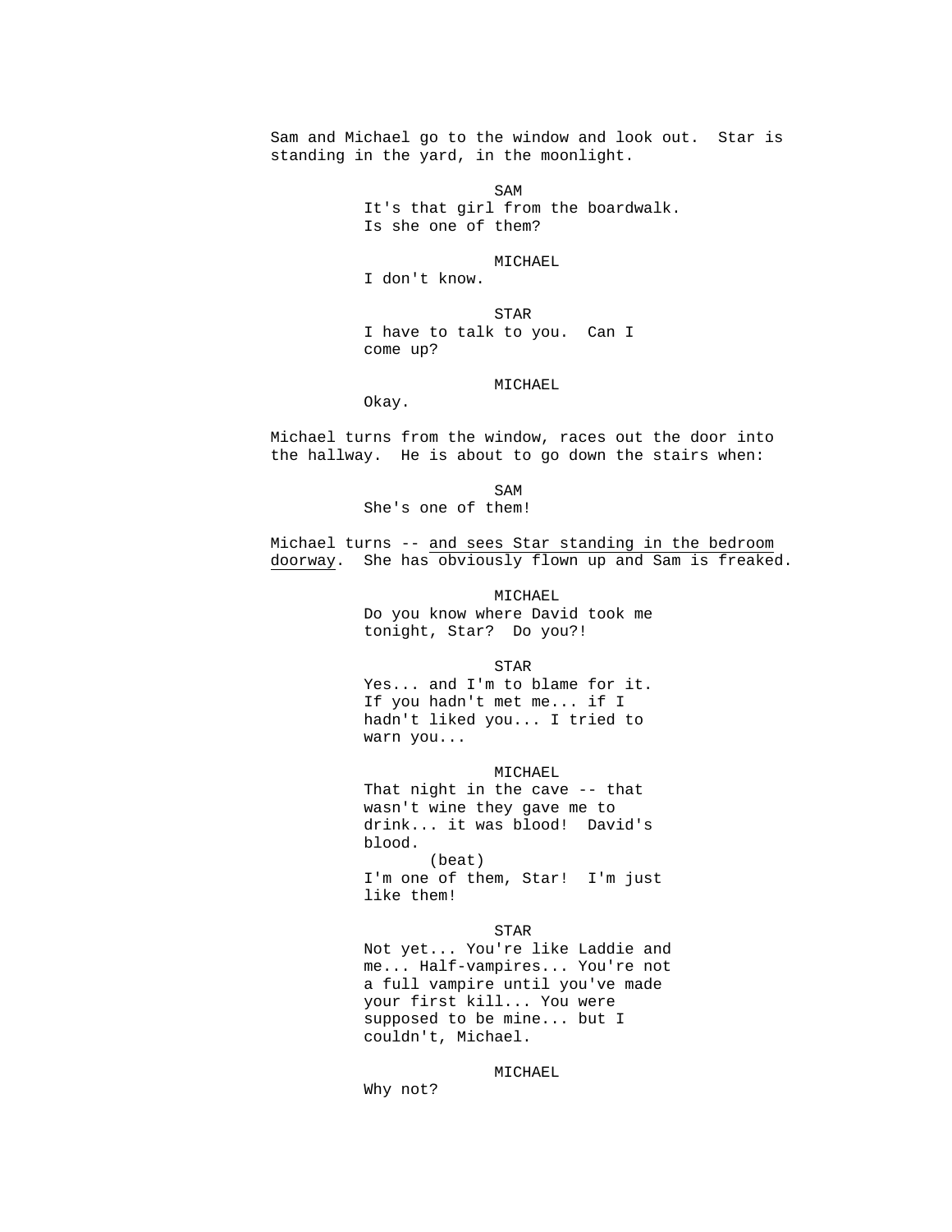Sam and Michael go to the window and look out. Star is standing in the yard, in the moonlight.

SAM
It's that girl from the boardwalk. Is she one of them?

MICHAEL
I don't know.

STAR
I have to talk to you. Can I come up?

MICHAEL
Okay.

Michael turns from the window, races out the door into the hallway. He is about to go down the stairs when:

SAM
She's one of them!

Michael turns -- <u>and sees Star standing in the bedroom doorway</u>. She has obviously flown up and Sam is freaked.

MICHAEL
Do you know where David took me tonight, Star? Do you?!

STAR
Yes... and I'm to blame for it. If you hadn't met me... if I hadn't liked you... I tried to warn you...

MICHAEL
That night in the cave -- that wasn't wine they gave me to drink... it was blood! David's blood.
(beat)
I'm one of them, Star! I'm just like them!

STAR
Not yet... You're like Laddie and me... Half-vampires... You're not a full vampire until you've made your first kill... You were supposed to be mine... but I couldn't, Michael.

MICHAEL
Why not?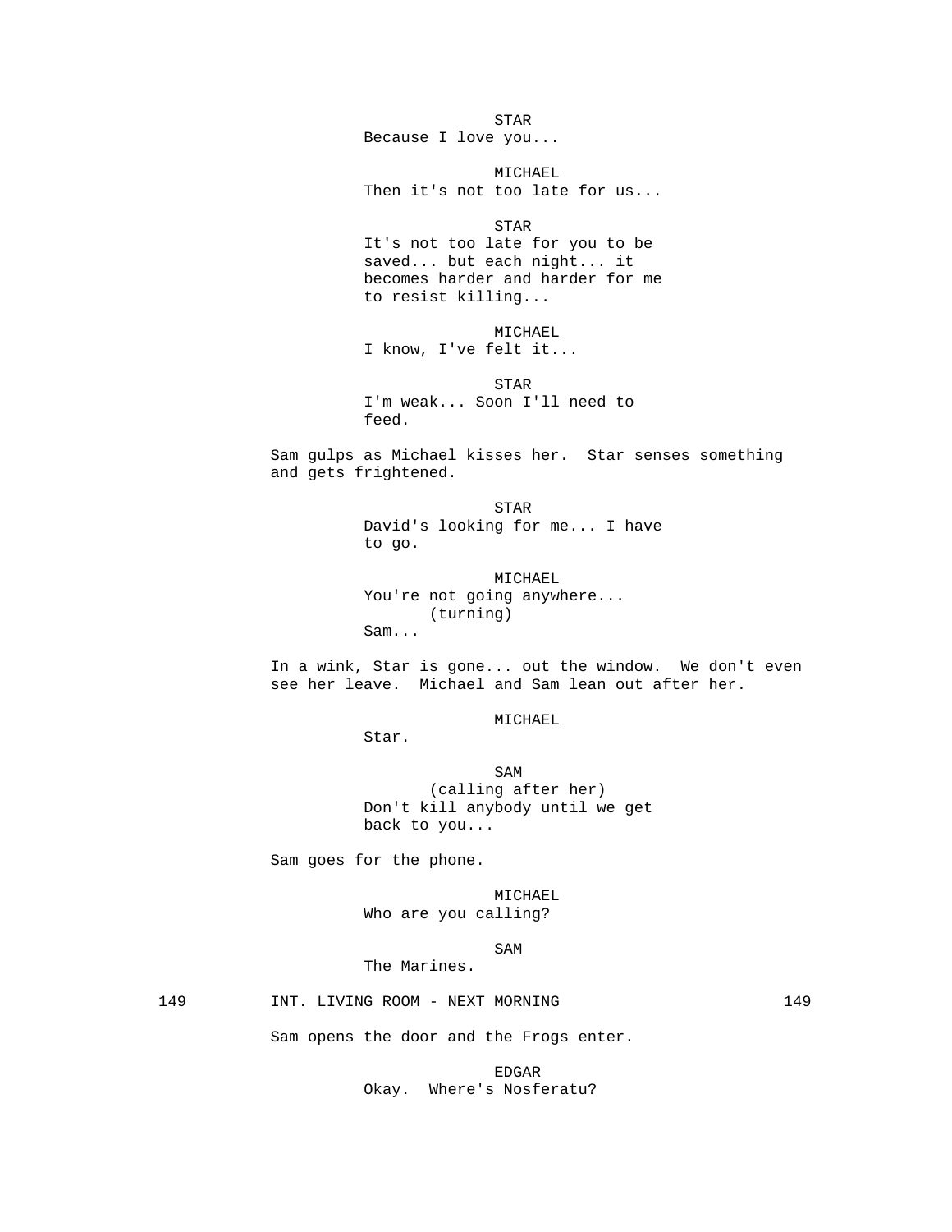STAR
Because I love you...

MICHAEL
Then it's not too late for us...

STAR
It's not too late for you to be saved... but each night... it becomes harder and harder for me to resist killing...

MICHAEL
I know, I've felt it...

STAR
I'm weak... Soon I'll need to feed.

Sam gulps as Michael kisses her. Star senses something and gets frightened.

STAR
David's looking for me... I have to go.

MICHAEL
You're not going anywhere...
(turning)
Sam...

In a wink, Star is gone... out the window. We don't even see her leave. Michael and Sam lean out after her.

MICHAEL
Star.

SAM
(calling after her)
Don't kill anybody until we get back to you...

Sam goes for the phone.

MICHAEL
Who are you calling?

SAM
The Marines.

149 INT. LIVING ROOM - NEXT MORNING 149

Sam opens the door and the Frogs enter.

EDGAR
Okay. Where's Nosferatu?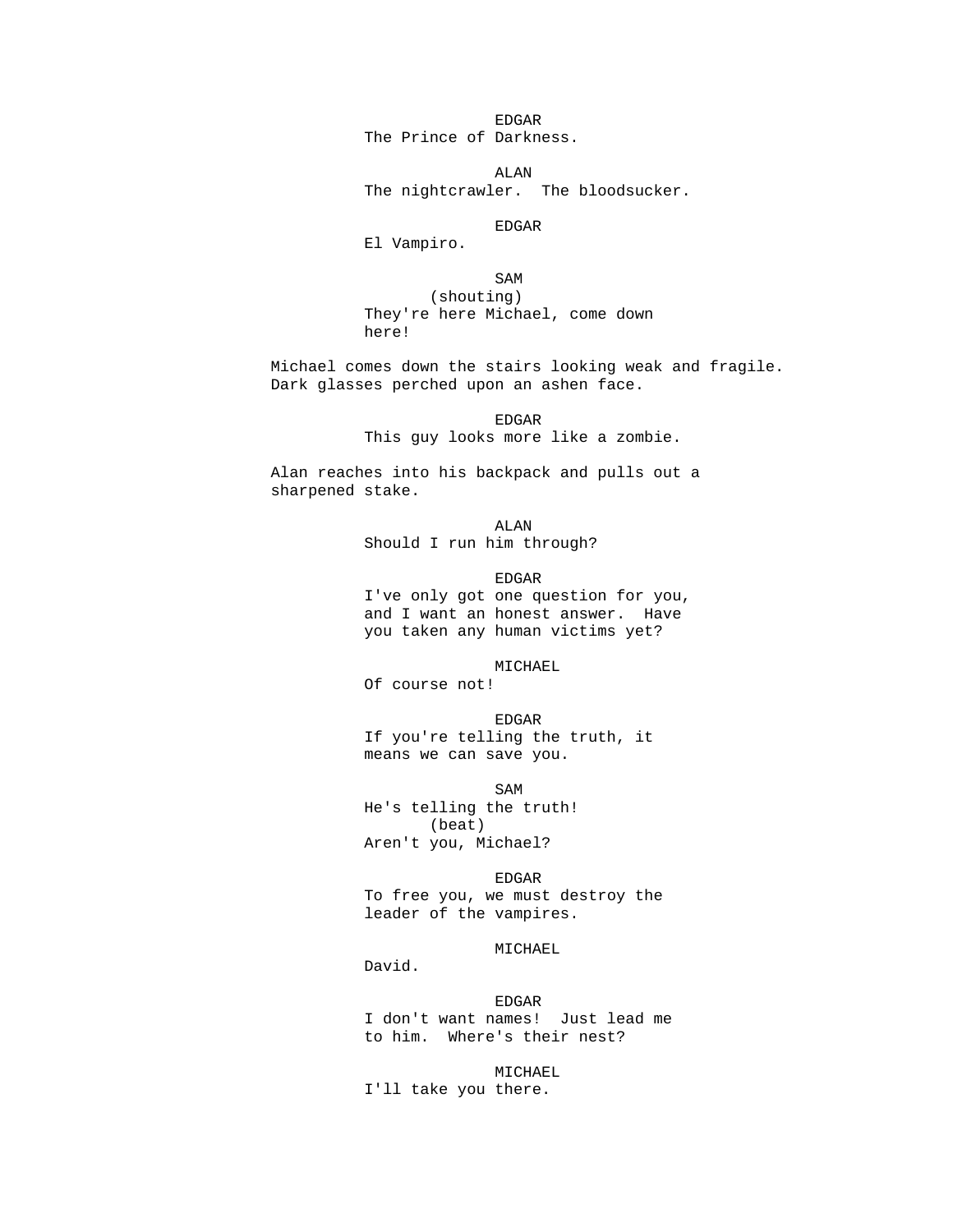EDGAR
The Prince of Darkness.

ALAN
The nightcrawler. The bloodsucker.

EDGAR
El Vampiro.

SAM
(shouting)
They're here Michael, come down here!

Michael comes down the stairs looking weak and fragile. Dark glasses perched upon an ashen face.

EDGAR
This guy looks more like a zombie.

Alan reaches into his backpack and pulls out a sharpened stake.

ALAN
Should I run him through?

EDGAR
I've only got one question for you, and I want an honest answer. Have you taken any human victims yet?

MICHAEL
Of course not!

EDGAR
If you're telling the truth, it means we can save you.

SAM
He's telling the truth!
(beat)
Aren't you, Michael?

EDGAR
To free you, we must destroy the leader of the vampires.

MICHAEL
David.

EDGAR
I don't want names! Just lead me to him. Where's their nest?

MICHAEL
I'll take you there.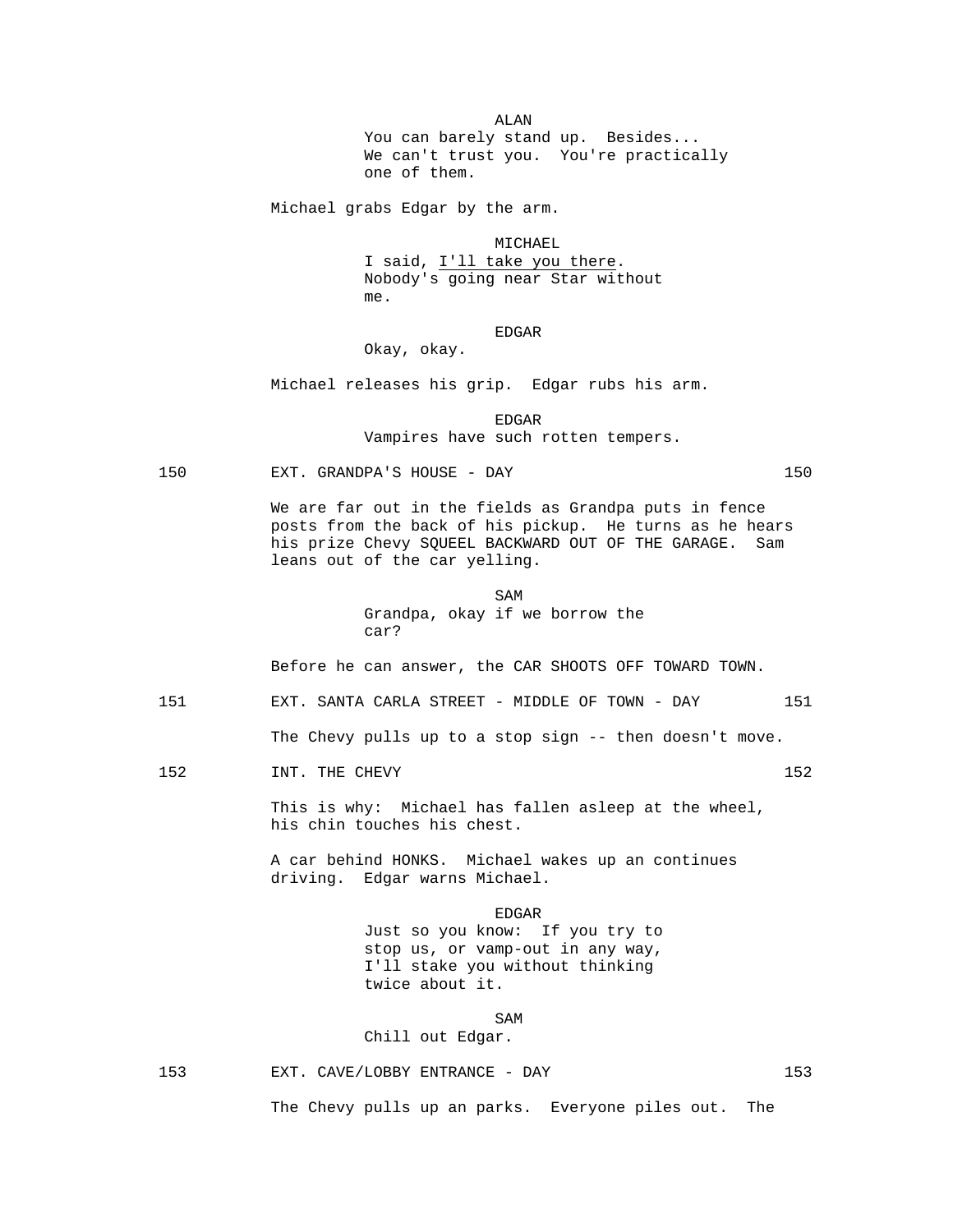ALAN
You can barely stand up. Besides... We can't trust you. You're practically one of them.

Michael grabs Edgar by the arm.

MICHAEL
I said, <u>I'll take you there</u>. Nobody's going near Star without me.

EDGAR
Okay, okay.

Michael releases his grip. Edgar rubs his arm.

EDGAR
Vampires have such rotten tempers.

150 EXT. GRANDPA'S HOUSE - DAY 150

We are far out in the fields as Grandpa puts in fence posts from the back of his pickup. He turns as he hears his prize Chevy SQUEEL BACKWARD OUT OF THE GARAGE. Sam leans out of the car yelling.

SAM
Grandpa, okay if we borrow the car?

Before he can answer, the CAR SHOOTS OFF TOWARD TOWN.

151 EXT. SANTA CARLA STREET - MIDDLE OF TOWN - DAY 151

The Chevy pulls up to a stop sign -- then doesn't move.

152 INT. THE CHEVY 152

This is why: Michael has fallen asleep at the wheel, his chin touches his chest.

A car behind HONKS. Michael wakes up an continues driving. Edgar warns Michael.

EDGAR
Just so you know: If you try to stop us, or vamp-out in any way, I'll stake you without thinking twice about it.

SAM
Chill out Edgar.

153 EXT. CAVE/LOBBY ENTRANCE - DAY 153

The Chevy pulls up an parks. Everyone piles out. The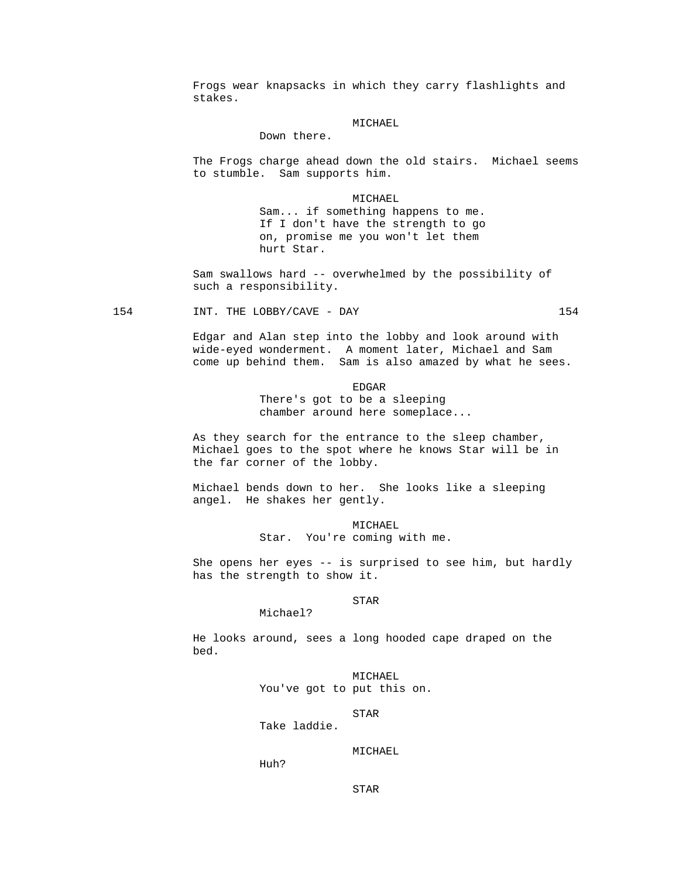Frogs wear knapsacks in which they carry flashlights and stakes.

MICHAEL
Down there.

The Frogs charge ahead down the old stairs. Michael seems to stumble. Sam supports him.

MICHAEL
Sam... if something happens to me. If I don't have the strength to go on, promise me you won't let them hurt Star.

Sam swallows hard -- overwhelmed by the possibility of such a responsibility.

154 INT. THE LOBBY/CAVE - DAY 154

Edgar and Alan step into the lobby and look around with wide-eyed wonderment. A moment later, Michael and Sam come up behind them. Sam is also amazed by what he sees.

EDGAR
There's got to be a sleeping chamber around here someplace...

As they search for the entrance to the sleep chamber, Michael goes to the spot where he knows Star will be in the far corner of the lobby.

Michael bends down to her. She looks like a sleeping angel. He shakes her gently.

MICHAEL
Star. You're coming with me.

She opens her eyes -- is surprised to see him, but hardly has the strength to show it.

STAR
Michael?

He looks around, sees a long hooded cape draped on the bed.

MICHAEL
You've got to put this on.

STAR
Take laddie.

MICHAEL
Huh?

STAR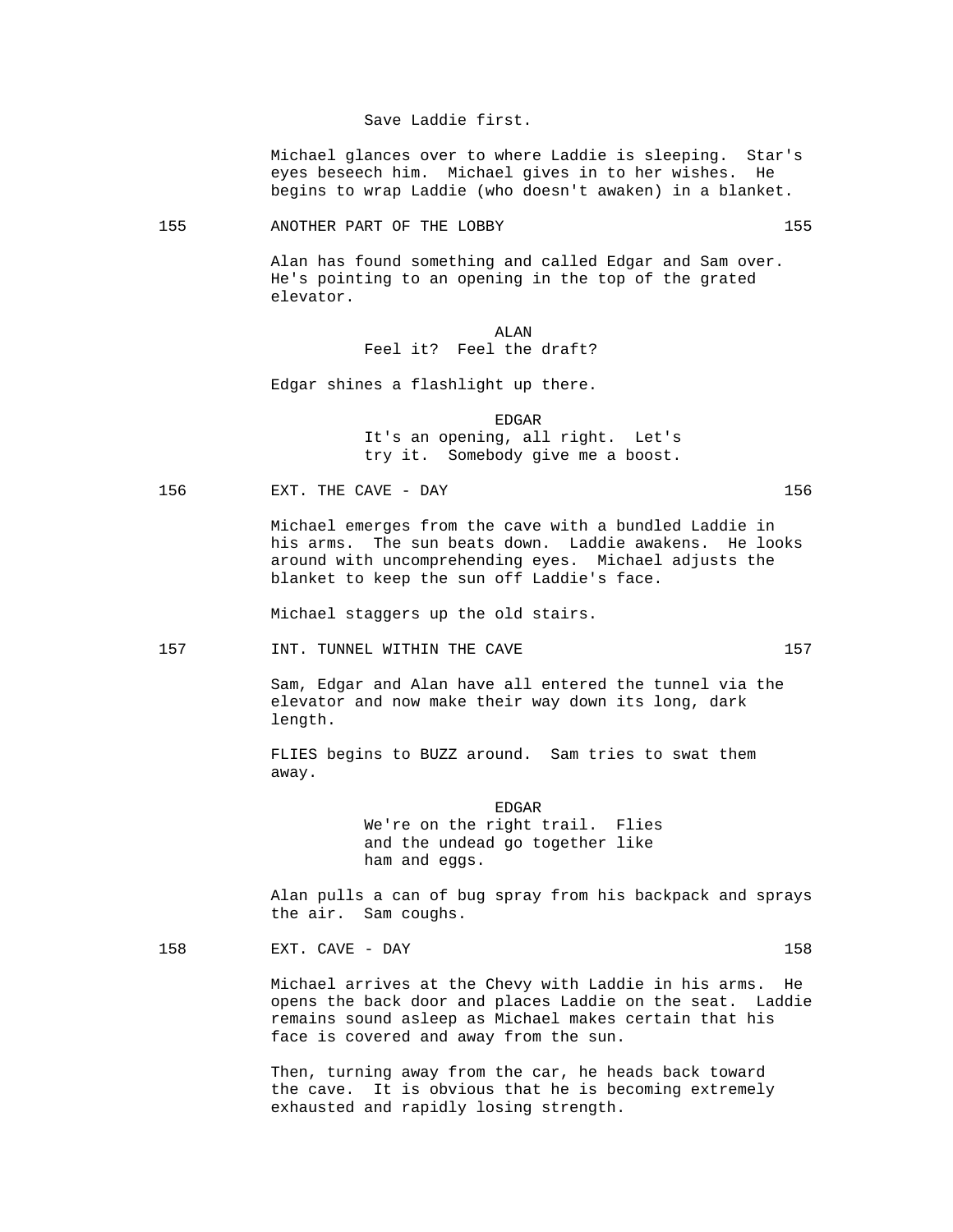Save Laddie first.

Michael glances over to where Laddie is sleeping. Star's eyes beseech him. Michael gives in to her wishes. He begins to wrap Laddie (who doesn't awaken) in a blanket.

155 ANOTHER PART OF THE LOBBY 155

Alan has found something and called Edgar and Sam over. He's pointing to an opening in the top of the grated elevator.

ALAN
Feel it? Feel the draft?

Edgar shines a flashlight up there.

EDGAR
It's an opening, all right. Let's try it. Somebody give me a boost.

156 EXT. THE CAVE - DAY 156

Michael emerges from the cave with a bundled Laddie in his arms. The sun beats down. Laddie awakens. He looks around with uncomprehending eyes. Michael adjusts the blanket to keep the sun off Laddie's face.

Michael staggers up the old stairs.

157 INT. TUNNEL WITHIN THE CAVE 157

Sam, Edgar and Alan have all entered the tunnel via the elevator and now make their way down its long, dark length.

FLIES begins to BUZZ around. Sam tries to swat them away.

EDGAR
We're on the right trail. Flies and the undead go together like ham and eggs.

Alan pulls a can of bug spray from his backpack and sprays the air. Sam coughs.

158 EXT. CAVE - DAY 158

Michael arrives at the Chevy with Laddie in his arms. He opens the back door and places Laddie on the seat. Laddie remains sound asleep as Michael makes certain that his face is covered and away from the sun.

Then, turning away from the car, he heads back toward the cave. It is obvious that he is becoming extremely exhausted and rapidly losing strength.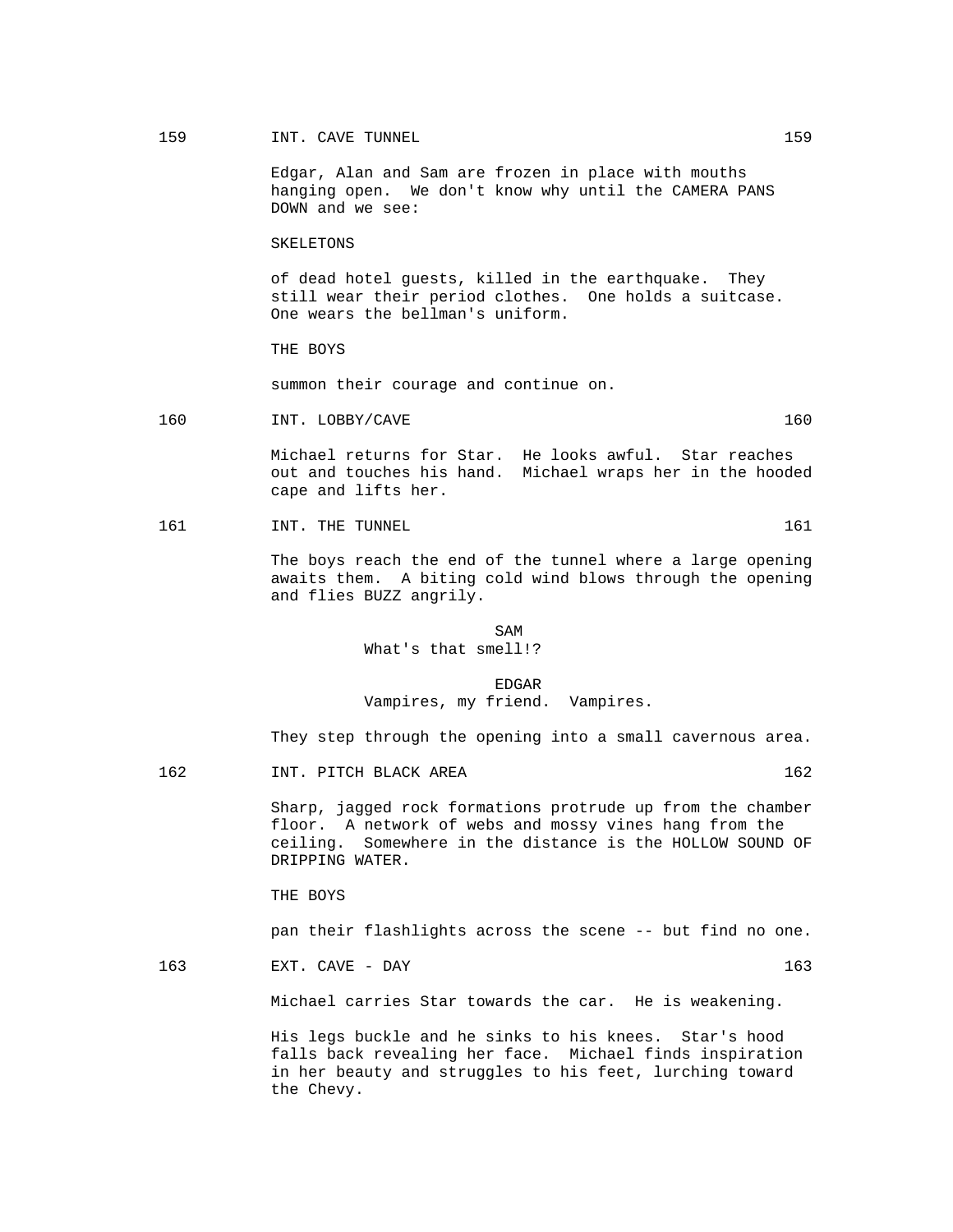159 INT. CAVE TUNNEL 159

Edgar, Alan and Sam are frozen in place with mouths hanging open. We don't know why until the CAMERA PANS DOWN and we see:

SKELETONS

of dead hotel guests, killed in the earthquake. They still wear their period clothes. One holds a suitcase. One wears the bellman's uniform.

THE BOYS

summon their courage and continue on.

160 INT. LOBBY/CAVE 160

Michael returns for Star. He looks awful. Star reaches out and touches his hand. Michael wraps her in the hooded cape and lifts her.

161 INT. THE TUNNEL 161

The boys reach the end of the tunnel where a large opening awaits them. A biting cold wind blows through the opening and flies BUZZ angrily.

SAM
What's that smell!?

EDGAR
Vampires, my friend. Vampires.

They step through the opening into a small cavernous area.

162 INT. PITCH BLACK AREA 162

Sharp, jagged rock formations protrude up from the chamber floor. A network of webs and mossy vines hang from the ceiling. Somewhere in the distance is the HOLLOW SOUND OF DRIPPING WATER.

THE BOYS

pan their flashlights across the scene -- but find no one.

163 EXT. CAVE - DAY 163

Michael carries Star towards the car. He is weakening.

His legs buckle and he sinks to his knees. Star's hood falls back revealing her face. Michael finds inspiration in her beauty and struggles to his feet, lurching toward the Chevy.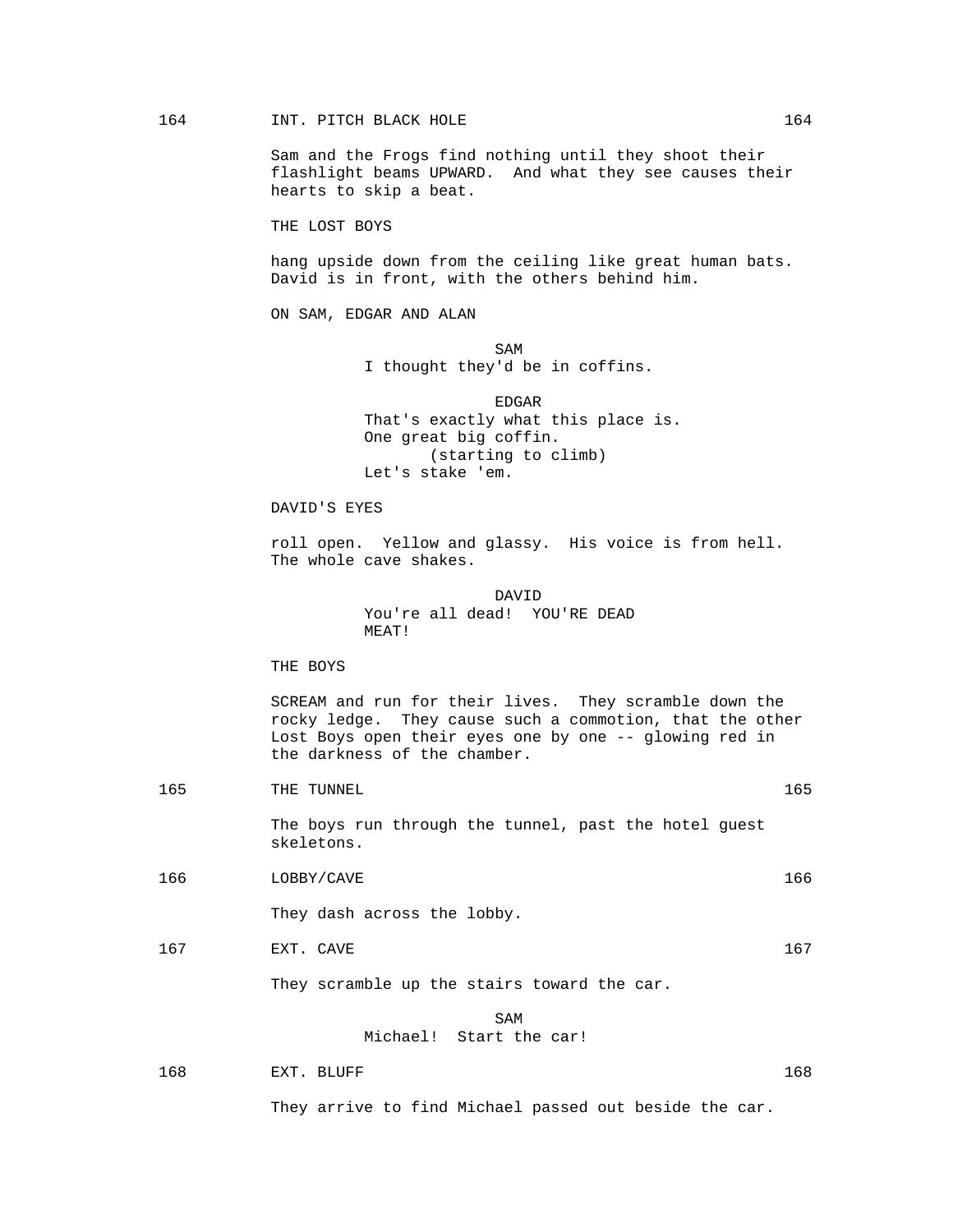164 INT. PITCH BLACK HOLE 164

Sam and the Frogs find nothing until they shoot their flashlight beams UPWARD. And what they see causes their hearts to skip a beat.

THE LOST BOYS

hang upside down from the ceiling like great human bats. David is in front, with the others behind him.

ON SAM, EDGAR AND ALAN

SAM
I thought they'd be in coffins.

EDGAR
That's exactly what this place is. One great big coffin.
(starting to climb)
Let's stake 'em.

DAVID'S EYES

roll open. Yellow and glassy. His voice is from hell. The whole cave shakes.

DAVID
You're all dead! YOU'RE DEAD MEAT!

THE BOYS

SCREAM and run for their lives. They scramble down the rocky ledge. They cause such a commotion, that the other Lost Boys open their eyes one by one -- glowing red in the darkness of the chamber.

165 THE TUNNEL 165

The boys run through the tunnel, past the hotel guest skeletons.

166 LOBBY/CAVE 166

They dash across the lobby.

167 EXT. CAVE 167

They scramble up the stairs toward the car.

SAM
Michael! Start the car!

168 EXT. BLUFF 168

They arrive to find Michael passed out beside the car.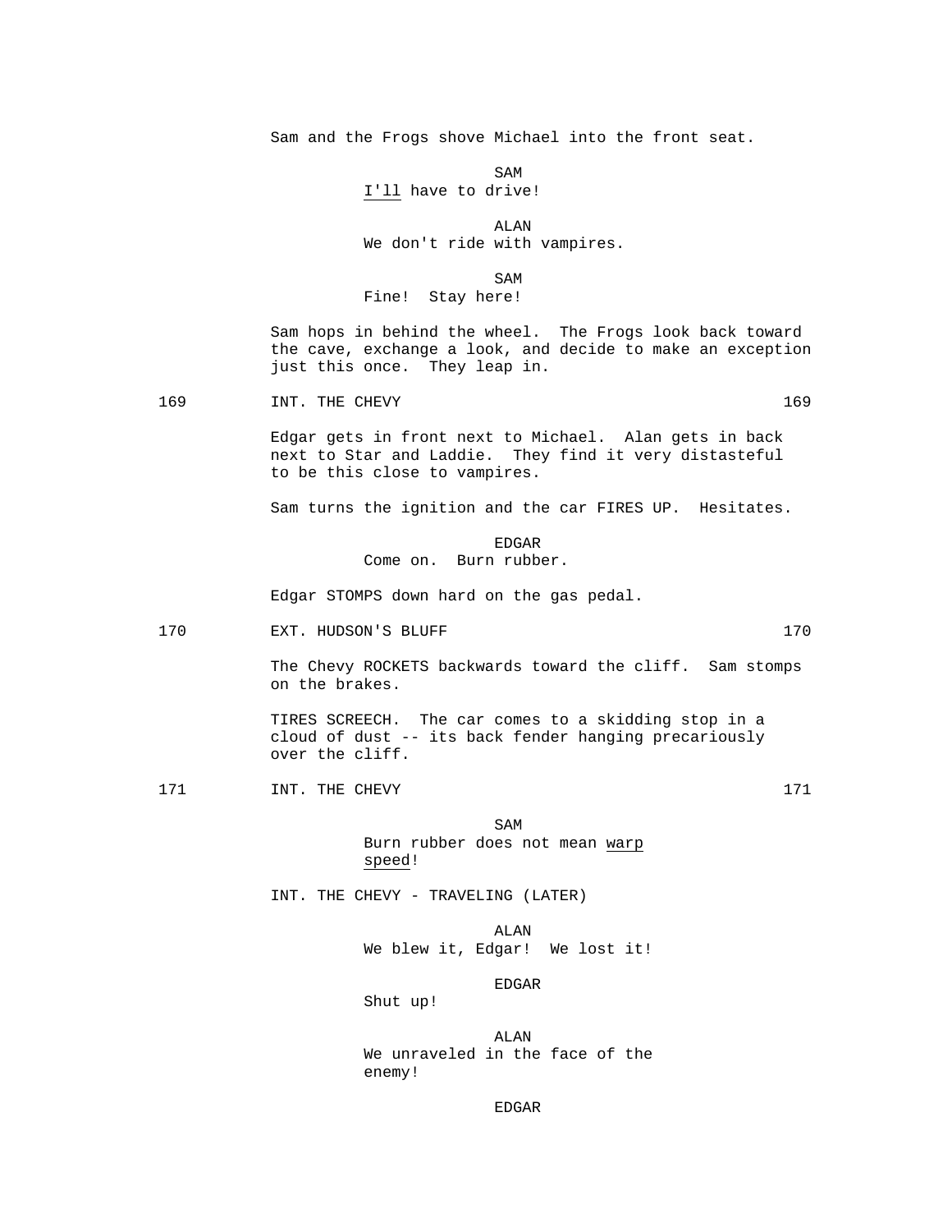Sam and the Frogs shove Michael into the front seat.

SAM
I'll have to drive!

ALAN
We don't ride with vampires.

SAM
Fine! Stay here!

Sam hops in behind the wheel. The Frogs look back toward the cave, exchange a look, and decide to make an exception just this once. They leap in.

169 INT. THE CHEVY 169

Edgar gets in front next to Michael. Alan gets in back next to Star and Laddie. They find it very distasteful to be this close to vampires.

Sam turns the ignition and the car FIRES UP. Hesitates.

EDGAR
Come on. Burn rubber.

Edgar STOMPS down hard on the gas pedal.

170 EXT. HUDSON'S BLUFF 170

The Chevy ROCKETS backwards toward the cliff. Sam stomps on the brakes.

TIRES SCREECH. The car comes to a skidding stop in a cloud of dust -- its back fender hanging precariously over the cliff.

171 INT. THE CHEVY 171

SAM
Burn rubber does not mean warp speed!

INT. THE CHEVY - TRAVELING (LATER)

ALAN
We blew it, Edgar! We lost it!

EDGAR
Shut up!

ALAN
We unraveled in the face of the enemy!

EDGAR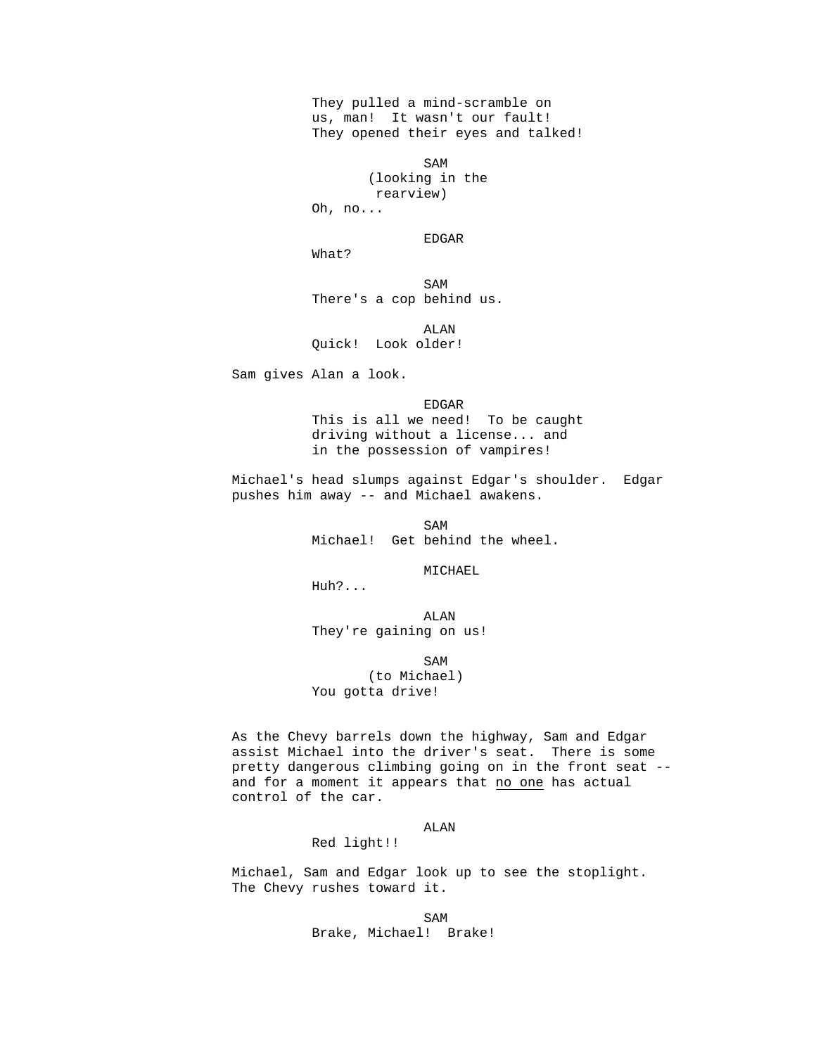They pulled a mind-scramble on us, man!  It wasn't our fault!  They opened their eyes and talked!

SAM
(looking in the rearview)
Oh, no...

EDGAR
What?

SAM
There's a cop behind us.

ALAN
Quick!  Look older!

Sam gives Alan a look.

EDGAR
This is all we need!  To be caught driving without a license... and in the possession of vampires!

Michael's head slumps against Edgar's shoulder.  Edgar pushes him away -- and Michael awakens.

SAM
Michael!  Get behind the wheel.

MICHAEL
Huh?...

ALAN
They're gaining on us!

SAM
(to Michael)
You gotta drive!

As the Chevy barrels down the highway, Sam and Edgar assist Michael into the driver's seat.  There is some pretty dangerous climbing going on in the front seat -- and for a moment it appears that <u>no one</u> has actual control of the car.

ALAN
Red light!!

Michael, Sam and Edgar look up to see the stoplight.  The Chevy rushes toward it.

SAM
Brake, Michael!  Brake!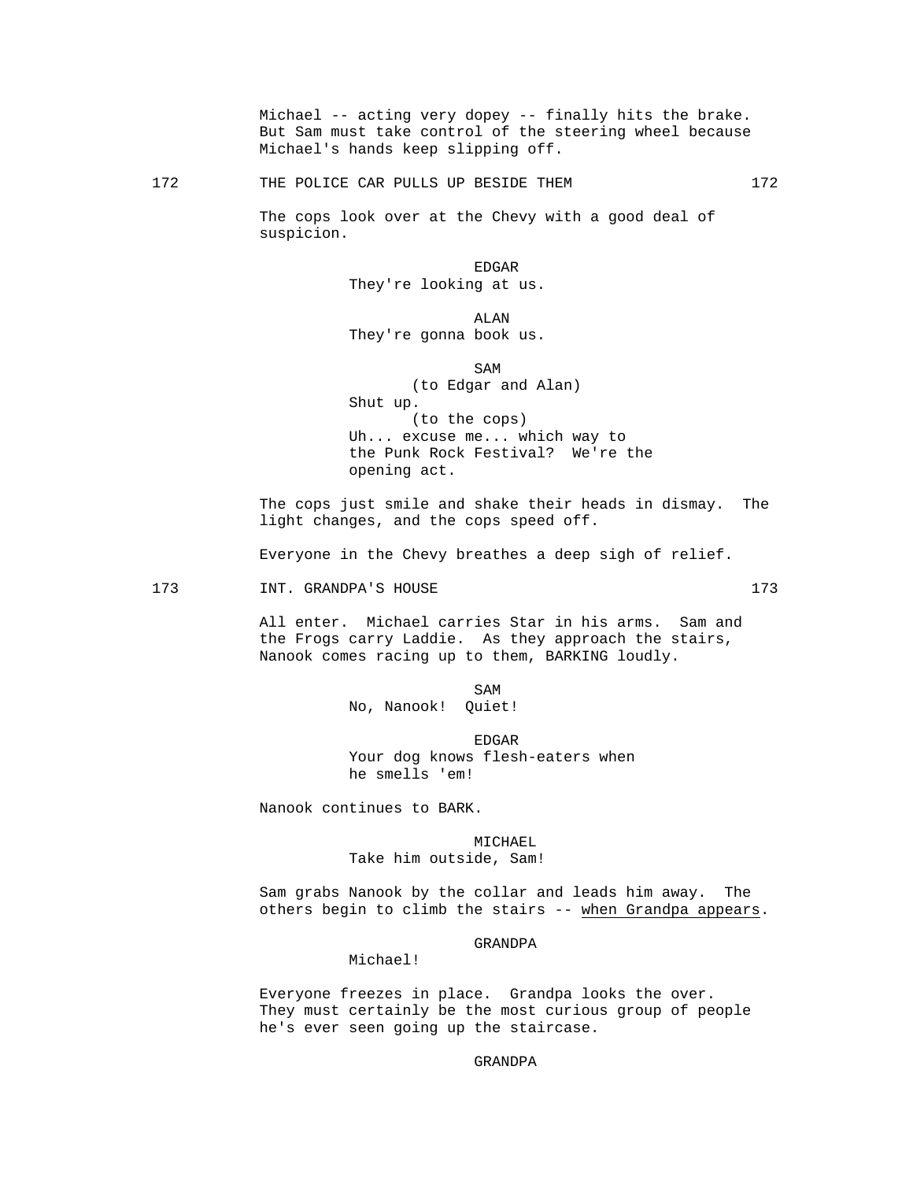Michael -- acting very dopey -- finally hits the brake. But Sam must take control of the steering wheel because Michael's hands keep slipping off.

172 THE POLICE CAR PULLS UP BESIDE THEM 172

The cops look over at the Chevy with a good deal of suspicion.

EDGAR
They're looking at us.

ALAN
They're gonna book us.

SAM
(to Edgar and Alan)
Shut up.
(to the cops)
Uh... excuse me... which way to the Punk Rock Festival? We're the opening act.

The cops just smile and shake their heads in dismay. The light changes, and the cops speed off.

Everyone in the Chevy breathes a deep sigh of relief.

173 INT. GRANDPA'S HOUSE 173

All enter. Michael carries Star in his arms. Sam and the Frogs carry Laddie. As they approach the stairs, Nanook comes racing up to them, BARKING loudly.

SAM
No, Nanook! Quiet!

EDGAR
Your dog knows flesh-eaters when he smells 'em!

Nanook continues to BARK.

MICHAEL
Take him outside, Sam!

Sam grabs Nanook by the collar and leads him away. The others begin to climb the stairs -- <u>when Grandpa appears</u>.

GRANDPA
Michael!

Everyone freezes in place. Grandpa looks the over. They must certainly be the most curious group of people he's ever seen going up the staircase.

GRANDPA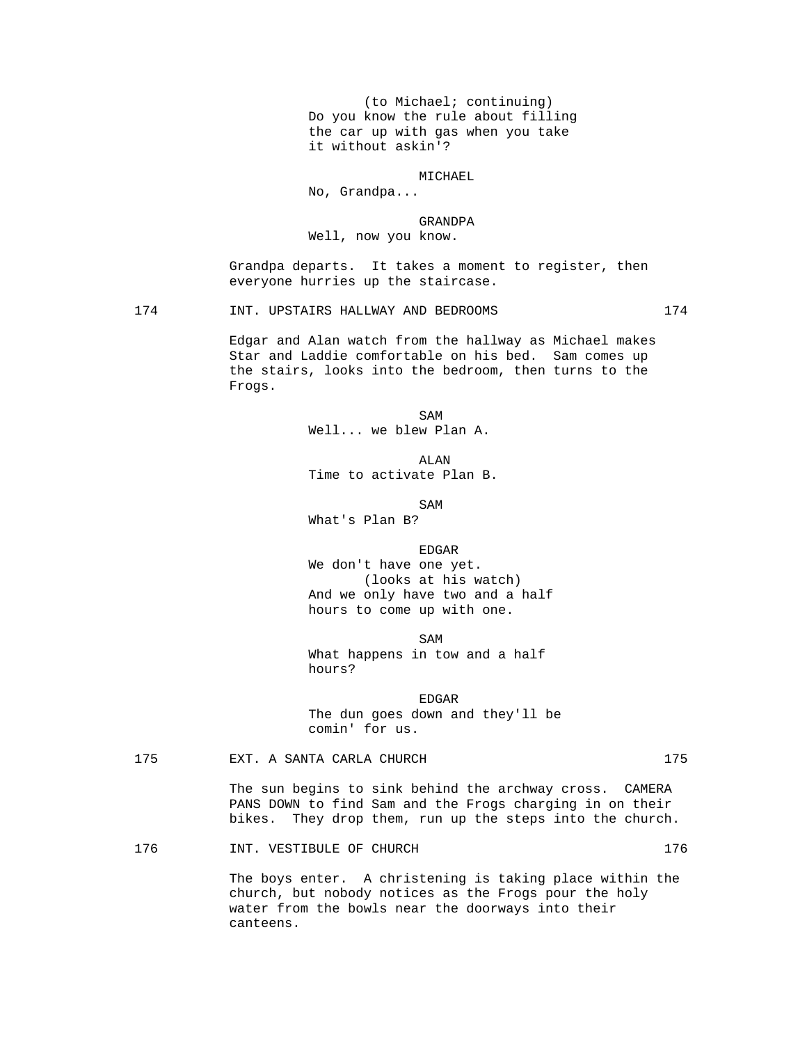(to Michael; continuing)
Do you know the rule about filling the car up with gas when you take it without askin'?

MICHAEL
No, Grandpa...

GRANDPA
Well, now you know.

Grandpa departs. It takes a moment to register, then everyone hurries up the staircase.

174 INT. UPSTAIRS HALLWAY AND BEDROOMS 174

Edgar and Alan watch from the hallway as Michael makes Star and Laddie comfortable on his bed. Sam comes up the stairs, looks into the bedroom, then turns to the Frogs.

SAM
Well... we blew Plan A.

ALAN
Time to activate Plan B.

SAM
What's Plan B?

EDGAR
We don't have one yet.
(looks at his watch)
And we only have two and a half hours to come up with one.

SAM
What happens in tow and a half hours?

EDGAR
The dun goes down and they'll be comin' for us.

175 EXT. A SANTA CARLA CHURCH 175

The sun begins to sink behind the archway cross. CAMERA PANS DOWN to find Sam and the Frogs charging in on their bikes. They drop them, run up the steps into the church.

176 INT. VESTIBULE OF CHURCH 176

The boys enter. A christening is taking place within the church, but nobody notices as the Frogs pour the holy water from the bowls near the doorways into their canteens.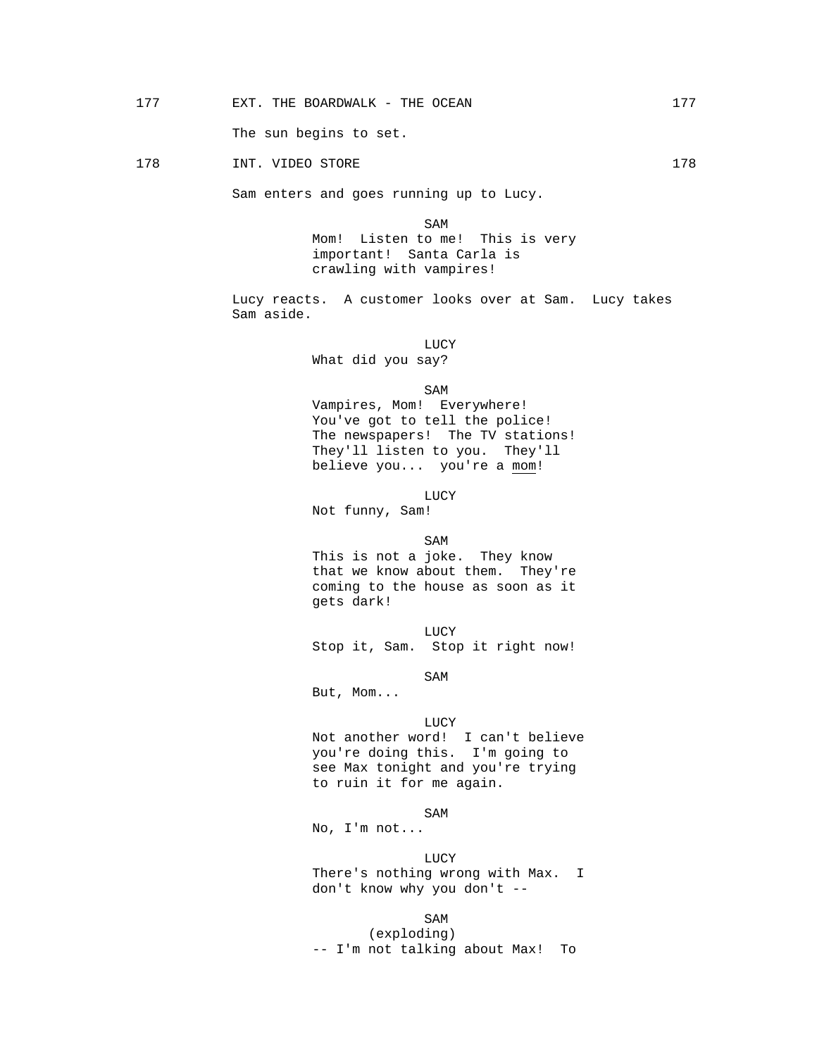177 EXT. THE BOARDWALK - THE OCEAN 177

The sun begins to set.

178 INT. VIDEO STORE 178

Sam enters and goes running up to Lucy.

SAM
Mom! Listen to me! This is very important! Santa Carla is crawling with vampires!

Lucy reacts. A customer looks over at Sam. Lucy takes Sam aside.

LUCY
What did you say?

SAM
Vampires, Mom! Everywhere! You've got to tell the police! The newspapers! The TV stations! They'll listen to you. They'll believe you... you're a <u>mom</u>!

LUCY
Not funny, Sam!

SAM
This is not a joke. They know that we know about them. They're coming to the house as soon as it gets dark!

LUCY
Stop it, Sam. Stop it right now!

SAM
But, Mom...

LUCY
Not another word! I can't believe you're doing this. I'm going to see Max tonight and you're trying to ruin it for me again.

SAM
No, I'm not...

LUCY
There's nothing wrong with Max. I don't know why you don't --

SAM
(exploding)
-- I'm not talking about Max! To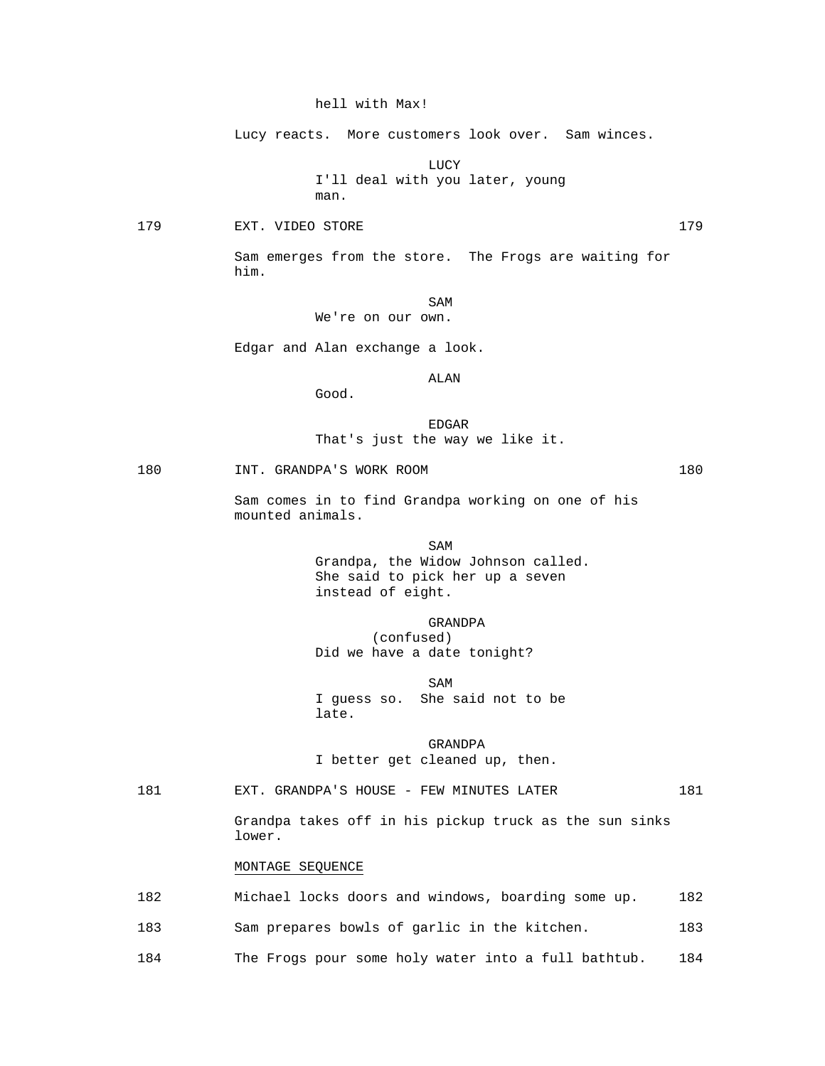hell with Max!

Lucy reacts. More customers look over. Sam winces.

LUCY
I'll deal with you later, young man.

179 EXT. VIDEO STORE 179

Sam emerges from the store. The Frogs are waiting for him.

SAM
We're on our own.

Edgar and Alan exchange a look.

ALAN
Good.

EDGAR
That's just the way we like it.

180 INT. GRANDPA'S WORK ROOM 180

Sam comes in to find Grandpa working on one of his mounted animals.

SAM
Grandpa, the Widow Johnson called. She said to pick her up a seven instead of eight.

GRANDPA
(confused)
Did we have a date tonight?

SAM
I guess so. She said not to be late.

GRANDPA
I better get cleaned up, then.

181 EXT. GRANDPA'S HOUSE - FEW MINUTES LATER 181

Grandpa takes off in his pickup truck as the sun sinks lower.

<u>MONTAGE SEQUENCE</u>

182 Michael locks doors and windows, boarding some up. 182

183 Sam prepares bowls of garlic in the kitchen. 183

184 The Frogs pour some holy water into a full bathtub. 184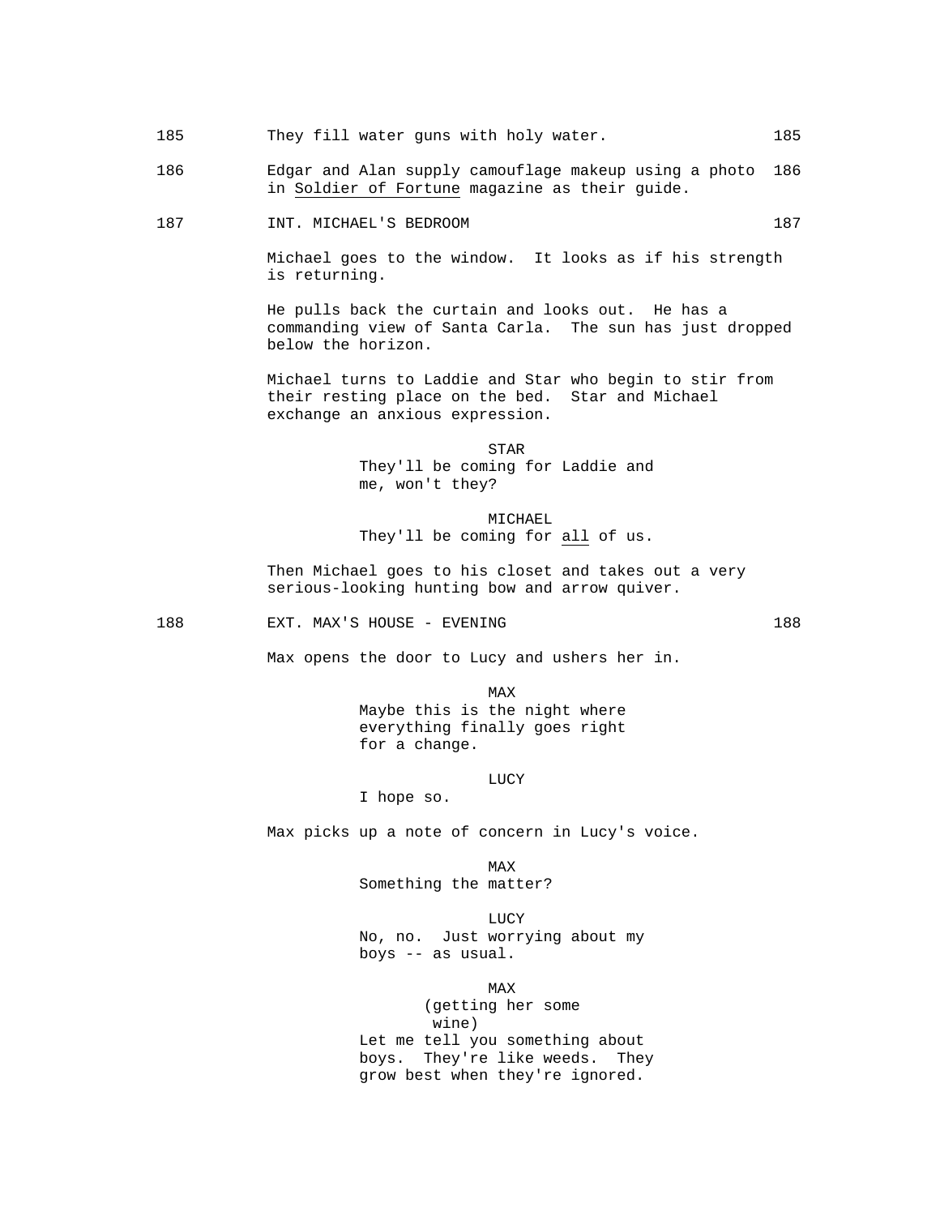185 They fill water guns with holy water. 185

186 Edgar and Alan supply camouflage makeup using a photo in Soldier of Fortune magazine as their guide. 186

187 INT. MICHAEL'S BEDROOM 187

Michael goes to the window. It looks as if his strength is returning.

He pulls back the curtain and looks out. He has a commanding view of Santa Carla. The sun has just dropped below the horizon.

Michael turns to Laddie and Star who begin to stir from their resting place on the bed. Star and Michael exchange an anxious expression.

STAR
They'll be coming for Laddie and me, won't they?

MICHAEL
They'll be coming for all of us.

Then Michael goes to his closet and takes out a very serious-looking hunting bow and arrow quiver.

188 EXT. MAX'S HOUSE - EVENING 188

Max opens the door to Lucy and ushers her in.

MAX
Maybe this is the night where everything finally goes right for a change.

LUCY
I hope so.

Max picks up a note of concern in Lucy's voice.

MAX
Something the matter?

LUCY
No, no. Just worrying about my boys -- as usual.

MAX
(getting her some wine)
Let me tell you something about boys. They're like weeds. They grow best when they're ignored.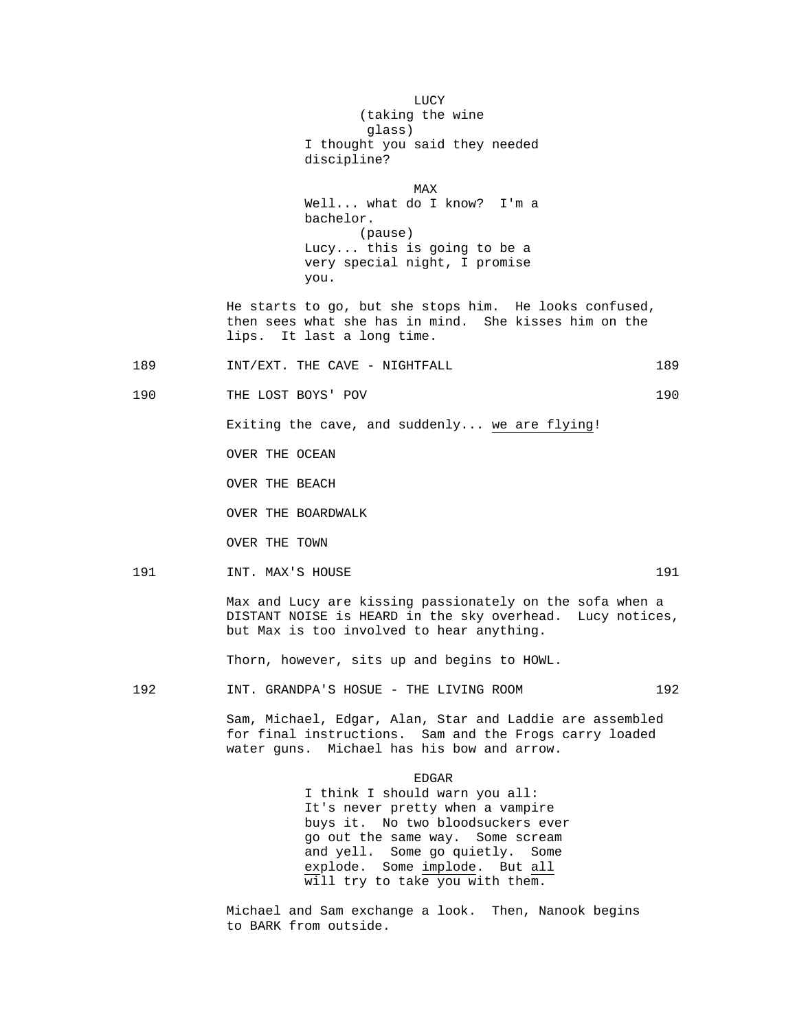LUCY
(taking the wine glass)
I thought you said they needed discipline?

MAX
Well... what do I know? I'm a bachelor.
(pause)
Lucy... this is going to be a very special night, I promise you.

He starts to go, but she stops him. He looks confused, then sees what she has in mind. She kisses him on the lips. It last a long time.

189 INT/EXT. THE CAVE - NIGHTFALL 189

190 THE LOST BOYS' POV 190

Exiting the cave, and suddenly... <u>we are flying</u>!

OVER THE OCEAN

OVER THE BEACH

OVER THE BOARDWALK

OVER THE TOWN

191 INT. MAX'S HOUSE 191

Max and Lucy are kissing passionately on the sofa when a DISTANT NOISE is HEARD in the sky overhead. Lucy notices, but Max is too involved to hear anything.

Thorn, however, sits up and begins to HOWL.

192 INT. GRANDPA'S HOSUE - THE LIVING ROOM 192

Sam, Michael, Edgar, Alan, Star and Laddie are assembled for final instructions. Sam and the Frogs carry loaded water guns. Michael has his bow and arrow.

EDGAR
I think I should warn you all: It's never pretty when a vampire buys it. No two bloodsuckers ever go out the same way. Some scream and yell. Some go quietly. Some <u>explode</u>. Some <u>implode</u>. But <u>all</u> will try to take you with them.

Michael and Sam exchange a look. Then, Nanook begins to BARK from outside.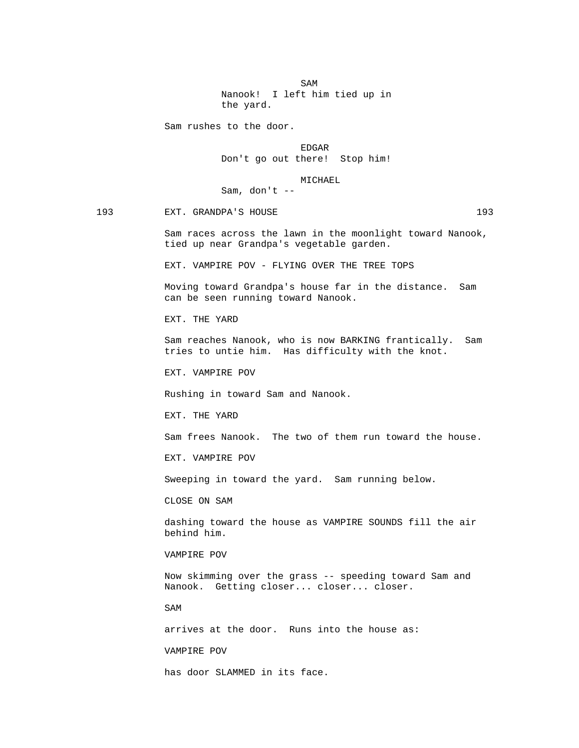SAM
Nanook! I left him tied up in the yard.

Sam rushes to the door.

EDGAR
Don't go out there! Stop him!

MICHAEL
Sam, don't --

193 EXT. GRANDPA'S HOUSE 193

Sam races across the lawn in the moonlight toward Nanook, tied up near Grandpa's vegetable garden.

EXT. VAMPIRE POV - FLYING OVER THE TREE TOPS

Moving toward Grandpa's house far in the distance. Sam can be seen running toward Nanook.

EXT. THE YARD

Sam reaches Nanook, who is now BARKING frantically. Sam tries to untie him. Has difficulty with the knot.

EXT. VAMPIRE POV

Rushing in toward Sam and Nanook.

EXT. THE YARD

Sam frees Nanook. The two of them run toward the house.

EXT. VAMPIRE POV

Sweeping in toward the yard. Sam running below.

CLOSE ON SAM

dashing toward the house as VAMPIRE SOUNDS fill the air behind him.

VAMPIRE POV

Now skimming over the grass -- speeding toward Sam and Nanook. Getting closer... closer... closer.

SAM

arrives at the door. Runs into the house as:

VAMPIRE POV

has door SLAMMED in its face.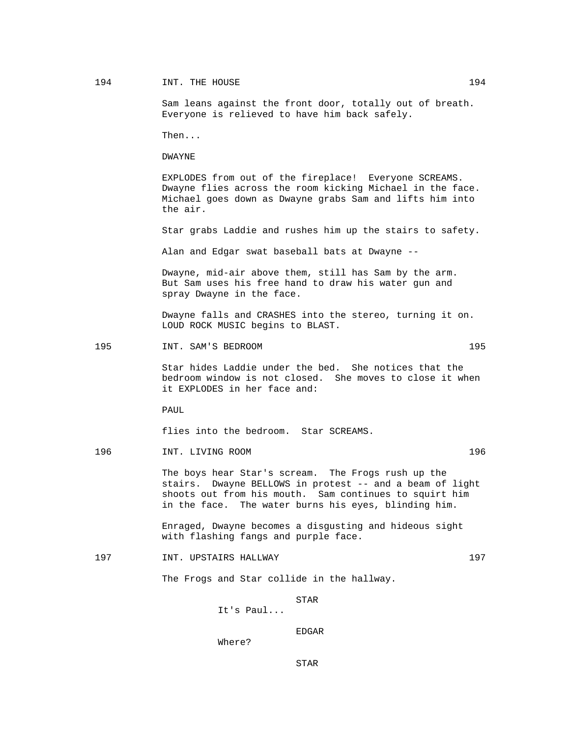194 INT. THE HOUSE 194

Sam leans against the front door, totally out of breath. Everyone is relieved to have him back safely.

Then...

DWAYNE

EXPLODES from out of the fireplace! Everyone SCREAMS. Dwayne flies across the room kicking Michael in the face. Michael goes down as Dwayne grabs Sam and lifts him into the air.

Star grabs Laddie and rushes him up the stairs to safety.

Alan and Edgar swat baseball bats at Dwayne --

Dwayne, mid-air above them, still has Sam by the arm. But Sam uses his free hand to draw his water gun and spray Dwayne in the face.

Dwayne falls and CRASHES into the stereo, turning it on. LOUD ROCK MUSIC begins to BLAST.

195 INT. SAM'S BEDROOM 195

Star hides Laddie under the bed. She notices that the bedroom window is not closed. She moves to close it when it EXPLODES in her face and:

PAUL

flies into the bedroom. Star SCREAMS.

196 INT. LIVING ROOM 196

The boys hear Star's scream. The Frogs rush up the stairs. Dwayne BELLOWS in protest -- and a beam of light shoots out from his mouth. Sam continues to squirt him in the face. The water burns his eyes, blinding him.

Enraged, Dwayne becomes a disgusting and hideous sight with flashing fangs and purple face.

197 INT. UPSTAIRS HALLWAY 197

The Frogs and Star collide in the hallway.

STAR
It's Paul...

EDGAR
Where?

STAR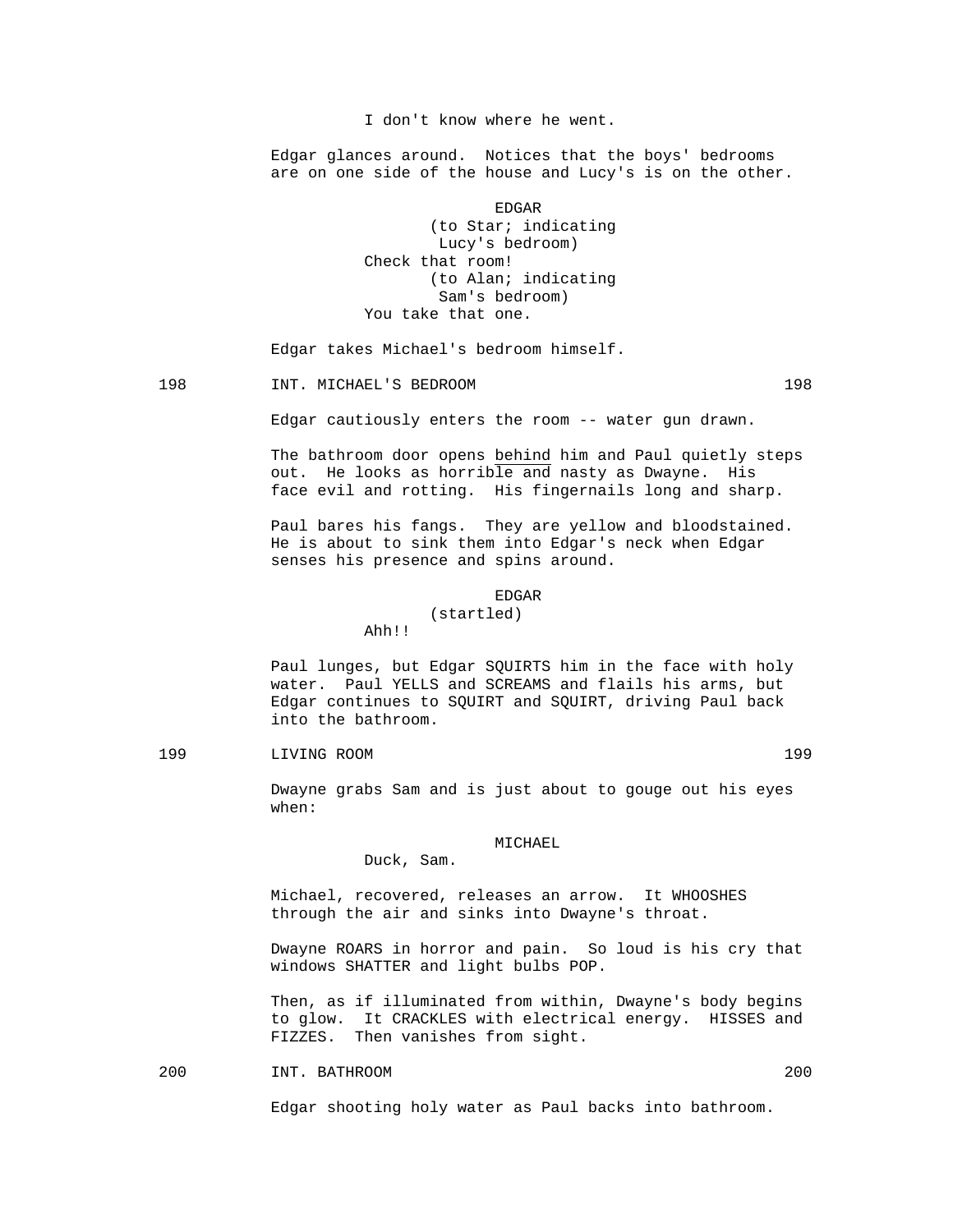I don't know where he went.

Edgar glances around. Notices that the boys' bedrooms are on one side of the house and Lucy's is on the other.

EDGAR
(to Star; indicating Lucy's bedroom)
Check that room!
(to Alan; indicating Sam's bedroom)
You take that one.

Edgar takes Michael's bedroom himself.

198 INT. MICHAEL'S BEDROOM 198

Edgar cautiously enters the room -- water gun drawn.

The bathroom door opens <u>behind</u> him and Paul quietly steps out. He looks as horrible and nasty as Dwayne. His face evil and rotting. His fingernails long and sharp.

Paul bares his fangs. They are yellow and bloodstained. He is about to sink them into Edgar's neck when Edgar senses his presence and spins around.

EDGAR
(startled)
Ahh!!

Paul lunges, but Edgar SQUIRTS him in the face with holy water. Paul YELLS and SCREAMS and flails his arms, but Edgar continues to SQUIRT and SQUIRT, driving Paul back into the bathroom.

199 LIVING ROOM 199

Dwayne grabs Sam and is just about to gouge out his eyes when:

MICHAEL
Duck, Sam.

Michael, recovered, releases an arrow. It WHOOSHES through the air and sinks into Dwayne's throat.

Dwayne ROARS in horror and pain. So loud is his cry that windows SHATTER and light bulbs POP.

Then, as if illuminated from within, Dwayne's body begins to glow. It CRACKLES with electrical energy. HISSES and FIZZES. Then vanishes from sight.

200 INT. BATHROOM 200

Edgar shooting holy water as Paul backs into bathroom.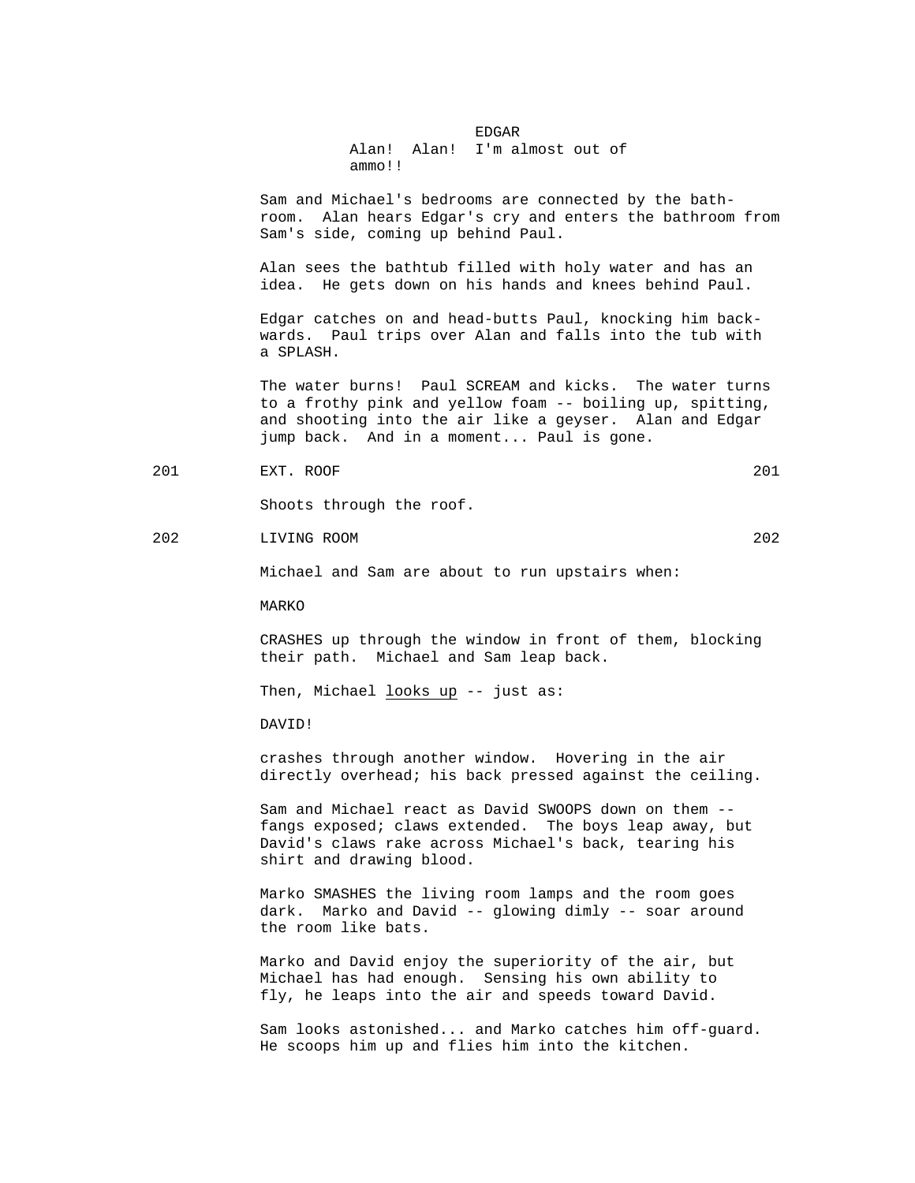EDGAR

Alan! Alan! I'm almost out of ammo!!

Sam and Michael's bedrooms are connected by the bathroom. Alan hears Edgar's cry and enters the bathroom from Sam's side, coming up behind Paul.

Alan sees the bathtub filled with holy water and has an idea. He gets down on his hands and knees behind Paul.

Edgar catches on and head-butts Paul, knocking him backwards. Paul trips over Alan and falls into the tub with a SPLASH.

The water burns! Paul SCREAM and kicks. The water turns to a frothy pink and yellow foam -- boiling up, spitting, and shooting into the air like a geyser. Alan and Edgar jump back. And in a moment... Paul is gone.

201 EXT. ROOF 201

Shoots through the roof.

202 LIVING ROOM 202

Michael and Sam are about to run upstairs when:

MARKO

CRASHES up through the window in front of them, blocking their path. Michael and Sam leap back.

Then, Michael looks up -- just as:

DAVID!

crashes through another window. Hovering in the air directly overhead; his back pressed against the ceiling.

Sam and Michael react as David SWOOPS down on them -- fangs exposed; claws extended. The boys leap away, but David's claws rake across Michael's back, tearing his shirt and drawing blood.

Marko SMASHES the living room lamps and the room goes dark. Marko and David -- glowing dimly -- soar around the room like bats.

Marko and David enjoy the superiority of the air, but Michael has had enough. Sensing his own ability to fly, he leaps into the air and speeds toward David.

Sam looks astonished... and Marko catches him off-guard. He scoops him up and flies him into the kitchen.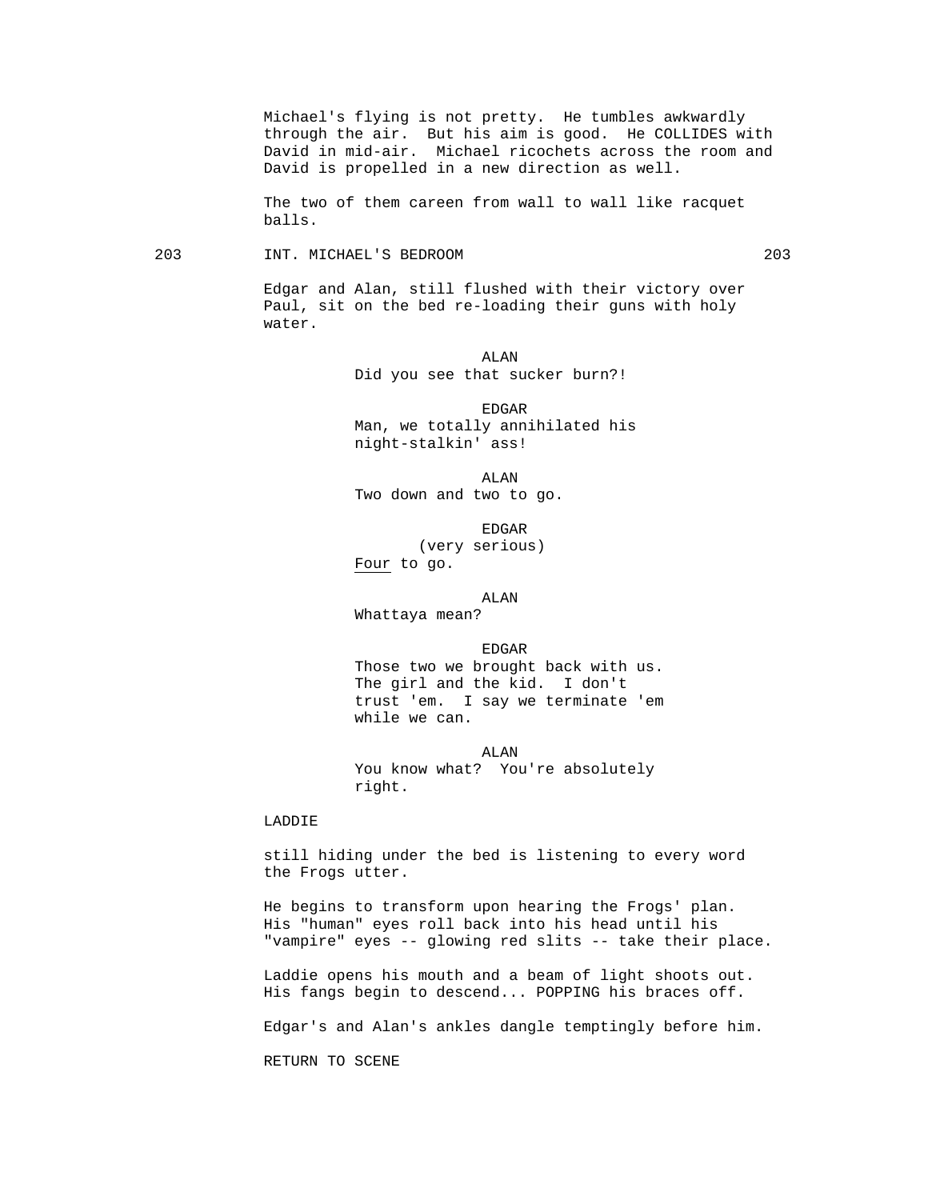Michael's flying is not pretty. He tumbles awkwardly through the air. But his aim is good. He COLLIDES with David in mid-air. Michael ricochets across the room and David is propelled in a new direction as well.

The two of them careen from wall to wall like racquet balls.

203 INT. MICHAEL'S BEDROOM 203

Edgar and Alan, still flushed with their victory over Paul, sit on the bed re-loading their guns with holy water.

ALAN

Did you see that sucker burn?!

EDGAR

Man, we totally annihilated his night-stalkin' ass!

ALAN

Two down and two to go.

EDGAR

(very serious)

Four to go.

ALAN

Whattaya mean?

EDGAR

Those two we brought back with us. The girl and the kid. I don't trust 'em. I say we terminate 'em while we can.

ALAN

You know what? You're absolutely right.

LADDIE

still hiding under the bed is listening to every word the Frogs utter.

He begins to transform upon hearing the Frogs' plan. His "human" eyes roll back into his head until his "vampire" eyes -- glowing red slits -- take their place.

Laddie opens his mouth and a beam of light shoots out. His fangs begin to descend... POPPING his braces off.

Edgar's and Alan's ankles dangle temptingly before him.

RETURN TO SCENE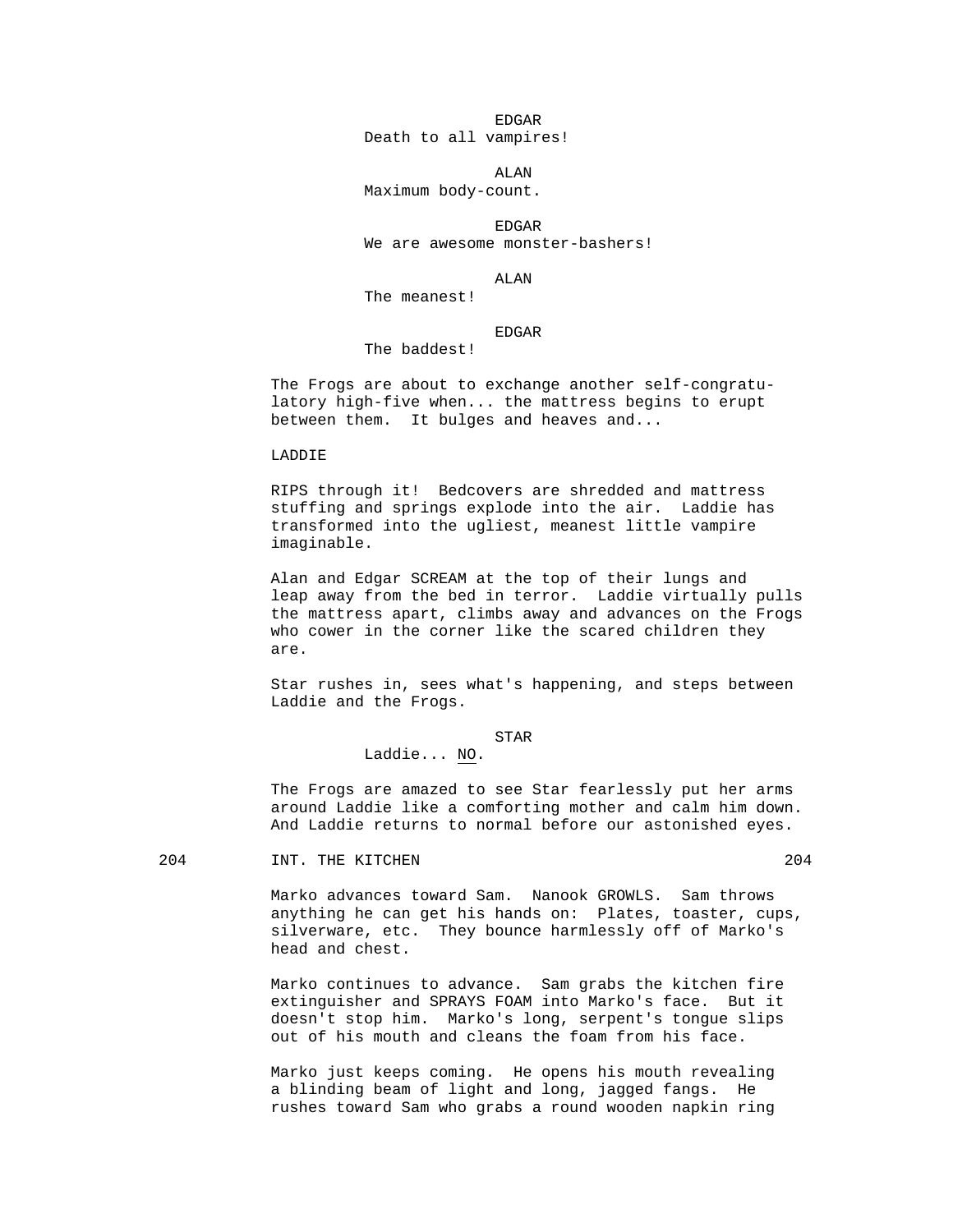EDGAR
Death to all vampires!

ALAN
Maximum body-count.

EDGAR
We are awesome monster-bashers!

ALAN
The meanest!

EDGAR
The baddest!

The Frogs are about to exchange another self-congratulatory high-five when... the mattress begins to erupt between them. It bulges and heaves and...

LADDIE

RIPS through it! Bedcovers are shredded and mattress stuffing and springs explode into the air. Laddie has transformed into the ugliest, meanest little vampire imaginable.

Alan and Edgar SCREAM at the top of their lungs and leap away from the bed in terror. Laddie virtually pulls the mattress apart, climbs away and advances on the Frogs who cower in the corner like the scared children they are.

Star rushes in, sees what's happening, and steps between Laddie and the Frogs.

STAR
Laddie... NO.

The Frogs are amazed to see Star fearlessly put her arms around Laddie like a comforting mother and calm him down. And Laddie returns to normal before our astonished eyes.

204 INT. THE KITCHEN 204

Marko advances toward Sam. Nanook GROWLS. Sam throws anything he can get his hands on: Plates, toaster, cups, silverware, etc. They bounce harmlessly off of Marko's head and chest.

Marko continues to advance. Sam grabs the kitchen fire extinguisher and SPRAYS FOAM into Marko's face. But it doesn't stop him. Marko's long, serpent's tongue slips out of his mouth and cleans the foam from his face.

Marko just keeps coming. He opens his mouth revealing a blinding beam of light and long, jagged fangs. He rushes toward Sam who grabs a round wooden napkin ring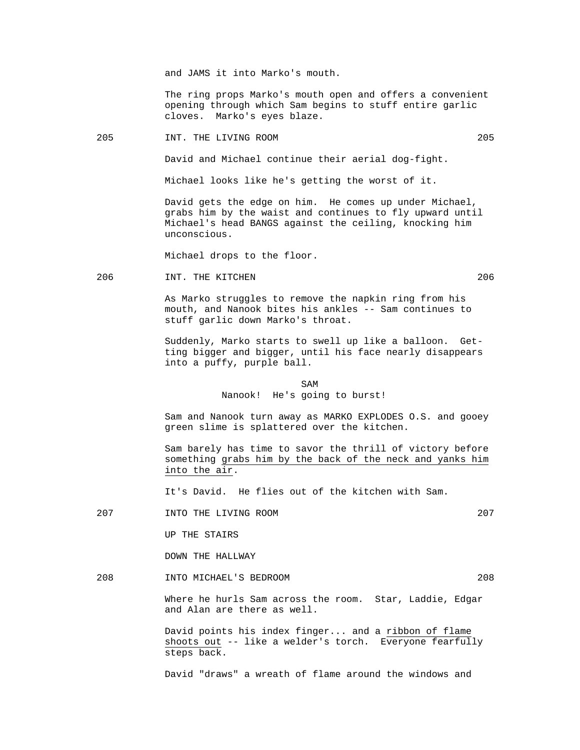and JAMS it into Marko's mouth.

The ring props Marko's mouth open and offers a convenient opening through which Sam begins to stuff entire garlic cloves. Marko's eyes blaze.

205 INT. THE LIVING ROOM 205

David and Michael continue their aerial dog-fight.

Michael looks like he's getting the worst of it.

David gets the edge on him. He comes up under Michael, grabs him by the waist and continues to fly upward until Michael's head BANGS against the ceiling, knocking him unconscious.

Michael drops to the floor.

206 INT. THE KITCHEN 206

As Marko struggles to remove the napkin ring from his mouth, and Nanook bites his ankles -- Sam continues to stuff garlic down Marko's throat.

Suddenly, Marko starts to swell up like a balloon. Getting bigger and bigger, until his face nearly disappears into a puffy, purple ball.

SAM
Nanook! He's going to burst!

Sam and Nanook turn away as MARKO EXPLODES O.S. and gooey green slime is splattered over the kitchen.

Sam barely has time to savor the thrill of victory before something <u>grabs him by the back of the neck and yanks him into the air</u>.

It's David. He flies out of the kitchen with Sam.

207 INTO THE LIVING ROOM 207

UP THE STAIRS

DOWN THE HALLWAY

208 INTO MICHAEL'S BEDROOM 208

Where he hurls Sam across the room. Star, Laddie, Edgar and Alan are there as well.

David points his index finger... and a <u>ribbon of flame shoots out</u> -- like a welder's torch. Everyone fearfully steps back.

David "draws" a wreath of flame around the windows and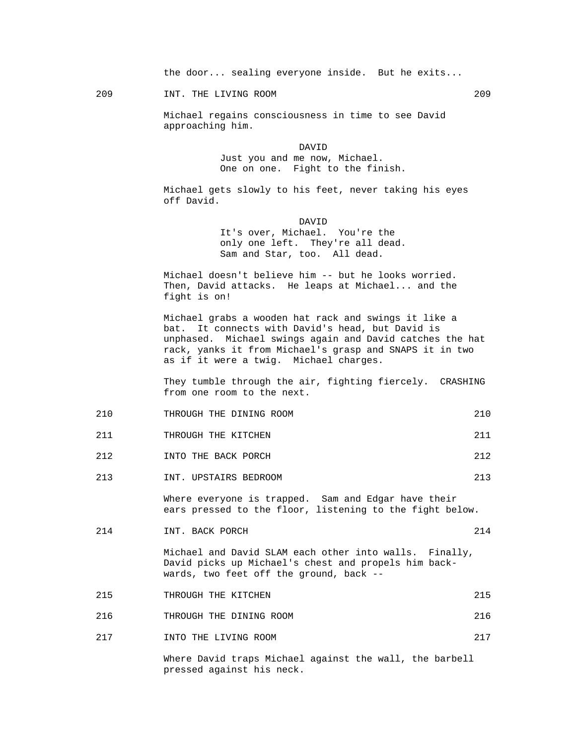the door... sealing everyone inside. But he exits...

209 INT. THE LIVING ROOM 209

Michael regains consciousness in time to see David approaching him.

DAVID
Just you and me now, Michael. One on one. Fight to the finish.

Michael gets slowly to his feet, never taking his eyes off David.

DAVID
It's over, Michael. You're the only one left. They're all dead. Sam and Star, too. All dead.

Michael doesn't believe him -- but he looks worried. Then, David attacks. He leaps at Michael... and the fight is on!

Michael grabs a wooden hat rack and swings it like a bat. It connects with David's head, but David is unphased. Michael swings again and David catches the hat rack, yanks it from Michael's grasp and SNAPS it in two as if it were a twig. Michael charges.

They tumble through the air, fighting fiercely. CRASHING from one room to the next.

210 THROUGH THE DINING ROOM 210

211 THROUGH THE KITCHEN 211

212 INTO THE BACK PORCH 212

213 INT. UPSTAIRS BEDROOM 213

Where everyone is trapped. Sam and Edgar have their ears pressed to the floor, listening to the fight below.

214 INT. BACK PORCH 214

Michael and David SLAM each other into walls. Finally, David picks up Michael's chest and propels him back-wards, two feet off the ground, back --

215 THROUGH THE KITCHEN 215

216 THROUGH THE DINING ROOM 216

217 INTO THE LIVING ROOM 217

Where David traps Michael against the wall, the barbell pressed against his neck.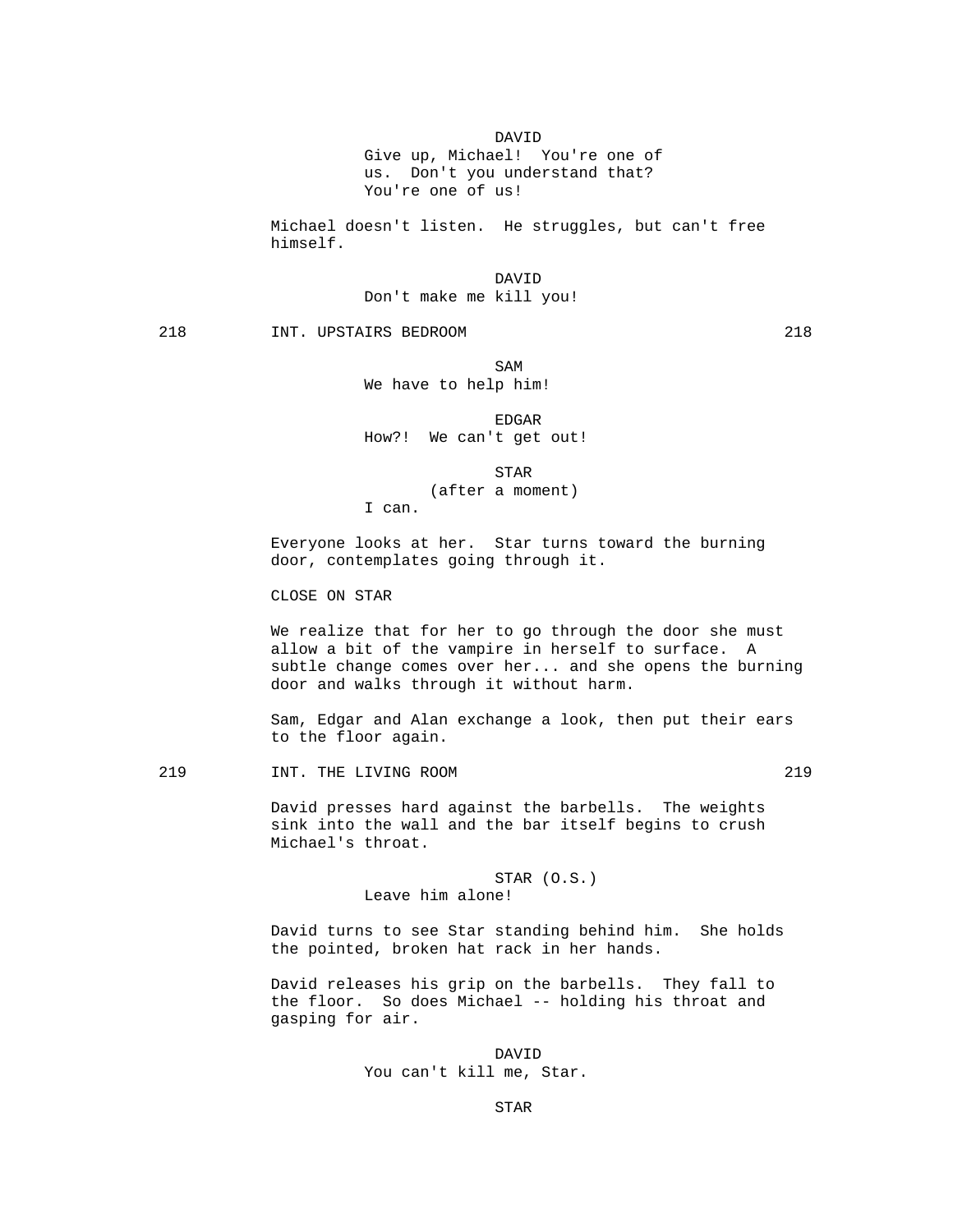DAVID
Give up, Michael! You're one of us. Don't you understand that? You're one of us!

Michael doesn't listen. He struggles, but can't free himself.

DAVID
Don't make me kill you!

218 INT. UPSTAIRS BEDROOM 218

SAM
We have to help him!

EDGAR
How?! We can't get out!

STAR
(after a moment)
I can.

Everyone looks at her. Star turns toward the burning door, contemplates going through it.

CLOSE ON STAR

We realize that for her to go through the door she must allow a bit of the vampire in herself to surface. A subtle change comes over her... and she opens the burning door and walks through it without harm.

Sam, Edgar and Alan exchange a look, then put their ears to the floor again.

219 INT. THE LIVING ROOM 219

David presses hard against the barbells. The weights sink into the wall and the bar itself begins to crush Michael's throat.

STAR (O.S.)
Leave him alone!

David turns to see Star standing behind him. She holds the pointed, broken hat rack in her hands.

David releases his grip on the barbells. They fall to the floor. So does Michael -- holding his throat and gasping for air.

DAVID
You can't kill me, Star.

STAR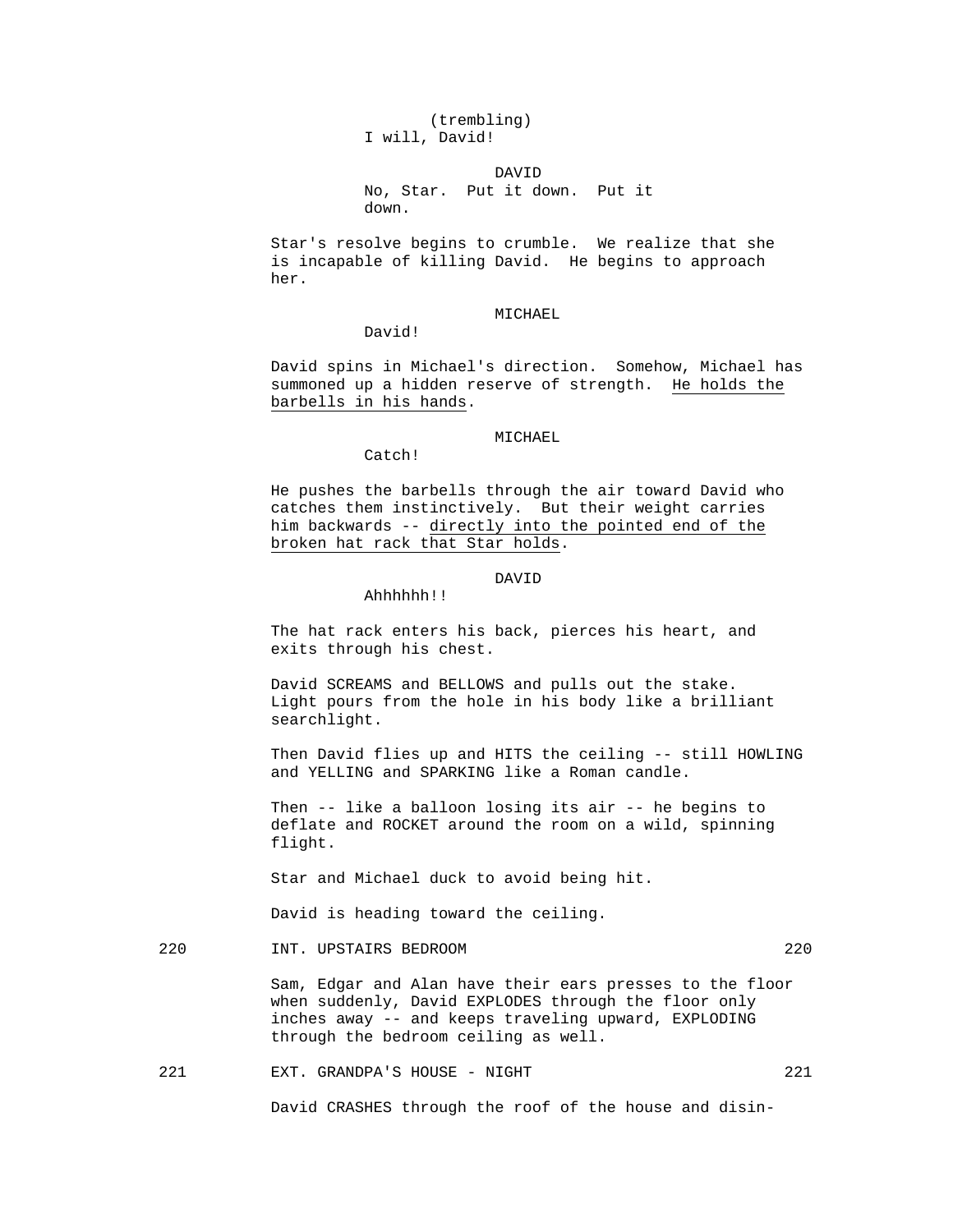(trembling)
I will, David!

DAVID
No, Star. Put it down. Put it down.

Star's resolve begins to crumble. We realize that she is incapable of killing David. He begins to approach her.

MICHAEL
David!

David spins in Michael's direction. Somehow, Michael has summoned up a hidden reserve of strength. <u>He holds the barbells in his hands</u>.

MICHAEL
Catch!

He pushes the barbells through the air toward David who catches them instinctively. But their weight carries him backwards -- <u>directly into the pointed end of the broken hat rack that Star holds</u>.

DAVID
Ahhhhhh!!

The hat rack enters his back, pierces his heart, and exits through his chest.

David SCREAMS and BELLOWS and pulls out the stake. Light pours from the hole in his body like a brilliant searchlight.

Then David flies up and HITS the ceiling -- still HOWLING and YELLING and SPARKING like a Roman candle.

Then -- like a balloon losing its air -- he begins to deflate and ROCKET around the room on a wild, spinning flight.

Star and Michael duck to avoid being hit.

David is heading toward the ceiling.

220 INT. UPSTAIRS BEDROOM 220

Sam, Edgar and Alan have their ears presses to the floor when suddenly, David EXPLODES through the floor only inches away -- and keeps traveling upward, EXPLODING through the bedroom ceiling as well.

221 EXT. GRANDPA'S HOUSE - NIGHT 221

David CRASHES through the roof of the house and disin-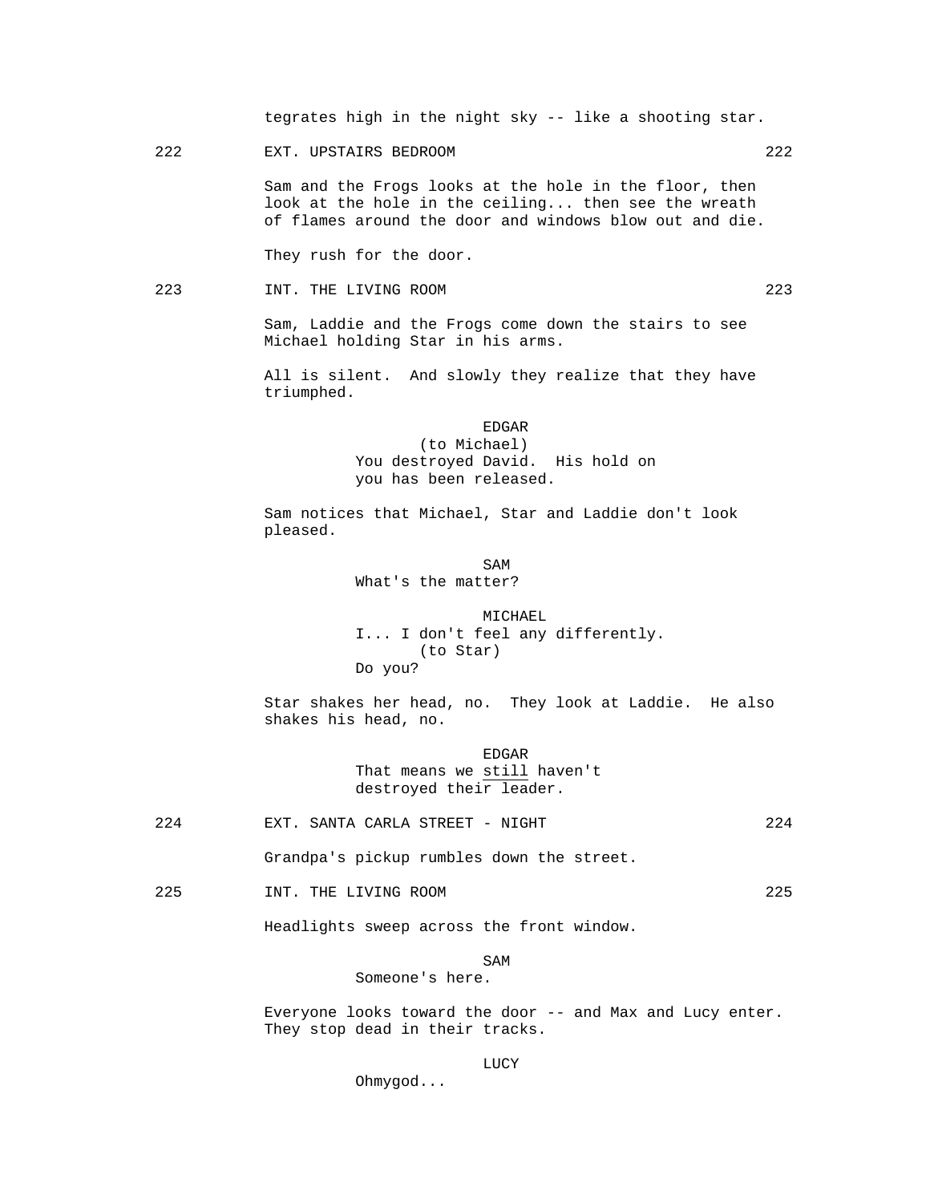tegrates high in the night sky -- like a shooting star.

222 EXT. UPSTAIRS BEDROOM 222

Sam and the Frogs looks at the hole in the floor, then look at the hole in the ceiling... then see the wreath of flames around the door and windows blow out and die.

They rush for the door.

223 INT. THE LIVING ROOM 223

Sam, Laddie and the Frogs come down the stairs to see Michael holding Star in his arms.

All is silent. And slowly they realize that they have triumphed.

EDGAR
(to Michael)
You destroyed David. His hold on you has been released.

Sam notices that Michael, Star and Laddie don't look pleased.

SAM
What's the matter?

MICHAEL
I... I don't feel any differently.
(to Star)
Do you?

Star shakes her head, no. They look at Laddie. He also shakes his head, no.

EDGAR
That means we <u>still</u> haven't destroyed their leader.

224 EXT. SANTA CARLA STREET - NIGHT 224

Grandpa's pickup rumbles down the street.

225 INT. THE LIVING ROOM 225

Headlights sweep across the front window.

SAM
Someone's here.

Everyone looks toward the door -- and Max and Lucy enter. They stop dead in their tracks.

LUCY
Ohmygod...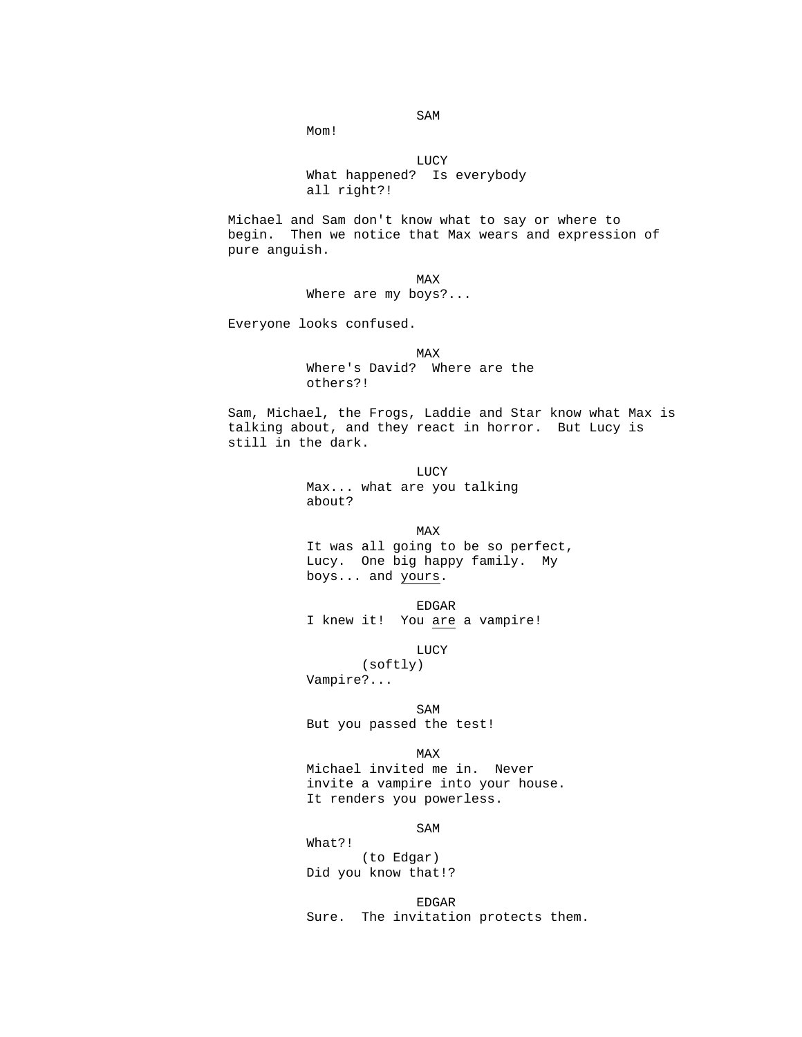SAM

Mom!

LUCY

What happened? Is everybody all right?!

Michael and Sam don't know what to say or where to begin. Then we notice that Max wears and expression of pure anguish.

MAX

Where are my boys?...

Everyone looks confused.

MAX

Where's David? Where are the others?!

Sam, Michael, the Frogs, Laddie and Star know what Max is talking about, and they react in horror. But Lucy is still in the dark.

LUCY

Max... what are you talking about?

MAX

It was all going to be so perfect, Lucy. One big happy family. My boys... and <u>yours</u>.

EDGAR

I knew it! You <u>are</u> a vampire!

LUCY

(softly)

Vampire?...

SAM

But you passed the test!

MAX

Michael invited me in. Never invite a vampire into your house. It renders you powerless.

SAM

What?!

(to Edgar)

Did you know that!?

EDGAR

Sure. The invitation protects them.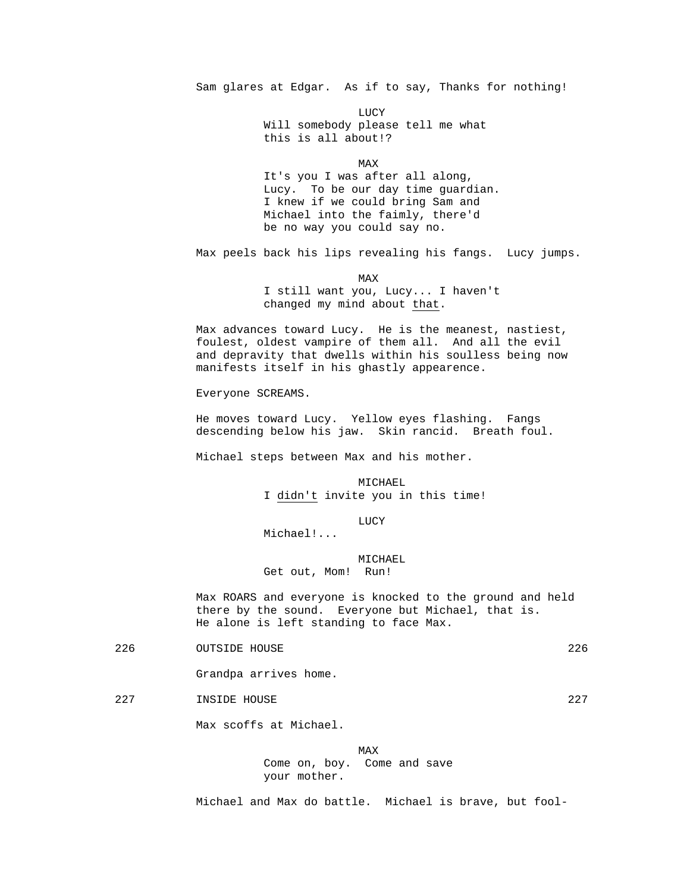Sam glares at Edgar. As if to say, Thanks for nothing!

LUCY
Will somebody please tell me what this is all about!?

MAX
It's you I was after all along, Lucy. To be our day time guardian. I knew if we could bring Sam and Michael into the faimly, there'd be no way you could say no.

Max peels back his lips revealing his fangs. Lucy jumps.

MAX
I still want you, Lucy... I haven't changed my mind about <u>that</u>.

Max advances toward Lucy. He is the meanest, nastiest, foulest, oldest vampire of them all. And all the evil and depravity that dwells within his soulless being now manifests itself in his ghastly appearence.

Everyone SCREAMS.

He moves toward Lucy. Yellow eyes flashing. Fangs descending below his jaw. Skin rancid. Breath foul.

Michael steps between Max and his mother.

MICHAEL
I <u>didn't</u> invite you in this time!

LUCY
Michael!...

MICHAEL
Get out, Mom! Run!

Max ROARS and everyone is knocked to the ground and held there by the sound. Everyone but Michael, that is. He alone is left standing to face Max.

226 OUTSIDE HOUSE 226

Grandpa arrives home.

227 INSIDE HOUSE 227

Max scoffs at Michael.

MAX
Come on, boy. Come and save your mother.

Michael and Max do battle. Michael is brave, but fool-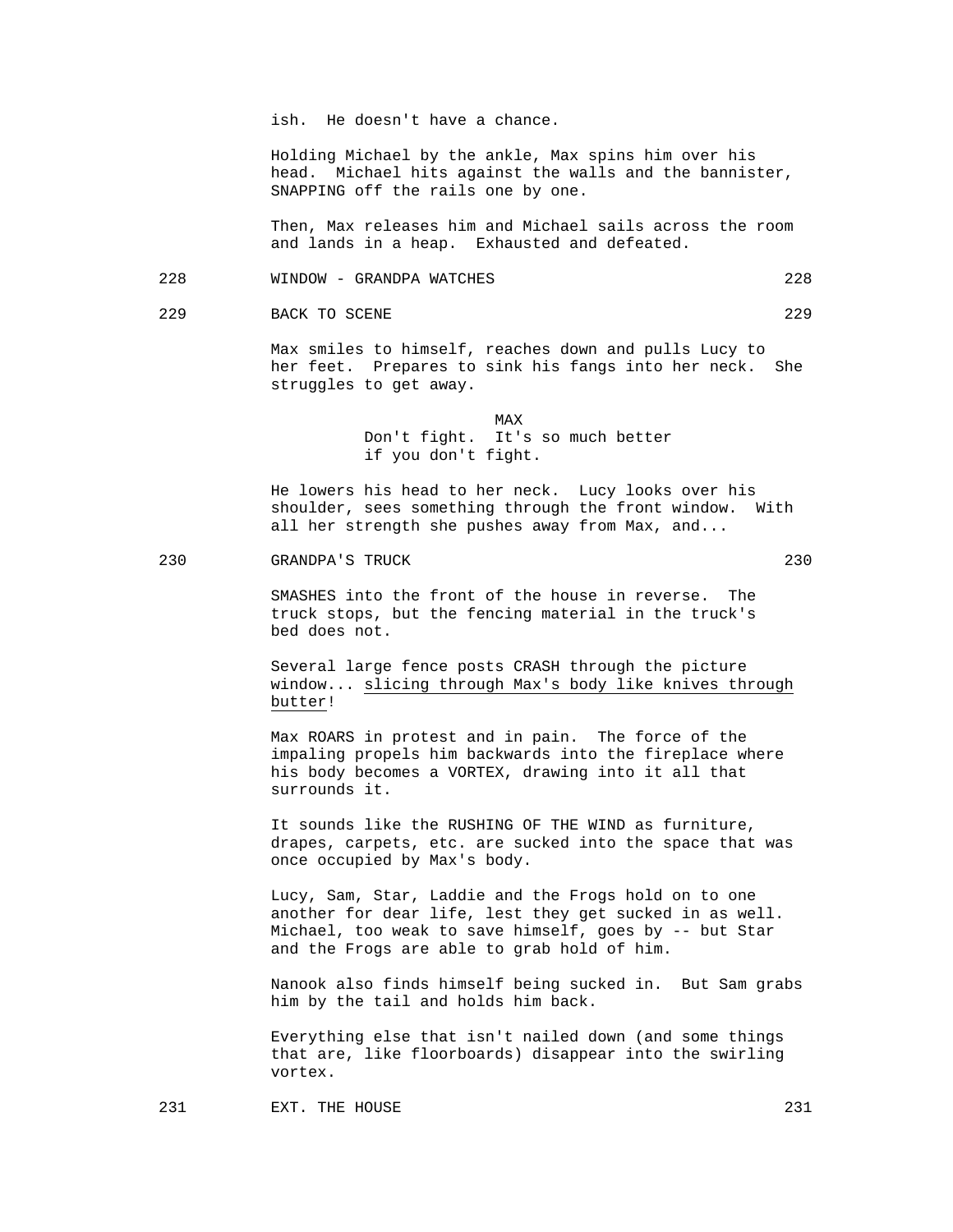ish. He doesn't have a chance.

Holding Michael by the ankle, Max spins him over his head. Michael hits against the walls and the bannister, SNAPPING off the rails one by one.

Then, Max releases him and Michael sails across the room and lands in a heap. Exhausted and defeated.

228 WINDOW - GRANDPA WATCHES 228

229 BACK TO SCENE 229

Max smiles to himself, reaches down and pulls Lucy to her feet. Prepares to sink his fangs into her neck. She struggles to get away.

MAX

Don't fight. It's so much better if you don't fight.

He lowers his head to her neck. Lucy looks over his shoulder, sees something through the front window. With all her strength she pushes away from Max, and...

230 GRANDPA'S TRUCK 230

SMASHES into the front of the house in reverse. The truck stops, but the fencing material in the truck's bed does not.

Several large fence posts CRASH through the picture window... <u>slicing through Max's body like knives through butter</u>!

Max ROARS in protest and in pain. The force of the impaling propels him backwards into the fireplace where his body becomes a VORTEX, drawing into it all that surrounds it.

It sounds like the RUSHING OF THE WIND as furniture, drapes, carpets, etc. are sucked into the space that was once occupied by Max's body.

Lucy, Sam, Star, Laddie and the Frogs hold on to one another for dear life, lest they get sucked in as well. Michael, too weak to save himself, goes by -- but Star and the Frogs are able to grab hold of him.

Nanook also finds himself being sucked in. But Sam grabs him by the tail and holds him back.

Everything else that isn't nailed down (and some things that are, like floorboards) disappear into the swirling vortex.

231 EXT. THE HOUSE 231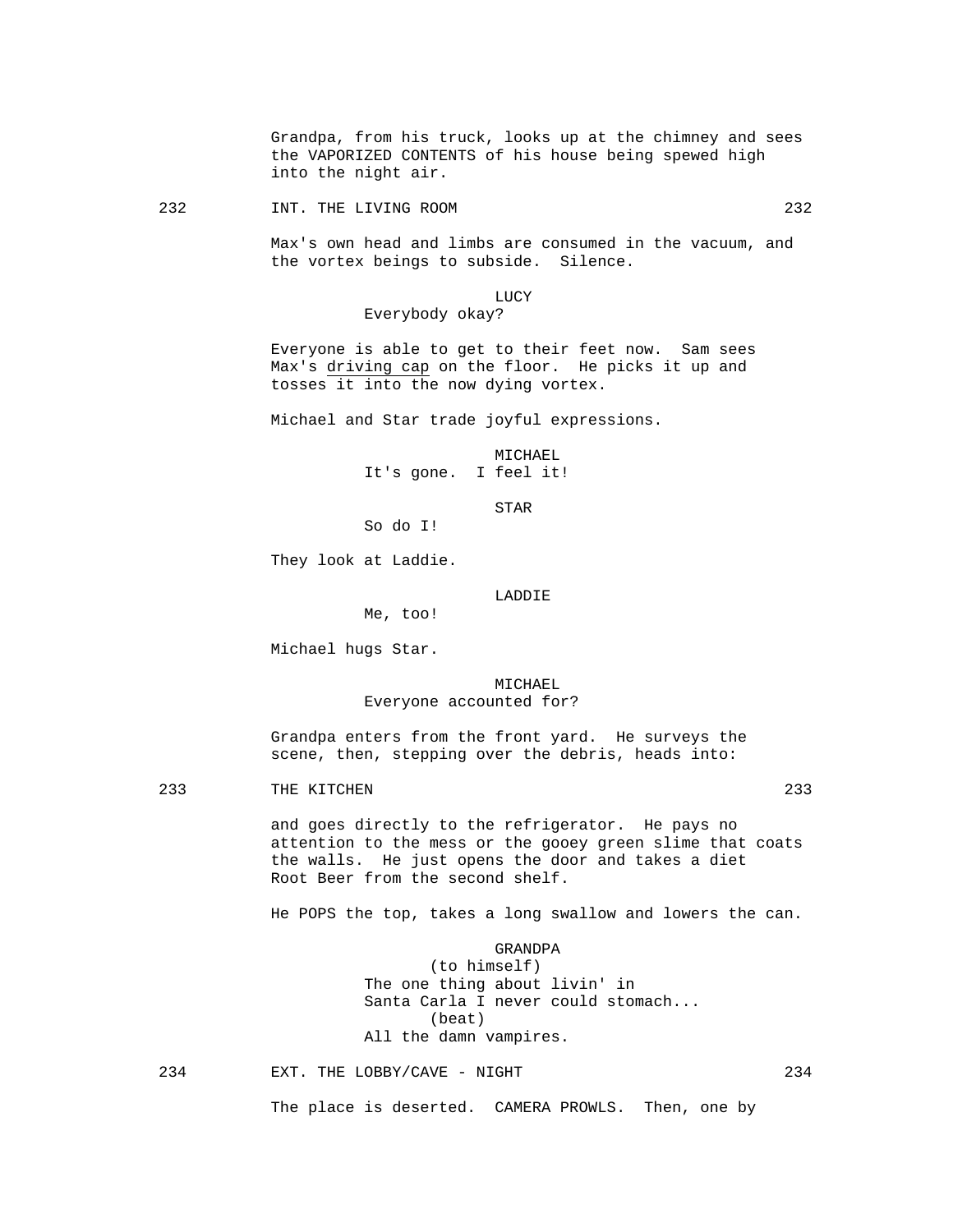Grandpa, from his truck, looks up at the chimney and sees the VAPORIZED CONTENTS of his house being spewed high into the night air.

232 INT. THE LIVING ROOM 232

Max's own head and limbs are consumed in the vacuum, and the vortex beings to subside. Silence.

LUCY
Everybody okay?

Everyone is able to get to their feet now. Sam sees Max's driving cap on the floor. He picks it up and tosses it into the now dying vortex.

Michael and Star trade joyful expressions.

MICHAEL
It's gone. I feel it!

STAR
So do I!

They look at Laddie.

LADDIE
Me, too!

Michael hugs Star.

MICHAEL
Everyone accounted for?

Grandpa enters from the front yard. He surveys the scene, then, stepping over the debris, heads into:

233 THE KITCHEN 233

and goes directly to the refrigerator. He pays no attention to the mess or the gooey green slime that coats the walls. He just opens the door and takes a diet Root Beer from the second shelf.

He POPS the top, takes a long swallow and lowers the can.

GRANDPA
(to himself)
The one thing about livin' in Santa Carla I never could stomach...
(beat)
All the damn vampires.

234 EXT. THE LOBBY/CAVE - NIGHT 234

The place is deserted. CAMERA PROWLS. Then, one by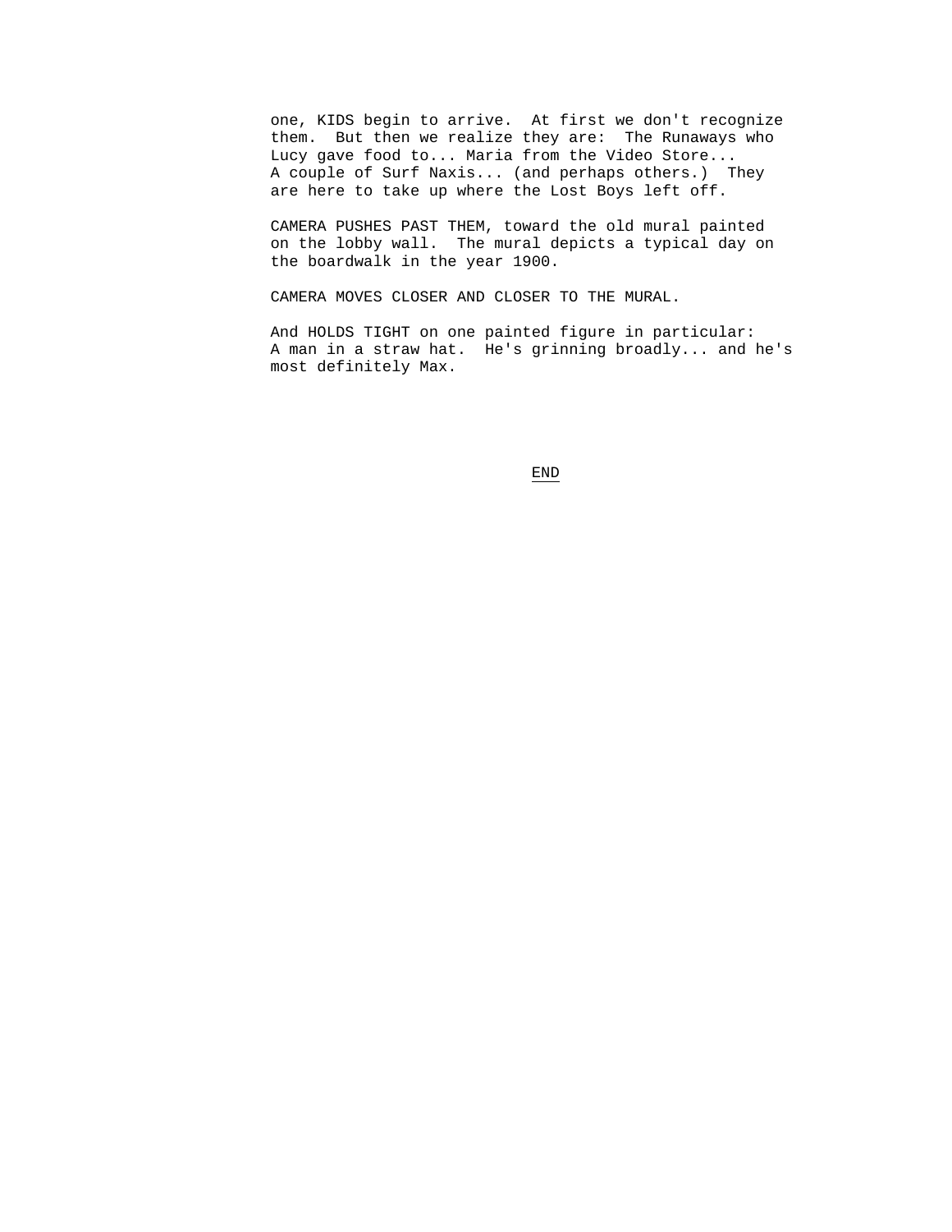one, KIDS begin to arrive. At first we don't recognize them. But then we realize they are: The Runaways who Lucy gave food to... Maria from the Video Store... A couple of Surf Naxis... (and perhaps others.) They are here to take up where the Lost Boys left off.

CAMERA PUSHES PAST THEM, toward the old mural painted on the lobby wall. The mural depicts a typical day on the boardwalk in the year 1900.

CAMERA MOVES CLOSER AND CLOSER TO THE MURAL.

And HOLDS TIGHT on one painted figure in particular: A man in a straw hat. He's grinning broadly... and he's most definitely Max.

END